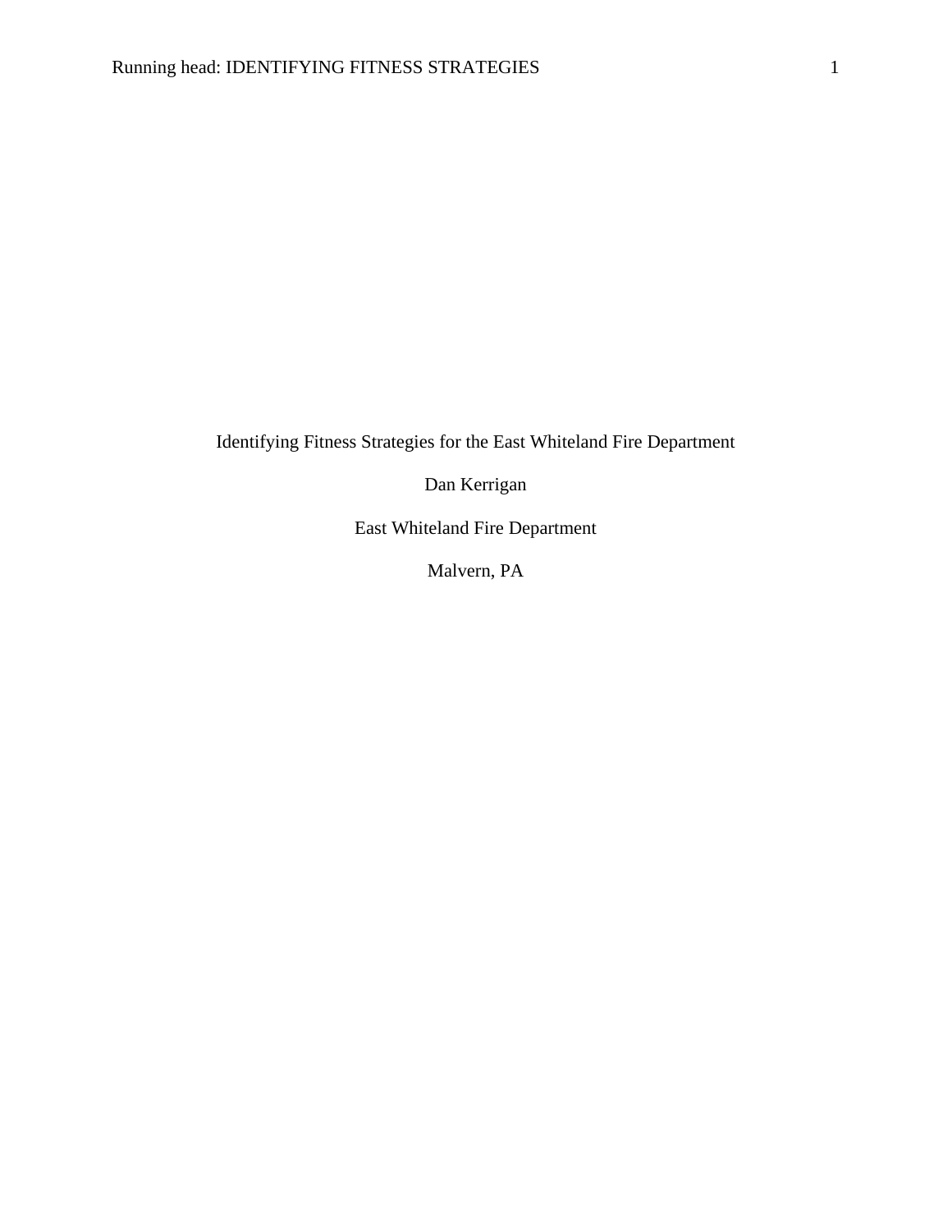# Identifying Fitness Strategies for the East Whiteland Fire Department

Dan Kerrigan

East Whiteland Fire Department

Malvern, PA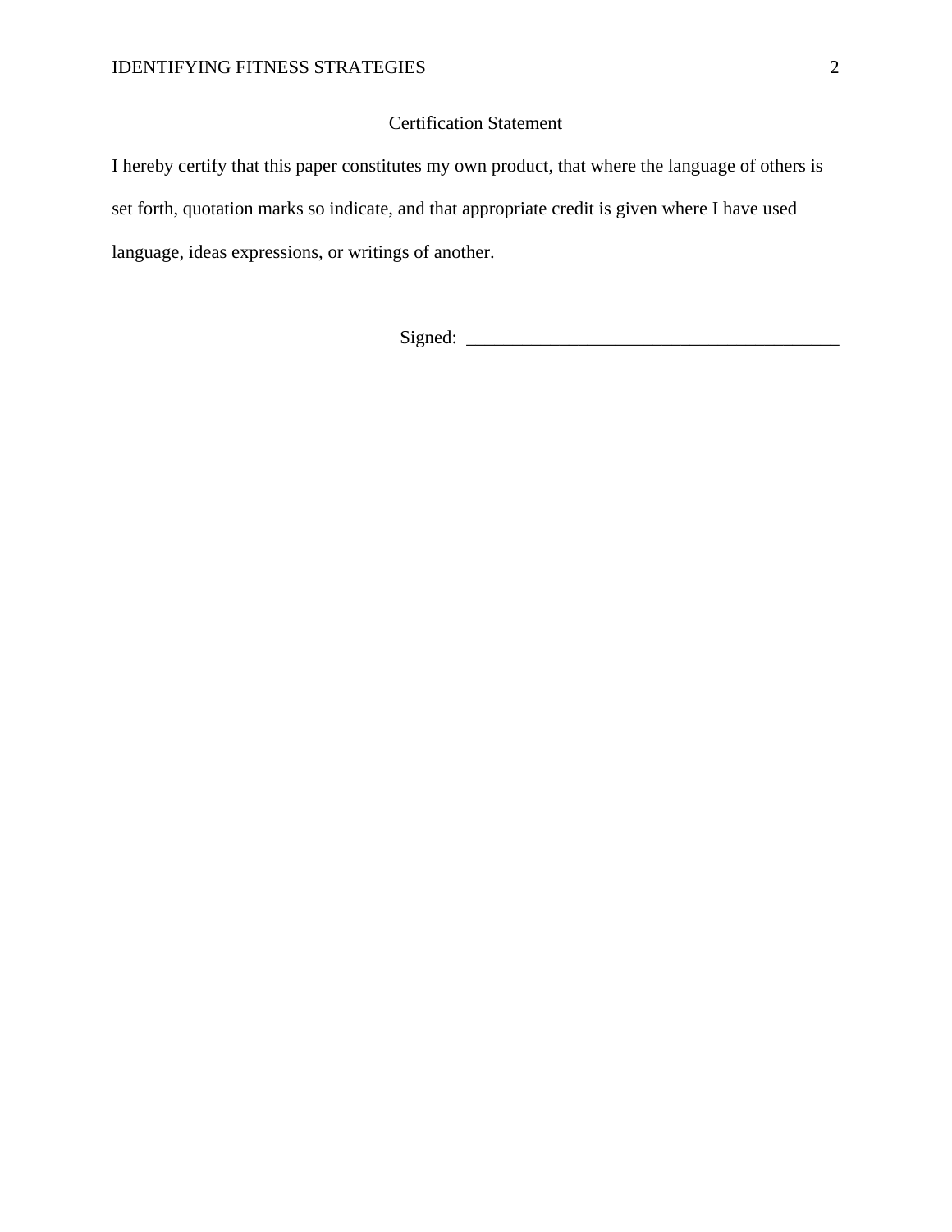# Certification Statement

I hereby certify that this paper constitutes my own product, that where the language of others is set forth, quotation marks so indicate, and that appropriate credit is given where I have used language, ideas expressions, or writings of another.

Signed: ________________________________________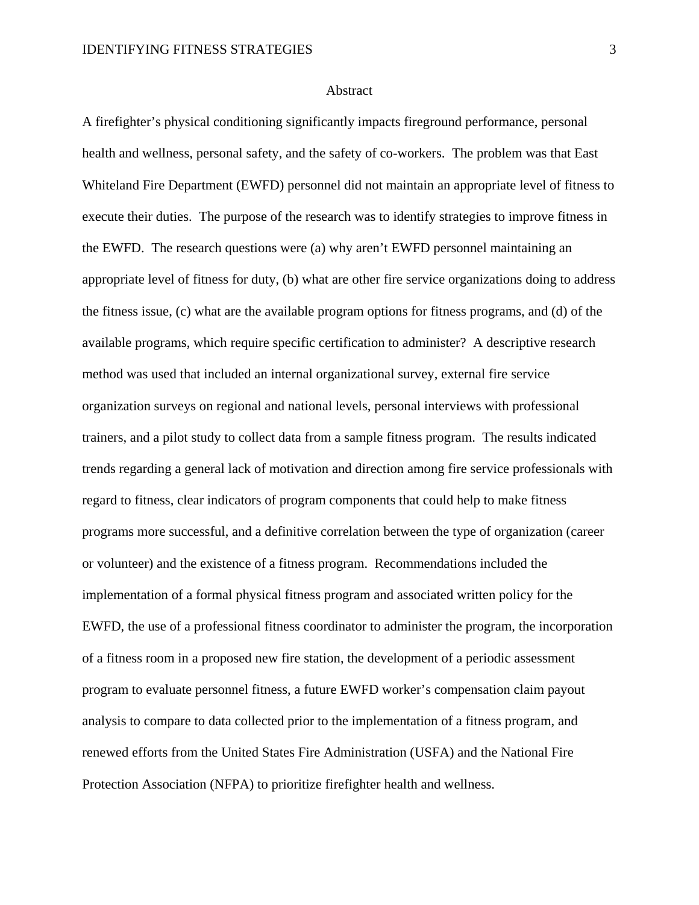# Abstract

A firefighter's physical conditioning significantly impacts fireground performance, personal health and wellness, personal safety, and the safety of co-workers. The problem was that East Whiteland Fire Department (EWFD) personnel did not maintain an appropriate level of fitness to execute their duties. The purpose of the research was to identify strategies to improve fitness in the EWFD. The research questions were (a) why aren't EWFD personnel maintaining an appropriate level of fitness for duty, (b) what are other fire service organizations doing to address the fitness issue, (c) what are the available program options for fitness programs, and (d) of the available programs, which require specific certification to administer? A descriptive research method was used that included an internal organizational survey, external fire service organization surveys on regional and national levels, personal interviews with professional trainers, and a pilot study to collect data from a sample fitness program. The results indicated trends regarding a general lack of motivation and direction among fire service professionals with regard to fitness, clear indicators of program components that could help to make fitness programs more successful, and a definitive correlation between the type of organization (career or volunteer) and the existence of a fitness program. Recommendations included the implementation of a formal physical fitness program and associated written policy for the EWFD, the use of a professional fitness coordinator to administer the program, the incorporation of a fitness room in a proposed new fire station, the development of a periodic assessment program to evaluate personnel fitness, a future EWFD worker's compensation claim payout analysis to compare to data collected prior to the implementation of a fitness program, and renewed efforts from the United States Fire Administration (USFA) and the National Fire Protection Association (NFPA) to prioritize firefighter health and wellness.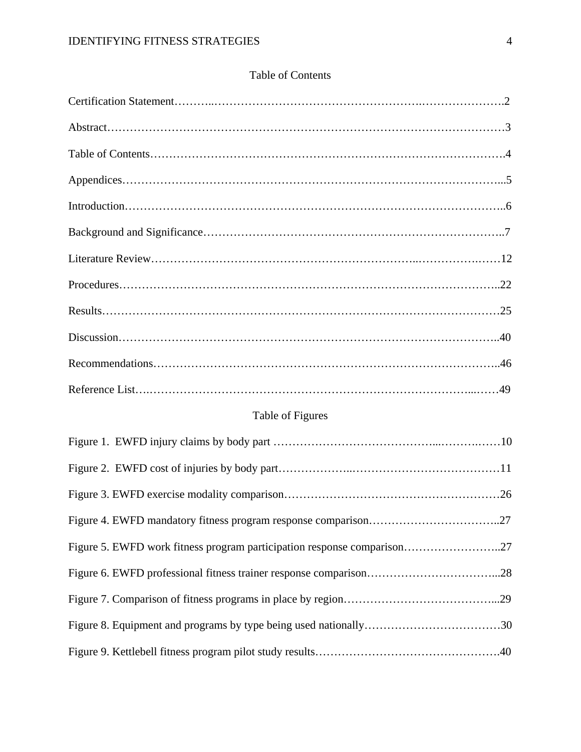## Table of Contents

Certification Statement……….………………………………………….…………………….2

Abstract…………………………………………………………………………………………3

Table of Contents……………………………………………………………………………….4

Appendices………………………………………………………………………………………...5

Introduction……………………………………………………………………………………..6

Background and Significance…………………………………………………………………..7

Literature Review……………………………………………………………...………….……12

Procedures……………………………………………………………………………………..22

Results…………………………………………………………………………………………25

Discussion……………………………………………………………………………………..40

Recommendations……………………………………………………………………………..46

Reference List….……………………………………………………………………...……49

## Table of Figures

Figure 1. EWFD injury claims by body part …………………………………...……….……10

Figure 2. EWFD cost of injuries by body part………………..…………………………………11

Figure 3. EWFD exercise modality comparison…………………………………………………26

Figure 4. EWFD mandatory fitness program response comparison……………………………..27

Figure 5. EWFD work fitness program participation response comparison……………………..27

Figure 6. EWFD professional fitness trainer response comparison……………….…………...28

Figure 7. Comparison of fitness programs in place by region…………………………………...29

Figure 8. Equipment and programs by type being used nationally………………………………30

Figure 9. Kettlebell fitness program pilot study results………………………………………….40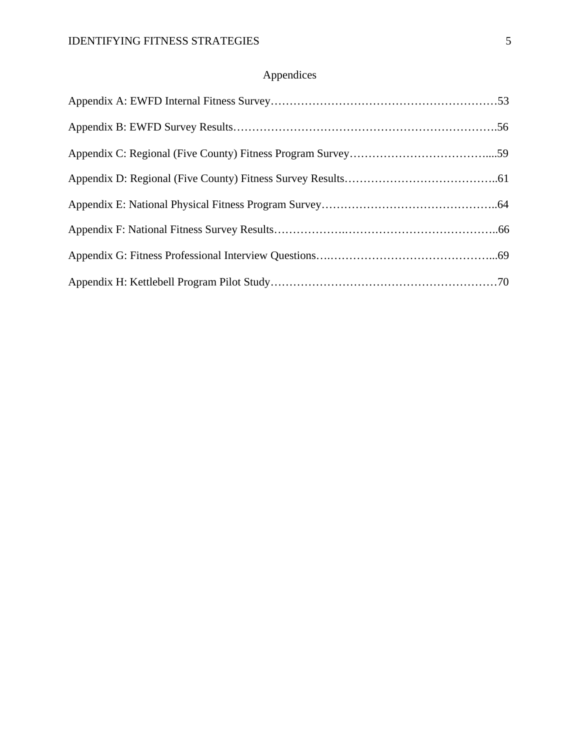# Appendices

Appendix A: EWFD Internal Fitness Survey……………………………………………………53

Appendix B: EWFD Survey Results………………………………………………………….56

Appendix C: Regional (Five County) Fitness Program Survey……………………………....59

Appendix D: Regional (Five County) Fitness Survey Results…………………………………..61

Appendix E: National Physical Fitness Program Survey………………………………………..64

Appendix F: National Fitness Survey Results……………….…………………………………..66

Appendix G: Fitness Professional Interview Questions….……………………………………...69

Appendix H: Kettlebell Program Pilot Study……………………………………………………70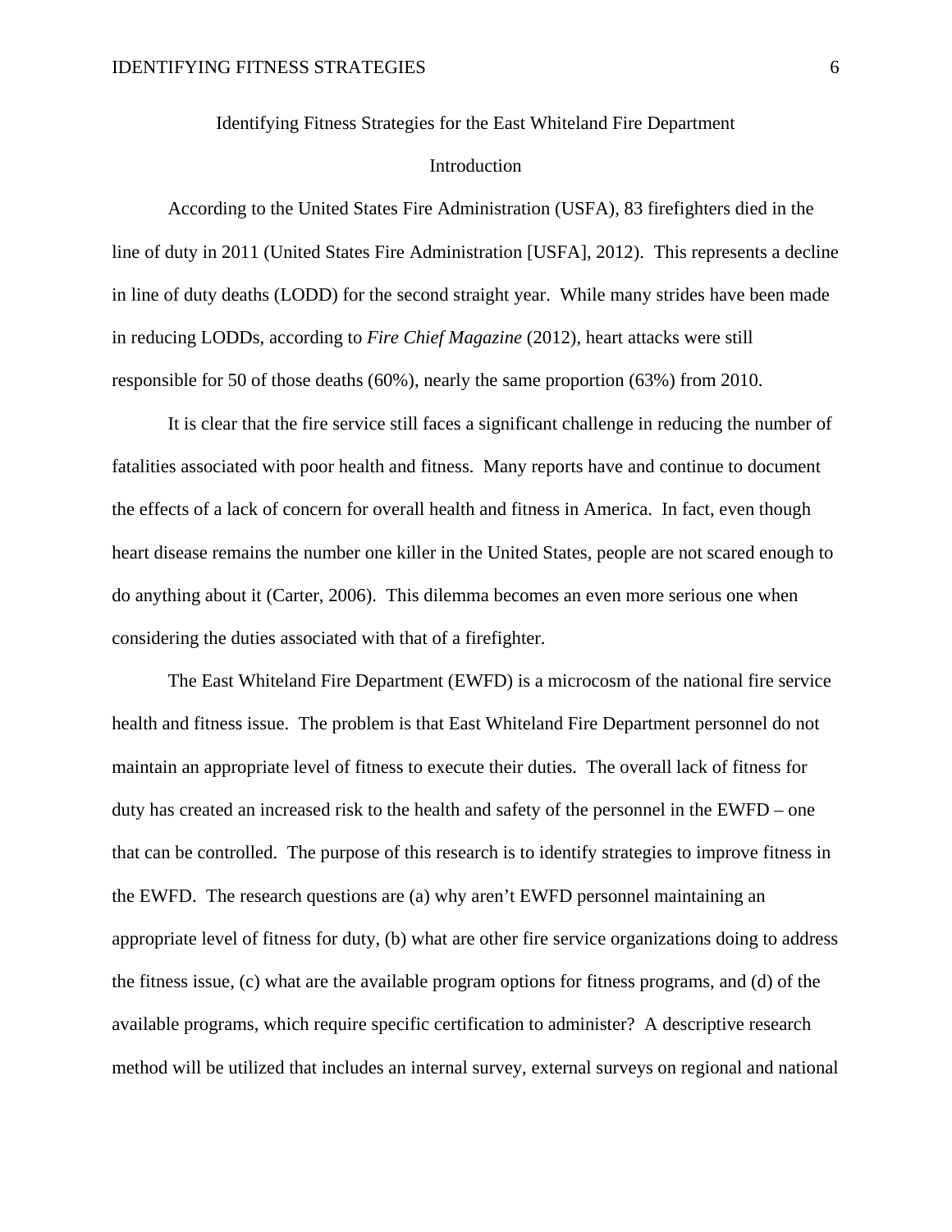# Identifying Fitness Strategies for the East Whiteland Fire Department

## Introduction

According to the United States Fire Administration (USFA), 83 firefighters died in the line of duty in 2011 (United States Fire Administration [USFA], 2012). This represents a decline in line of duty deaths (LODD) for the second straight year. While many strides have been made in reducing LODDs, according to *Fire Chief Magazine* (2012), heart attacks were still responsible for 50 of those deaths (60%), nearly the same proportion (63%) from 2010.

It is clear that the fire service still faces a significant challenge in reducing the number of fatalities associated with poor health and fitness. Many reports have and continue to document the effects of a lack of concern for overall health and fitness in America. In fact, even though heart disease remains the number one killer in the United States, people are not scared enough to do anything about it (Carter, 2006). This dilemma becomes an even more serious one when considering the duties associated with that of a firefighter.

The East Whiteland Fire Department (EWFD) is a microcosm of the national fire service health and fitness issue. The problem is that East Whiteland Fire Department personnel do not maintain an appropriate level of fitness to execute their duties. The overall lack of fitness for duty has created an increased risk to the health and safety of the personnel in the EWFD – one that can be controlled. The purpose of this research is to identify strategies to improve fitness in the EWFD. The research questions are (a) why aren't EWFD personnel maintaining an appropriate level of fitness for duty, (b) what are other fire service organizations doing to address the fitness issue, (c) what are the available program options for fitness programs, and (d) of the available programs, which require specific certification to administer? A descriptive research method will be utilized that includes an internal survey, external surveys on regional and national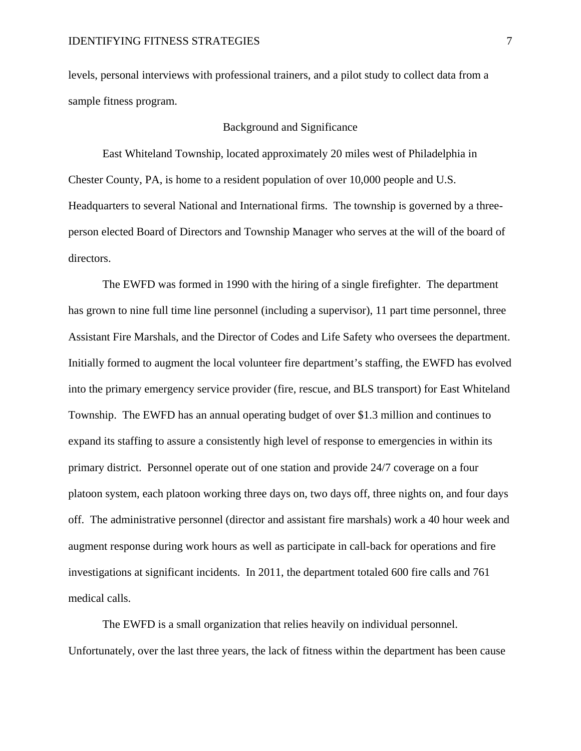levels, personal interviews with professional trainers, and a pilot study to collect data from a sample fitness program.

## Background and Significance

East Whiteland Township, located approximately 20 miles west of Philadelphia in Chester County, PA, is home to a resident population of over 10,000 people and U.S. Headquarters to several National and International firms. The township is governed by a three-person elected Board of Directors and Township Manager who serves at the will of the board of directors.

The EWFD was formed in 1990 with the hiring of a single firefighter. The department has grown to nine full time line personnel (including a supervisor), 11 part time personnel, three Assistant Fire Marshals, and the Director of Codes and Life Safety who oversees the department. Initially formed to augment the local volunteer fire department's staffing, the EWFD has evolved into the primary emergency service provider (fire, rescue, and BLS transport) for East Whiteland Township. The EWFD has an annual operating budget of over $1.3 million and continues to expand its staffing to assure a consistently high level of response to emergencies in within its primary district. Personnel operate out of one station and provide 24/7 coverage on a four platoon system, each platoon working three days on, two days off, three nights on, and four days off. The administrative personnel (director and assistant fire marshals) work a 40 hour week and augment response during work hours as well as participate in call-back for operations and fire investigations at significant incidents. In 2011, the department totaled 600 fire calls and 761 medical calls.

The EWFD is a small organization that relies heavily on individual personnel. Unfortunately, over the last three years, the lack of fitness within the department has been cause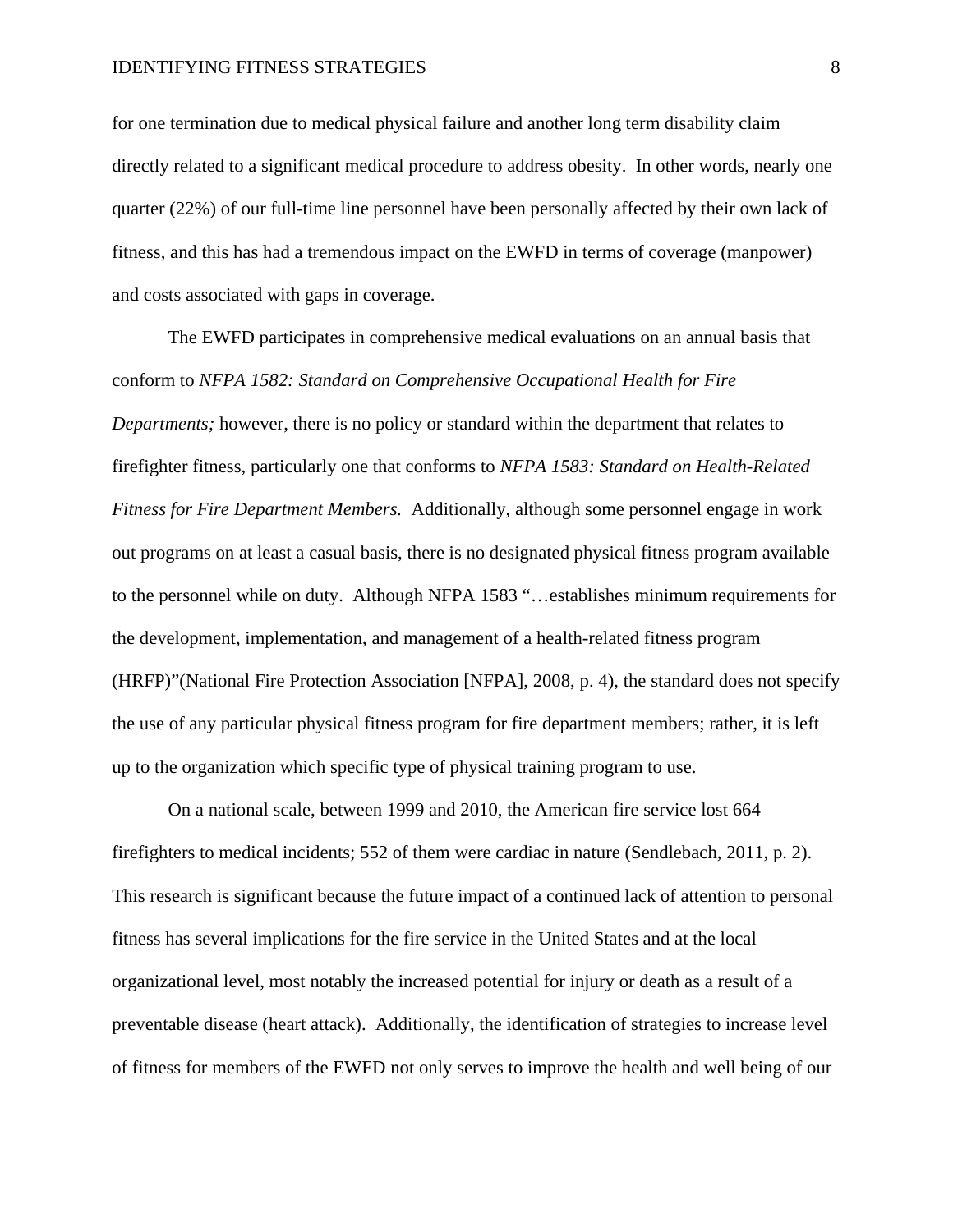for one termination due to medical physical failure and another long term disability claim directly related to a significant medical procedure to address obesity. In other words, nearly one quarter (22%) of our full-time line personnel have been personally affected by their own lack of fitness, and this has had a tremendous impact on the EWFD in terms of coverage (manpower) and costs associated with gaps in coverage.

The EWFD participates in comprehensive medical evaluations on an annual basis that conform to *NFPA 1582: Standard on Comprehensive Occupational Health for Fire Departments;* however, there is no policy or standard within the department that relates to firefighter fitness, particularly one that conforms to *NFPA 1583: Standard on Health-Related Fitness for Fire Department Members.* Additionally, although some personnel engage in work out programs on at least a casual basis, there is no designated physical fitness program available to the personnel while on duty. Although NFPA 1583 "…establishes minimum requirements for the development, implementation, and management of a health-related fitness program (HRFP)"(National Fire Protection Association [NFPA], 2008, p. 4), the standard does not specify the use of any particular physical fitness program for fire department members; rather, it is left up to the organization which specific type of physical training program to use.

On a national scale, between 1999 and 2010, the American fire service lost 664 firefighters to medical incidents; 552 of them were cardiac in nature (Sendlebach, 2011, p. 2). This research is significant because the future impact of a continued lack of attention to personal fitness has several implications for the fire service in the United States and at the local organizational level, most notably the increased potential for injury or death as a result of a preventable disease (heart attack). Additionally, the identification of strategies to increase level of fitness for members of the EWFD not only serves to improve the health and well being of our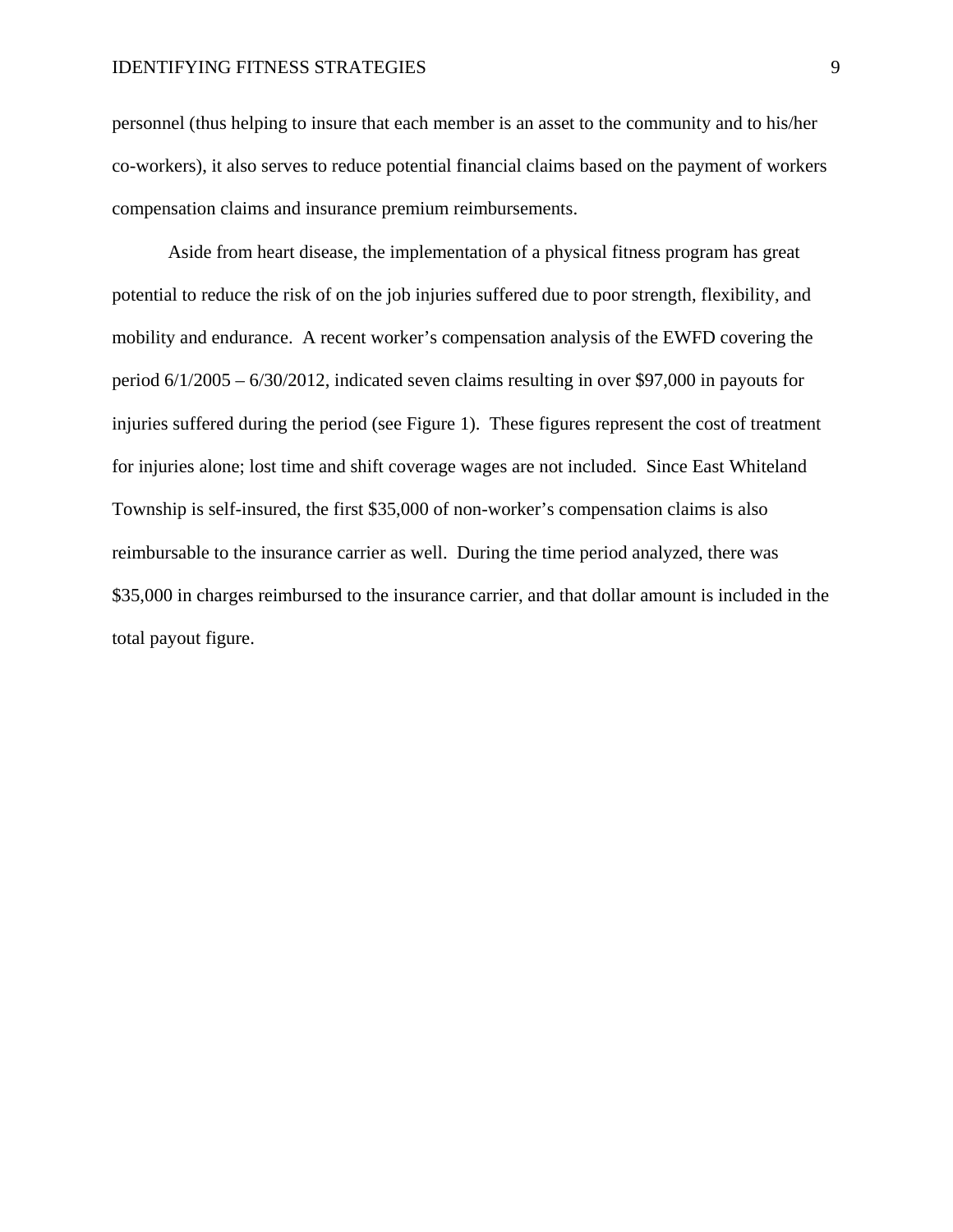personnel (thus helping to insure that each member is an asset to the community and to his/her co-workers), it also serves to reduce potential financial claims based on the payment of workers compensation claims and insurance premium reimbursements.

Aside from heart disease, the implementation of a physical fitness program has great potential to reduce the risk of on the job injuries suffered due to poor strength, flexibility, and mobility and endurance.  A recent worker's compensation analysis of the EWFD covering the period 6/1/2005 – 6/30/2012, indicated seven claims resulting in over $97,000 in payouts for injuries suffered during the period (see Figure 1).  These figures represent the cost of treatment for injuries alone; lost time and shift coverage wages are not included.  Since East Whiteland Township is self-insured, the first $35,000 of non-worker's compensation claims is also reimbursable to the insurance carrier as well.  During the time period analyzed, there was $35,000 in charges reimbursed to the insurance carrier, and that dollar amount is included in the total payout figure.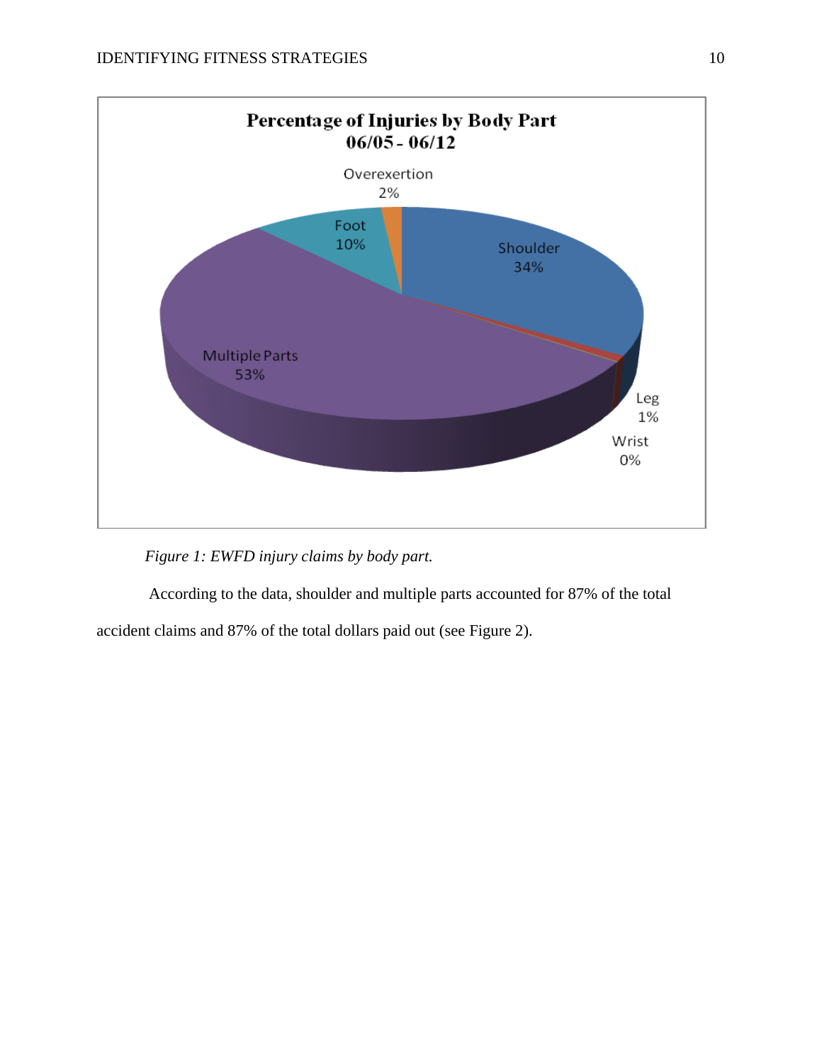Percentage of Injuries by Body Part
06/05 - 06/12

Overexertion 2%

Foot 10%

Shoulder 34%

Multiple Parts 53%

Leg 1%

Wrist 0%

*Figure 1: EWFD injury claims by body part.*

According to the data, shoulder and multiple parts accounted for 87% of the total accident claims and 87% of the total dollars paid out (see Figure 2).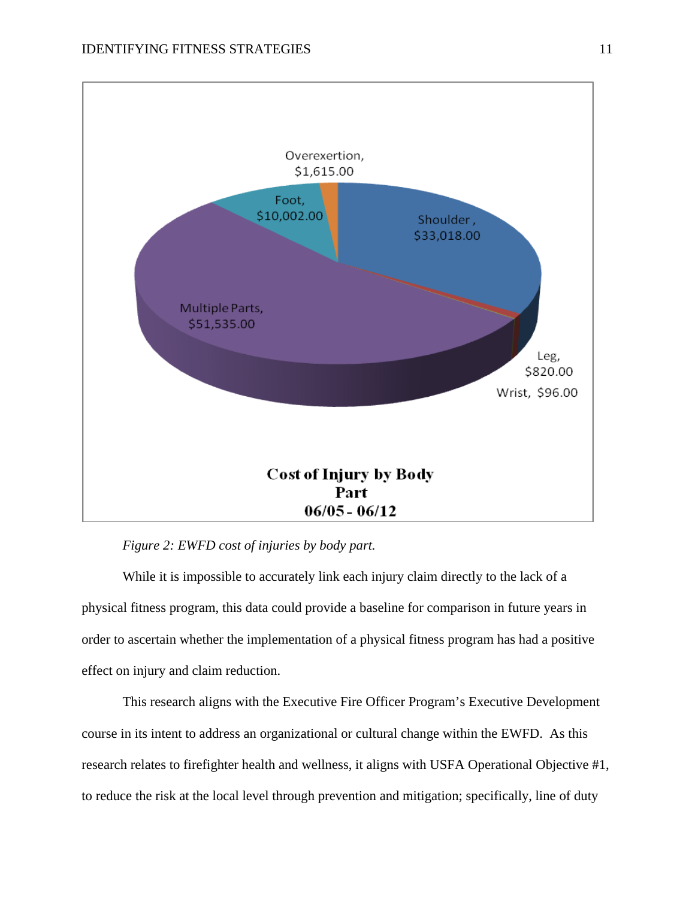Overexertion, $1,615.00

Foot, $10,002.00

Shoulder, $33,018.00

Multiple Parts, $51,535.00

Leg, $820.00

Wrist, $96.00

**Cost of Injury by Body Part 06/05 - 06/12**

*Figure 2: EWFD cost of injuries by body part.*

While it is impossible to accurately link each injury claim directly to the lack of a physical fitness program, this data could provide a baseline for comparison in future years in order to ascertain whether the implementation of a physical fitness program has had a positive effect on injury and claim reduction.

This research aligns with the Executive Fire Officer Program's Executive Development course in its intent to address an organizational or cultural change within the EWFD. As this research relates to firefighter health and wellness, it aligns with USFA Operational Objective #1, to reduce the risk at the local level through prevention and mitigation; specifically, line of duty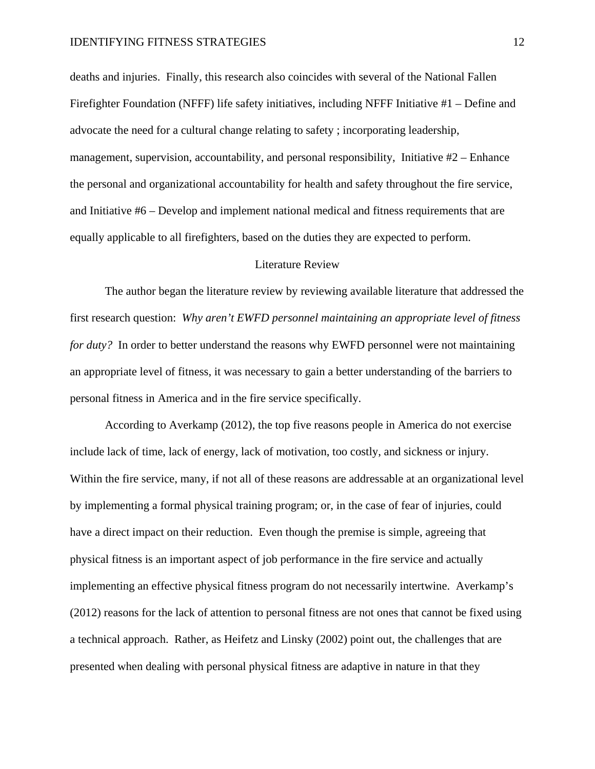deaths and injuries. Finally, this research also coincides with several of the National Fallen Firefighter Foundation (NFFF) life safety initiatives, including NFFF Initiative #1 – Define and advocate the need for a cultural change relating to safety ; incorporating leadership, management, supervision, accountability, and personal responsibility, Initiative #2 – Enhance the personal and organizational accountability for health and safety throughout the fire service, and Initiative #6 – Develop and implement national medical and fitness requirements that are equally applicable to all firefighters, based on the duties they are expected to perform.

## Literature Review

The author began the literature review by reviewing available literature that addressed the first research question: *Why aren't EWFD personnel maintaining an appropriate level of fitness for duty?* In order to better understand the reasons why EWFD personnel were not maintaining an appropriate level of fitness, it was necessary to gain a better understanding of the barriers to personal fitness in America and in the fire service specifically.

According to Averkamp (2012), the top five reasons people in America do not exercise include lack of time, lack of energy, lack of motivation, too costly, and sickness or injury. Within the fire service, many, if not all of these reasons are addressable at an organizational level by implementing a formal physical training program; or, in the case of fear of injuries, could have a direct impact on their reduction. Even though the premise is simple, agreeing that physical fitness is an important aspect of job performance in the fire service and actually implementing an effective physical fitness program do not necessarily intertwine. Averkamp's (2012) reasons for the lack of attention to personal fitness are not ones that cannot be fixed using a technical approach. Rather, as Heifetz and Linsky (2002) point out, the challenges that are presented when dealing with personal physical fitness are adaptive in nature in that they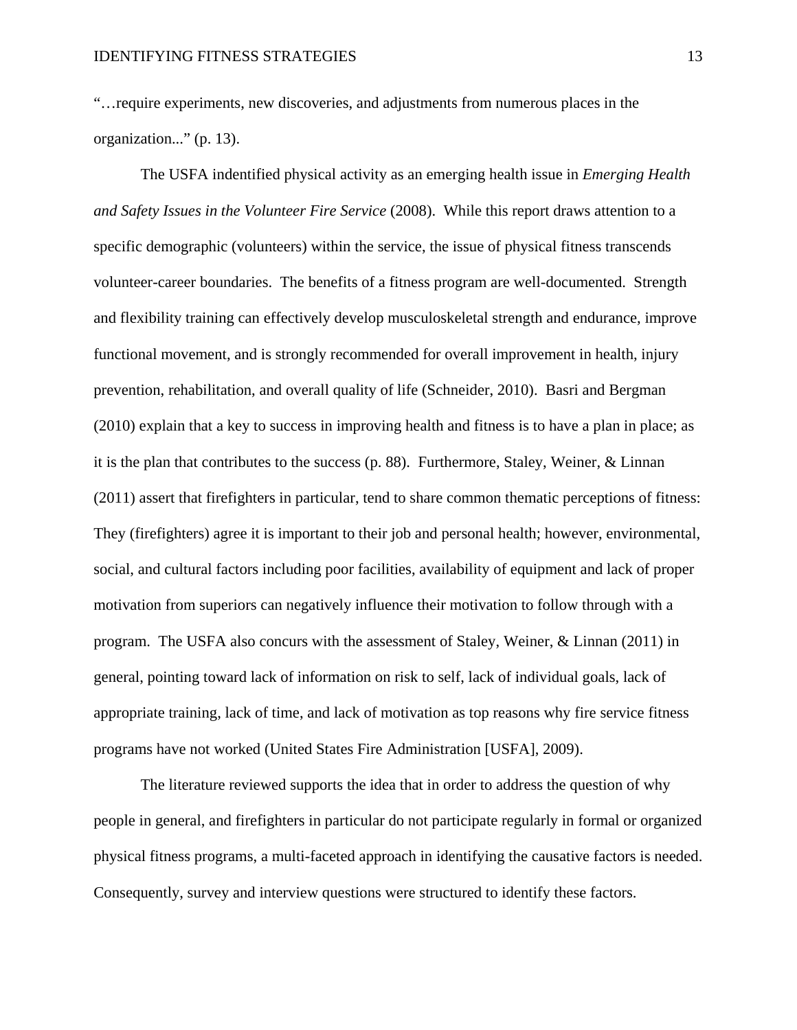"…require experiments, new discoveries, and adjustments from numerous places in the organization..." (p. 13).

The USFA indentified physical activity as an emerging health issue in *Emerging Health and Safety Issues in the Volunteer Fire Service* (2008). While this report draws attention to a specific demographic (volunteers) within the service, the issue of physical fitness transcends volunteer-career boundaries. The benefits of a fitness program are well-documented. Strength and flexibility training can effectively develop musculoskeletal strength and endurance, improve functional movement, and is strongly recommended for overall improvement in health, injury prevention, rehabilitation, and overall quality of life (Schneider, 2010). Basri and Bergman (2010) explain that a key to success in improving health and fitness is to have a plan in place; as it is the plan that contributes to the success (p. 88). Furthermore, Staley, Weiner, & Linnan (2011) assert that firefighters in particular, tend to share common thematic perceptions of fitness: They (firefighters) agree it is important to their job and personal health; however, environmental, social, and cultural factors including poor facilities, availability of equipment and lack of proper motivation from superiors can negatively influence their motivation to follow through with a program. The USFA also concurs with the assessment of Staley, Weiner, & Linnan (2011) in general, pointing toward lack of information on risk to self, lack of individual goals, lack of appropriate training, lack of time, and lack of motivation as top reasons why fire service fitness programs have not worked (United States Fire Administration [USFA], 2009).

The literature reviewed supports the idea that in order to address the question of why people in general, and firefighters in particular do not participate regularly in formal or organized physical fitness programs, a multi-faceted approach in identifying the causative factors is needed. Consequently, survey and interview questions were structured to identify these factors.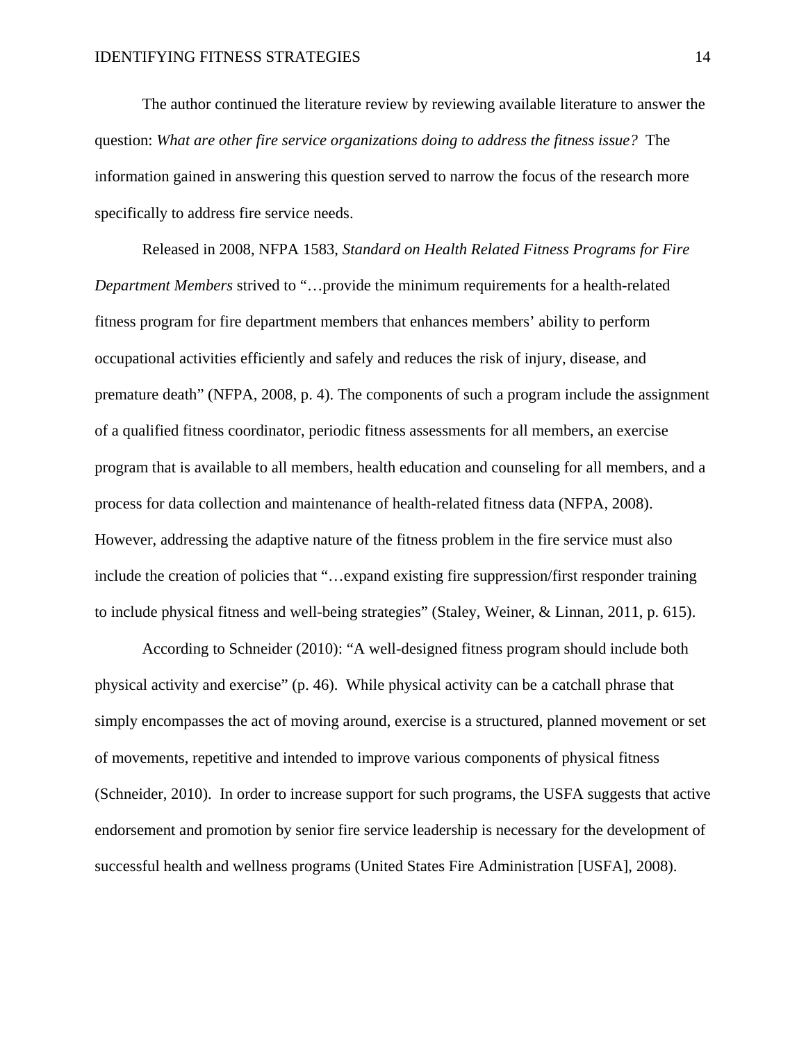The author continued the literature review by reviewing available literature to answer the question: *What are other fire service organizations doing to address the fitness issue?* The information gained in answering this question served to narrow the focus of the research more specifically to address fire service needs.

Released in 2008, NFPA 1583, *Standard on Health Related Fitness Programs for Fire Department Members* strived to "…provide the minimum requirements for a health-related fitness program for fire department members that enhances members' ability to perform occupational activities efficiently and safely and reduces the risk of injury, disease, and premature death" (NFPA, 2008, p. 4). The components of such a program include the assignment of a qualified fitness coordinator, periodic fitness assessments for all members, an exercise program that is available to all members, health education and counseling for all members, and a process for data collection and maintenance of health-related fitness data (NFPA, 2008). However, addressing the adaptive nature of the fitness problem in the fire service must also include the creation of policies that "…expand existing fire suppression/first responder training to include physical fitness and well-being strategies" (Staley, Weiner, & Linnan, 2011, p. 615).

According to Schneider (2010): "A well-designed fitness program should include both physical activity and exercise" (p. 46). While physical activity can be a catchall phrase that simply encompasses the act of moving around, exercise is a structured, planned movement or set of movements, repetitive and intended to improve various components of physical fitness (Schneider, 2010). In order to increase support for such programs, the USFA suggests that active endorsement and promotion by senior fire service leadership is necessary for the development of successful health and wellness programs (United States Fire Administration [USFA], 2008).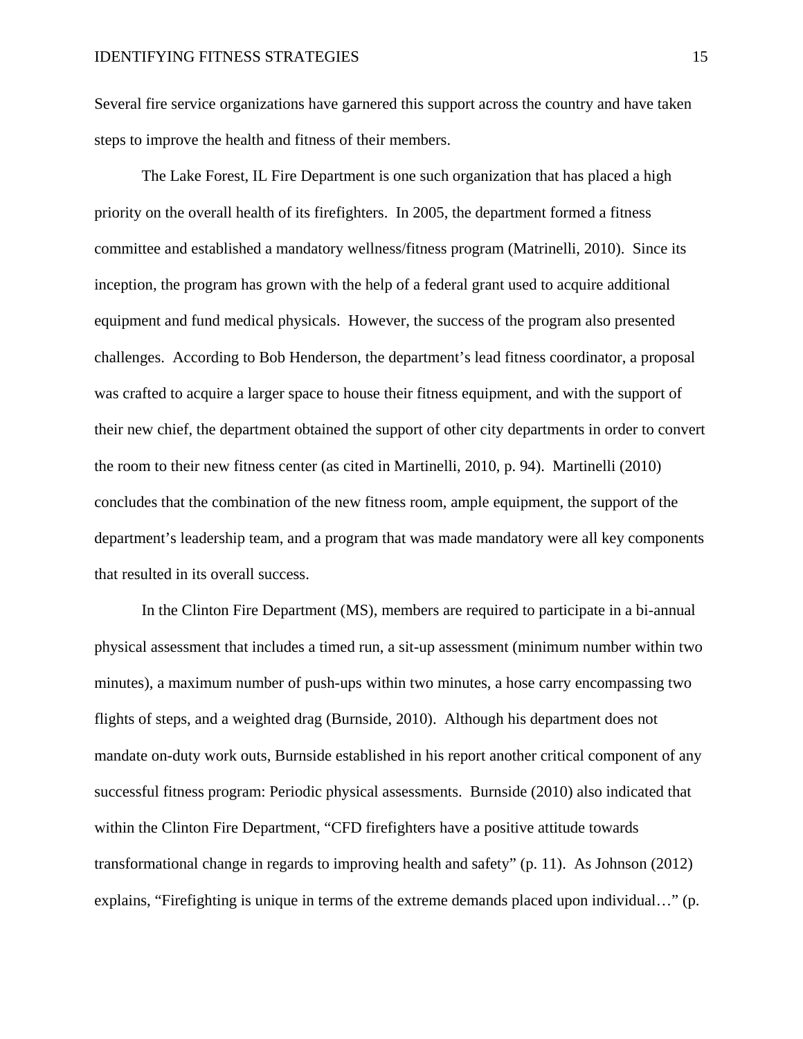Several fire service organizations have garnered this support across the country and have taken steps to improve the health and fitness of their members.

The Lake Forest, IL Fire Department is one such organization that has placed a high priority on the overall health of its firefighters. In 2005, the department formed a fitness committee and established a mandatory wellness/fitness program (Matrinelli, 2010). Since its inception, the program has grown with the help of a federal grant used to acquire additional equipment and fund medical physicals. However, the success of the program also presented challenges. According to Bob Henderson, the department's lead fitness coordinator, a proposal was crafted to acquire a larger space to house their fitness equipment, and with the support of their new chief, the department obtained the support of other city departments in order to convert the room to their new fitness center (as cited in Martinelli, 2010, p. 94). Martinelli (2010) concludes that the combination of the new fitness room, ample equipment, the support of the department's leadership team, and a program that was made mandatory were all key components that resulted in its overall success.

In the Clinton Fire Department (MS), members are required to participate in a bi-annual physical assessment that includes a timed run, a sit-up assessment (minimum number within two minutes), a maximum number of push-ups within two minutes, a hose carry encompassing two flights of steps, and a weighted drag (Burnside, 2010). Although his department does not mandate on-duty work outs, Burnside established in his report another critical component of any successful fitness program: Periodic physical assessments. Burnside (2010) also indicated that within the Clinton Fire Department, "CFD firefighters have a positive attitude towards transformational change in regards to improving health and safety" (p. 11). As Johnson (2012) explains, "Firefighting is unique in terms of the extreme demands placed upon individual…" (p.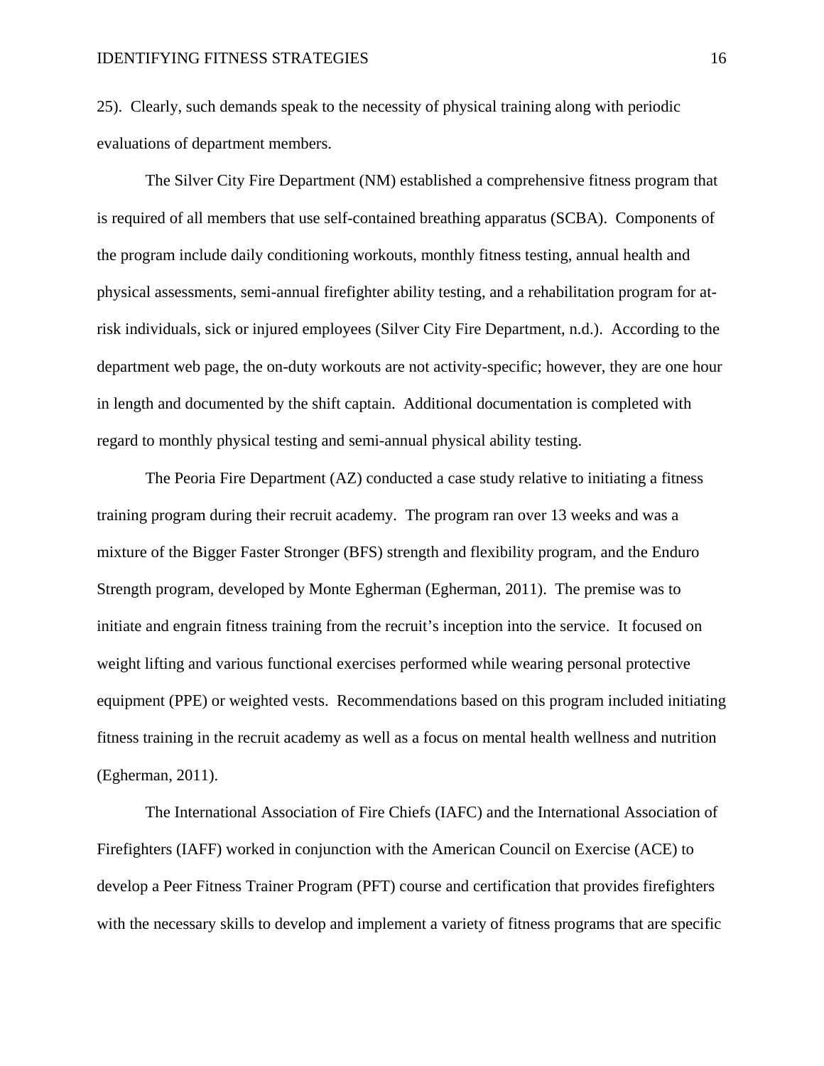25). Clearly, such demands speak to the necessity of physical training along with periodic evaluations of department members.

The Silver City Fire Department (NM) established a comprehensive fitness program that is required of all members that use self-contained breathing apparatus (SCBA). Components of the program include daily conditioning workouts, monthly fitness testing, annual health and physical assessments, semi-annual firefighter ability testing, and a rehabilitation program for at-risk individuals, sick or injured employees (Silver City Fire Department, n.d.). According to the department web page, the on-duty workouts are not activity-specific; however, they are one hour in length and documented by the shift captain. Additional documentation is completed with regard to monthly physical testing and semi-annual physical ability testing.

The Peoria Fire Department (AZ) conducted a case study relative to initiating a fitness training program during their recruit academy. The program ran over 13 weeks and was a mixture of the Bigger Faster Stronger (BFS) strength and flexibility program, and the Enduro Strength program, developed by Monte Egherman (Egherman, 2011). The premise was to initiate and engrain fitness training from the recruit's inception into the service. It focused on weight lifting and various functional exercises performed while wearing personal protective equipment (PPE) or weighted vests. Recommendations based on this program included initiating fitness training in the recruit academy as well as a focus on mental health wellness and nutrition (Egherman, 2011).

The International Association of Fire Chiefs (IAFC) and the International Association of Firefighters (IAFF) worked in conjunction with the American Council on Exercise (ACE) to develop a Peer Fitness Trainer Program (PFT) course and certification that provides firefighters with the necessary skills to develop and implement a variety of fitness programs that are specific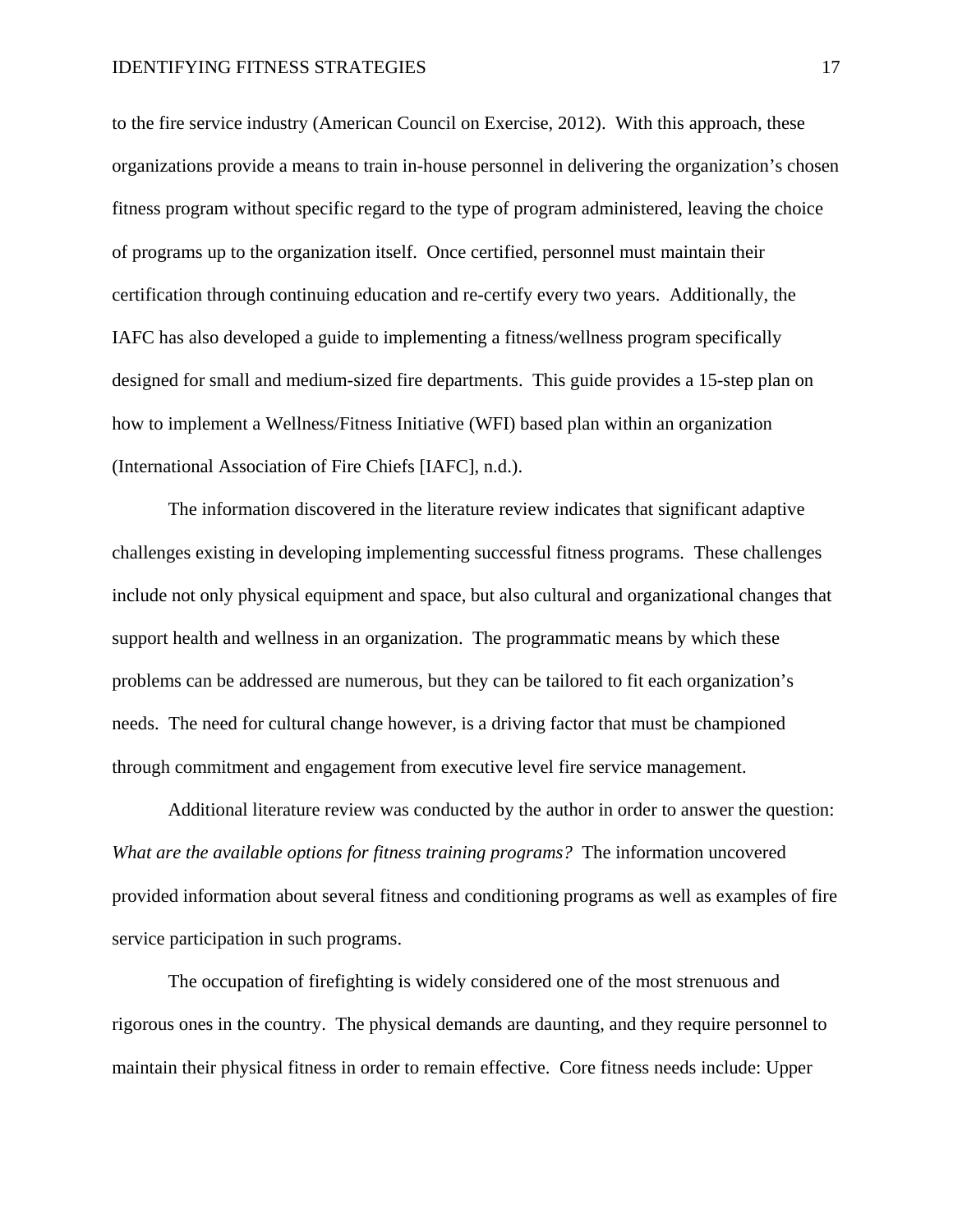to the fire service industry (American Council on Exercise, 2012). With this approach, these organizations provide a means to train in-house personnel in delivering the organization's chosen fitness program without specific regard to the type of program administered, leaving the choice of programs up to the organization itself. Once certified, personnel must maintain their certification through continuing education and re-certify every two years. Additionally, the IAFC has also developed a guide to implementing a fitness/wellness program specifically designed for small and medium-sized fire departments. This guide provides a 15-step plan on how to implement a Wellness/Fitness Initiative (WFI) based plan within an organization (International Association of Fire Chiefs [IAFC], n.d.).

The information discovered in the literature review indicates that significant adaptive challenges existing in developing implementing successful fitness programs. These challenges include not only physical equipment and space, but also cultural and organizational changes that support health and wellness in an organization. The programmatic means by which these problems can be addressed are numerous, but they can be tailored to fit each organization's needs. The need for cultural change however, is a driving factor that must be championed through commitment and engagement from executive level fire service management.

Additional literature review was conducted by the author in order to answer the question: *What are the available options for fitness training programs?* The information uncovered provided information about several fitness and conditioning programs as well as examples of fire service participation in such programs.

The occupation of firefighting is widely considered one of the most strenuous and rigorous ones in the country. The physical demands are daunting, and they require personnel to maintain their physical fitness in order to remain effective. Core fitness needs include: Upper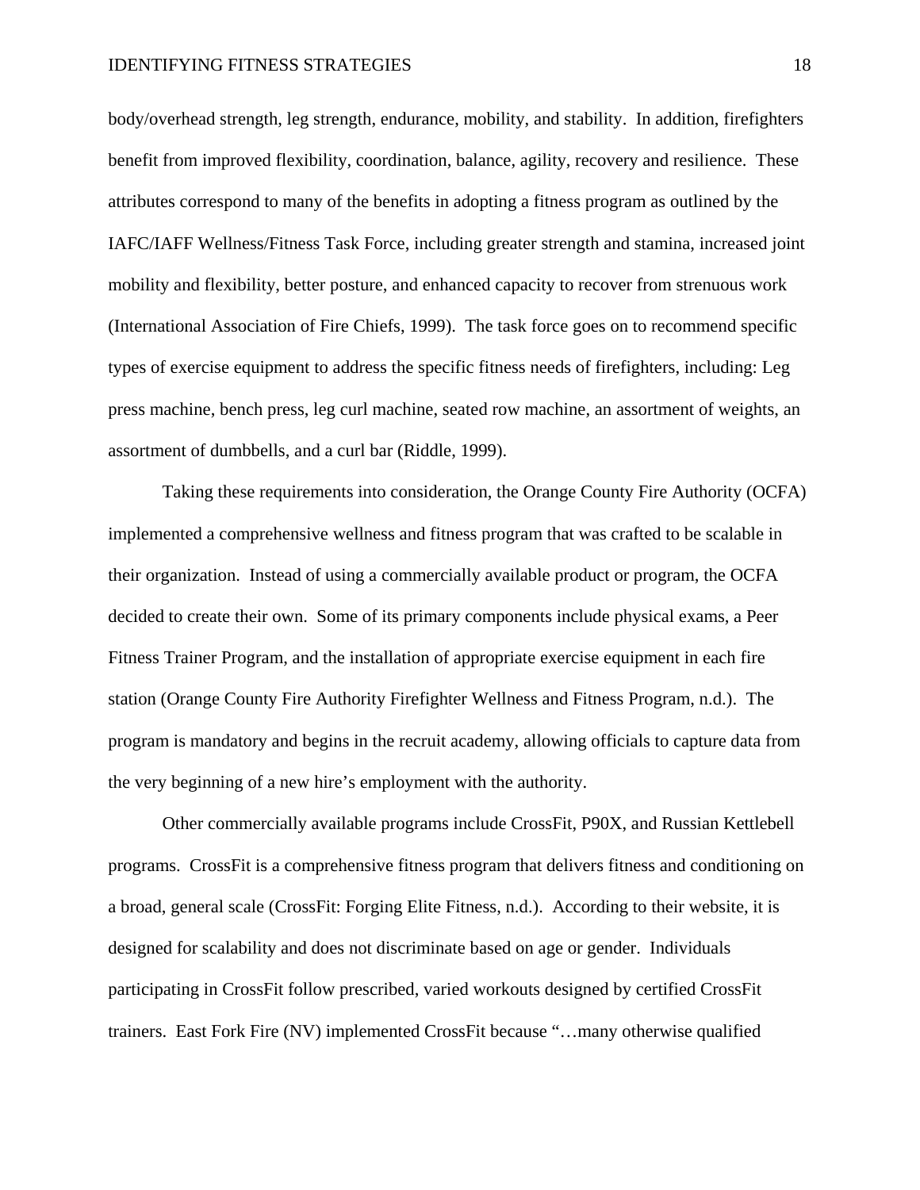body/overhead strength, leg strength, endurance, mobility, and stability. In addition, firefighters benefit from improved flexibility, coordination, balance, agility, recovery and resilience. These attributes correspond to many of the benefits in adopting a fitness program as outlined by the IAFC/IAFF Wellness/Fitness Task Force, including greater strength and stamina, increased joint mobility and flexibility, better posture, and enhanced capacity to recover from strenuous work (International Association of Fire Chiefs, 1999). The task force goes on to recommend specific types of exercise equipment to address the specific fitness needs of firefighters, including: Leg press machine, bench press, leg curl machine, seated row machine, an assortment of weights, an assortment of dumbbells, and a curl bar (Riddle, 1999).

Taking these requirements into consideration, the Orange County Fire Authority (OCFA) implemented a comprehensive wellness and fitness program that was crafted to be scalable in their organization. Instead of using a commercially available product or program, the OCFA decided to create their own. Some of its primary components include physical exams, a Peer Fitness Trainer Program, and the installation of appropriate exercise equipment in each fire station (Orange County Fire Authority Firefighter Wellness and Fitness Program, n.d.). The program is mandatory and begins in the recruit academy, allowing officials to capture data from the very beginning of a new hire's employment with the authority.

Other commercially available programs include CrossFit, P90X, and Russian Kettlebell programs. CrossFit is a comprehensive fitness program that delivers fitness and conditioning on a broad, general scale (CrossFit: Forging Elite Fitness, n.d.). According to their website, it is designed for scalability and does not discriminate based on age or gender. Individuals participating in CrossFit follow prescribed, varied workouts designed by certified CrossFit trainers. East Fork Fire (NV) implemented CrossFit because "…many otherwise qualified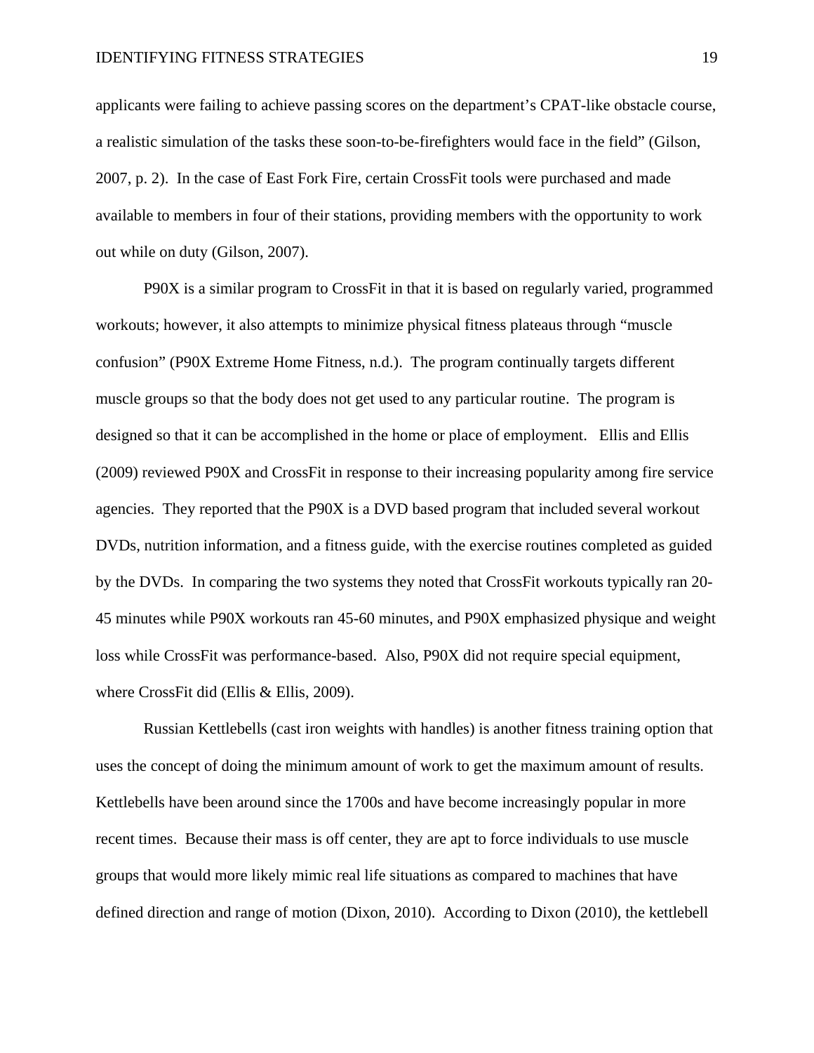applicants were failing to achieve passing scores on the department's CPAT-like obstacle course, a realistic simulation of the tasks these soon-to-be-firefighters would face in the field" (Gilson, 2007, p. 2). In the case of East Fork Fire, certain CrossFit tools were purchased and made available to members in four of their stations, providing members with the opportunity to work out while on duty (Gilson, 2007).

P90X is a similar program to CrossFit in that it is based on regularly varied, programmed workouts; however, it also attempts to minimize physical fitness plateaus through "muscle confusion" (P90X Extreme Home Fitness, n.d.). The program continually targets different muscle groups so that the body does not get used to any particular routine. The program is designed so that it can be accomplished in the home or place of employment. Ellis and Ellis (2009) reviewed P90X and CrossFit in response to their increasing popularity among fire service agencies. They reported that the P90X is a DVD based program that included several workout DVDs, nutrition information, and a fitness guide, with the exercise routines completed as guided by the DVDs. In comparing the two systems they noted that CrossFit workouts typically ran 20-45 minutes while P90X workouts ran 45-60 minutes, and P90X emphasized physique and weight loss while CrossFit was performance-based. Also, P90X did not require special equipment, where CrossFit did (Ellis & Ellis, 2009).

Russian Kettlebells (cast iron weights with handles) is another fitness training option that uses the concept of doing the minimum amount of work to get the maximum amount of results. Kettlebells have been around since the 1700s and have become increasingly popular in more recent times. Because their mass is off center, they are apt to force individuals to use muscle groups that would more likely mimic real life situations as compared to machines that have defined direction and range of motion (Dixon, 2010). According to Dixon (2010), the kettlebell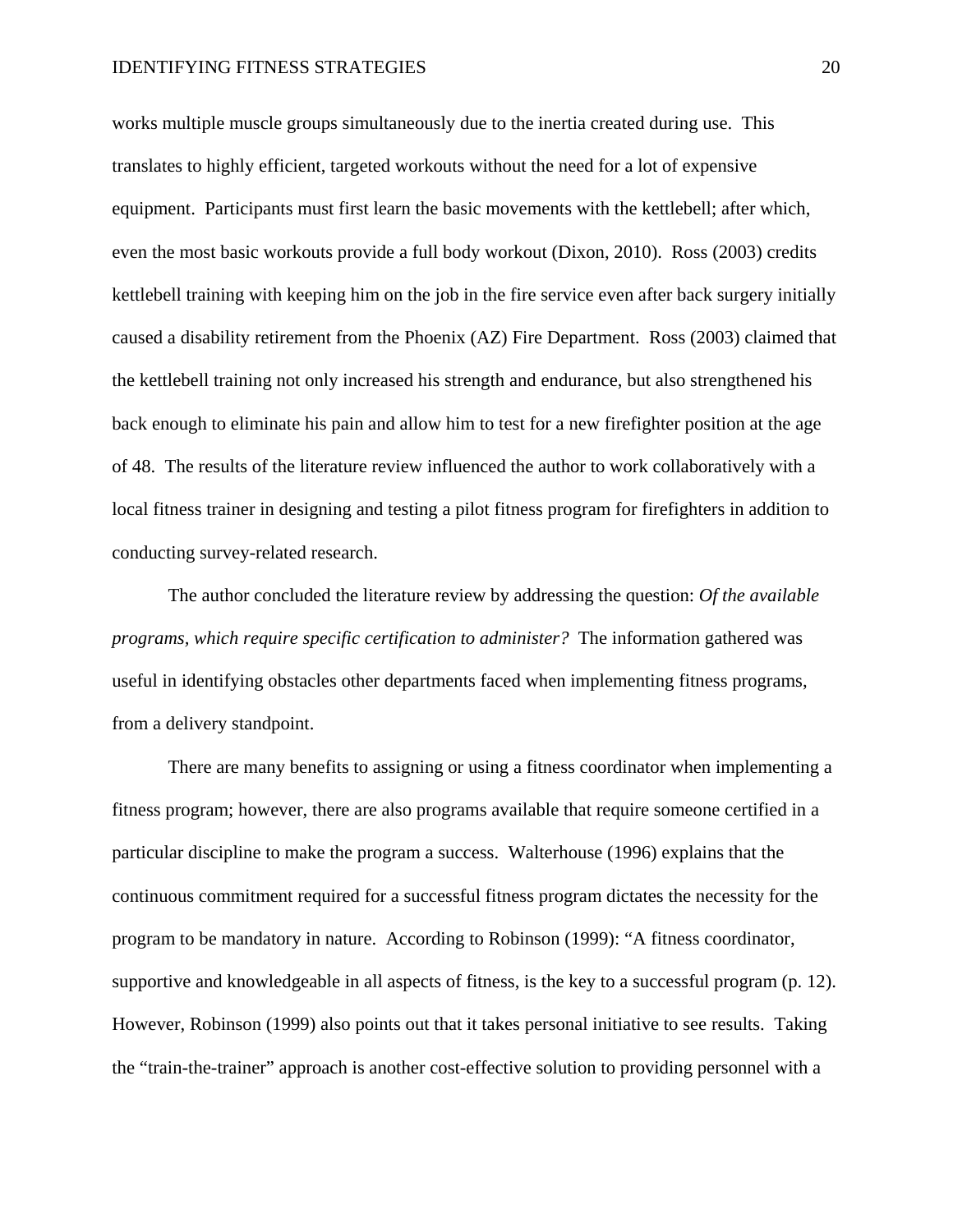works multiple muscle groups simultaneously due to the inertia created during use. This translates to highly efficient, targeted workouts without the need for a lot of expensive equipment. Participants must first learn the basic movements with the kettlebell; after which, even the most basic workouts provide a full body workout (Dixon, 2010). Ross (2003) credits kettlebell training with keeping him on the job in the fire service even after back surgery initially caused a disability retirement from the Phoenix (AZ) Fire Department. Ross (2003) claimed that the kettlebell training not only increased his strength and endurance, but also strengthened his back enough to eliminate his pain and allow him to test for a new firefighter position at the age of 48. The results of the literature review influenced the author to work collaboratively with a local fitness trainer in designing and testing a pilot fitness program for firefighters in addition to conducting survey-related research.

The author concluded the literature review by addressing the question: *Of the available programs, which require specific certification to administer?* The information gathered was useful in identifying obstacles other departments faced when implementing fitness programs, from a delivery standpoint.

There are many benefits to assigning or using a fitness coordinator when implementing a fitness program; however, there are also programs available that require someone certified in a particular discipline to make the program a success. Walterhouse (1996) explains that the continuous commitment required for a successful fitness program dictates the necessity for the program to be mandatory in nature. According to Robinson (1999): "A fitness coordinator, supportive and knowledgeable in all aspects of fitness, is the key to a successful program (p. 12). However, Robinson (1999) also points out that it takes personal initiative to see results. Taking the "train-the-trainer" approach is another cost-effective solution to providing personnel with a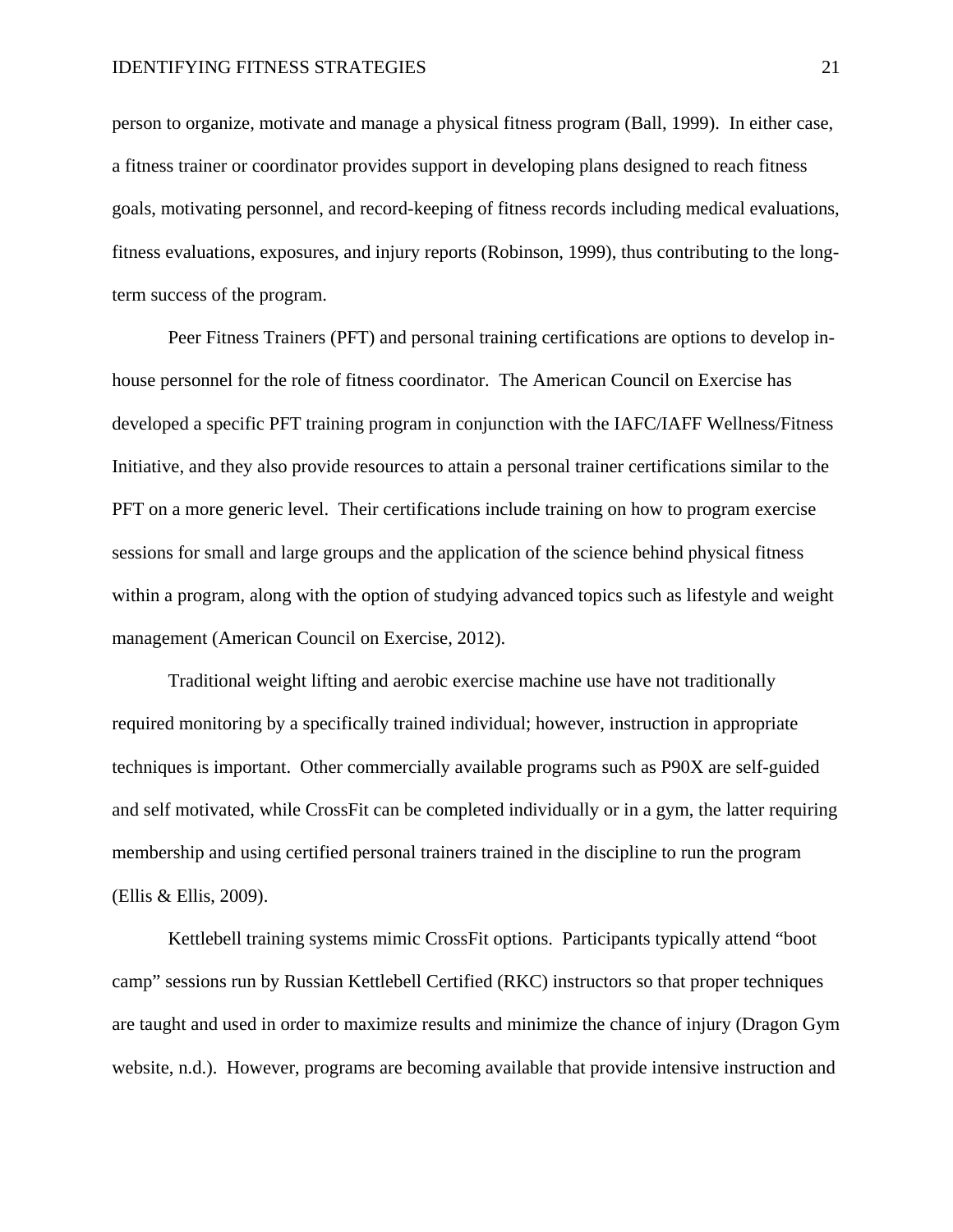person to organize, motivate and manage a physical fitness program (Ball, 1999). In either case, a fitness trainer or coordinator provides support in developing plans designed to reach fitness goals, motivating personnel, and record-keeping of fitness records including medical evaluations, fitness evaluations, exposures, and injury reports (Robinson, 1999), thus contributing to the long-term success of the program.

Peer Fitness Trainers (PFT) and personal training certifications are options to develop in-house personnel for the role of fitness coordinator. The American Council on Exercise has developed a specific PFT training program in conjunction with the IAFC/IAFF Wellness/Fitness Initiative, and they also provide resources to attain a personal trainer certifications similar to the PFT on a more generic level. Their certifications include training on how to program exercise sessions for small and large groups and the application of the science behind physical fitness within a program, along with the option of studying advanced topics such as lifestyle and weight management (American Council on Exercise, 2012).

Traditional weight lifting and aerobic exercise machine use have not traditionally required monitoring by a specifically trained individual; however, instruction in appropriate techniques is important. Other commercially available programs such as P90X are self-guided and self motivated, while CrossFit can be completed individually or in a gym, the latter requiring membership and using certified personal trainers trained in the discipline to run the program (Ellis & Ellis, 2009).

Kettlebell training systems mimic CrossFit options. Participants typically attend "boot camp" sessions run by Russian Kettlebell Certified (RKC) instructors so that proper techniques are taught and used in order to maximize results and minimize the chance of injury (Dragon Gym website, n.d.). However, programs are becoming available that provide intensive instruction and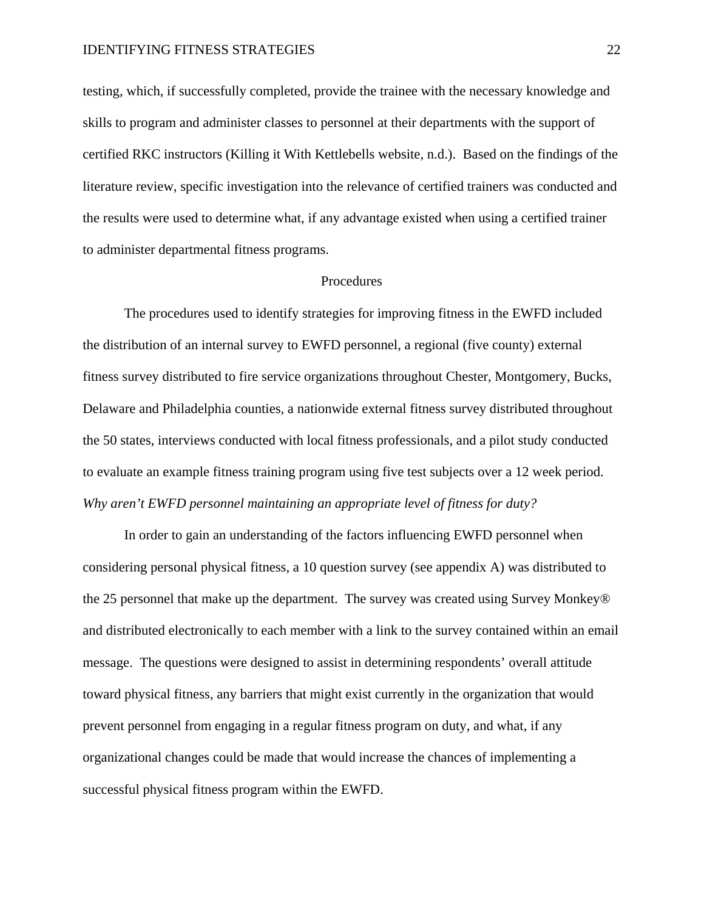testing, which, if successfully completed, provide the trainee with the necessary knowledge and skills to program and administer classes to personnel at their departments with the support of certified RKC instructors (Killing it With Kettlebells website, n.d.). Based on the findings of the literature review, specific investigation into the relevance of certified trainers was conducted and the results were used to determine what, if any advantage existed when using a certified trainer to administer departmental fitness programs.

## Procedures

The procedures used to identify strategies for improving fitness in the EWFD included the distribution of an internal survey to EWFD personnel, a regional (five county) external fitness survey distributed to fire service organizations throughout Chester, Montgomery, Bucks, Delaware and Philadelphia counties, a nationwide external fitness survey distributed throughout the 50 states, interviews conducted with local fitness professionals, and a pilot study conducted to evaluate an example fitness training program using five test subjects over a 12 week period.

*Why aren't EWFD personnel maintaining an appropriate level of fitness for duty?*

In order to gain an understanding of the factors influencing EWFD personnel when considering personal physical fitness, a 10 question survey (see appendix A) was distributed to the 25 personnel that make up the department. The survey was created using Survey Monkey® and distributed electronically to each member with a link to the survey contained within an email message. The questions were designed to assist in determining respondents' overall attitude toward physical fitness, any barriers that might exist currently in the organization that would prevent personnel from engaging in a regular fitness program on duty, and what, if any organizational changes could be made that would increase the chances of implementing a successful physical fitness program within the EWFD.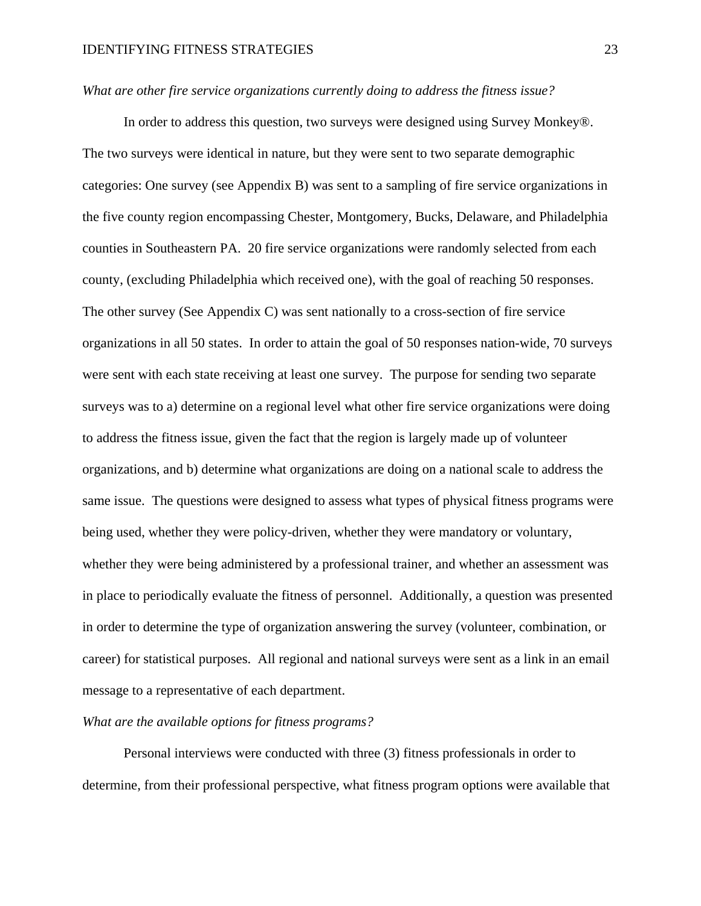*What are other fire service organizations currently doing to address the fitness issue?*

In order to address this question, two surveys were designed using Survey Monkey®. The two surveys were identical in nature, but they were sent to two separate demographic categories: One survey (see Appendix B) was sent to a sampling of fire service organizations in the five county region encompassing Chester, Montgomery, Bucks, Delaware, and Philadelphia counties in Southeastern PA. 20 fire service organizations were randomly selected from each county, (excluding Philadelphia which received one), with the goal of reaching 50 responses. The other survey (See Appendix C) was sent nationally to a cross-section of fire service organizations in all 50 states. In order to attain the goal of 50 responses nation-wide, 70 surveys were sent with each state receiving at least one survey. The purpose for sending two separate surveys was to a) determine on a regional level what other fire service organizations were doing to address the fitness issue, given the fact that the region is largely made up of volunteer organizations, and b) determine what organizations are doing on a national scale to address the same issue. The questions were designed to assess what types of physical fitness programs were being used, whether they were policy-driven, whether they were mandatory or voluntary, whether they were being administered by a professional trainer, and whether an assessment was in place to periodically evaluate the fitness of personnel. Additionally, a question was presented in order to determine the type of organization answering the survey (volunteer, combination, or career) for statistical purposes. All regional and national surveys were sent as a link in an email message to a representative of each department.

*What are the available options for fitness programs?*

Personal interviews were conducted with three (3) fitness professionals in order to determine, from their professional perspective, what fitness program options were available that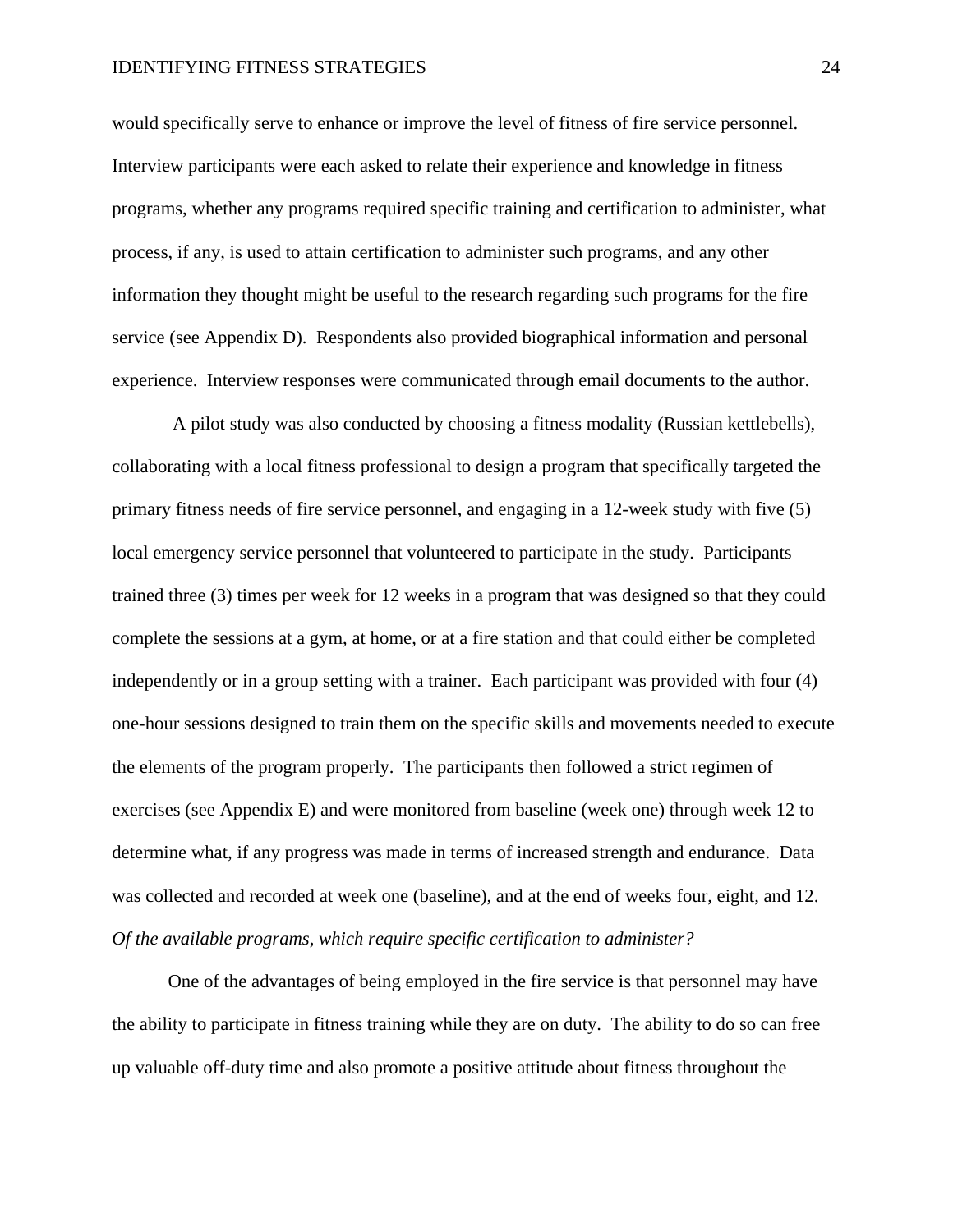would specifically serve to enhance or improve the level of fitness of fire service personnel. Interview participants were each asked to relate their experience and knowledge in fitness programs, whether any programs required specific training and certification to administer, what process, if any, is used to attain certification to administer such programs, and any other information they thought might be useful to the research regarding such programs for the fire service (see Appendix D). Respondents also provided biographical information and personal experience. Interview responses were communicated through email documents to the author.

A pilot study was also conducted by choosing a fitness modality (Russian kettlebells), collaborating with a local fitness professional to design a program that specifically targeted the primary fitness needs of fire service personnel, and engaging in a 12-week study with five (5) local emergency service personnel that volunteered to participate in the study. Participants trained three (3) times per week for 12 weeks in a program that was designed so that they could complete the sessions at a gym, at home, or at a fire station and that could either be completed independently or in a group setting with a trainer. Each participant was provided with four (4) one-hour sessions designed to train them on the specific skills and movements needed to execute the elements of the program properly. The participants then followed a strict regimen of exercises (see Appendix E) and were monitored from baseline (week one) through week 12 to determine what, if any progress was made in terms of increased strength and endurance. Data was collected and recorded at week one (baseline), and at the end of weeks four, eight, and 12.

*Of the available programs, which require specific certification to administer?*

One of the advantages of being employed in the fire service is that personnel may have the ability to participate in fitness training while they are on duty. The ability to do so can free up valuable off-duty time and also promote a positive attitude about fitness throughout the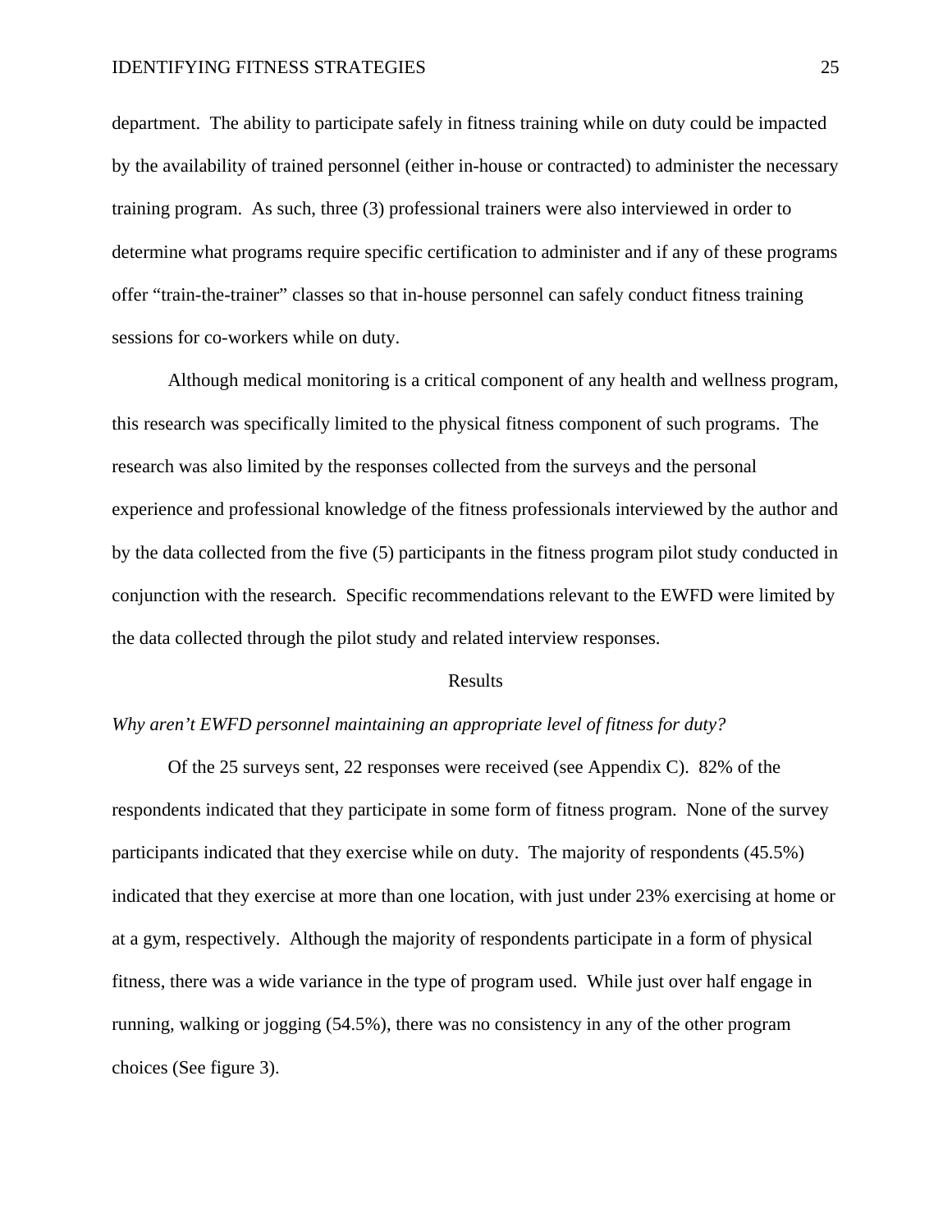department. The ability to participate safely in fitness training while on duty could be impacted by the availability of trained personnel (either in-house or contracted) to administer the necessary training program. As such, three (3) professional trainers were also interviewed in order to determine what programs require specific certification to administer and if any of these programs offer "train-the-trainer" classes so that in-house personnel can safely conduct fitness training sessions for co-workers while on duty.

Although medical monitoring is a critical component of any health and wellness program, this research was specifically limited to the physical fitness component of such programs. The research was also limited by the responses collected from the surveys and the personal experience and professional knowledge of the fitness professionals interviewed by the author and by the data collected from the five (5) participants in the fitness program pilot study conducted in conjunction with the research. Specific recommendations relevant to the EWFD were limited by the data collected through the pilot study and related interview responses.

## Results

*Why aren't EWFD personnel maintaining an appropriate level of fitness for duty?*

Of the 25 surveys sent, 22 responses were received (see Appendix C). 82% of the respondents indicated that they participate in some form of fitness program. None of the survey participants indicated that they exercise while on duty. The majority of respondents (45.5%) indicated that they exercise at more than one location, with just under 23% exercising at home or at a gym, respectively. Although the majority of respondents participate in a form of physical fitness, there was a wide variance in the type of program used. While just over half engage in running, walking or jogging (54.5%), there was no consistency in any of the other program choices (See figure 3).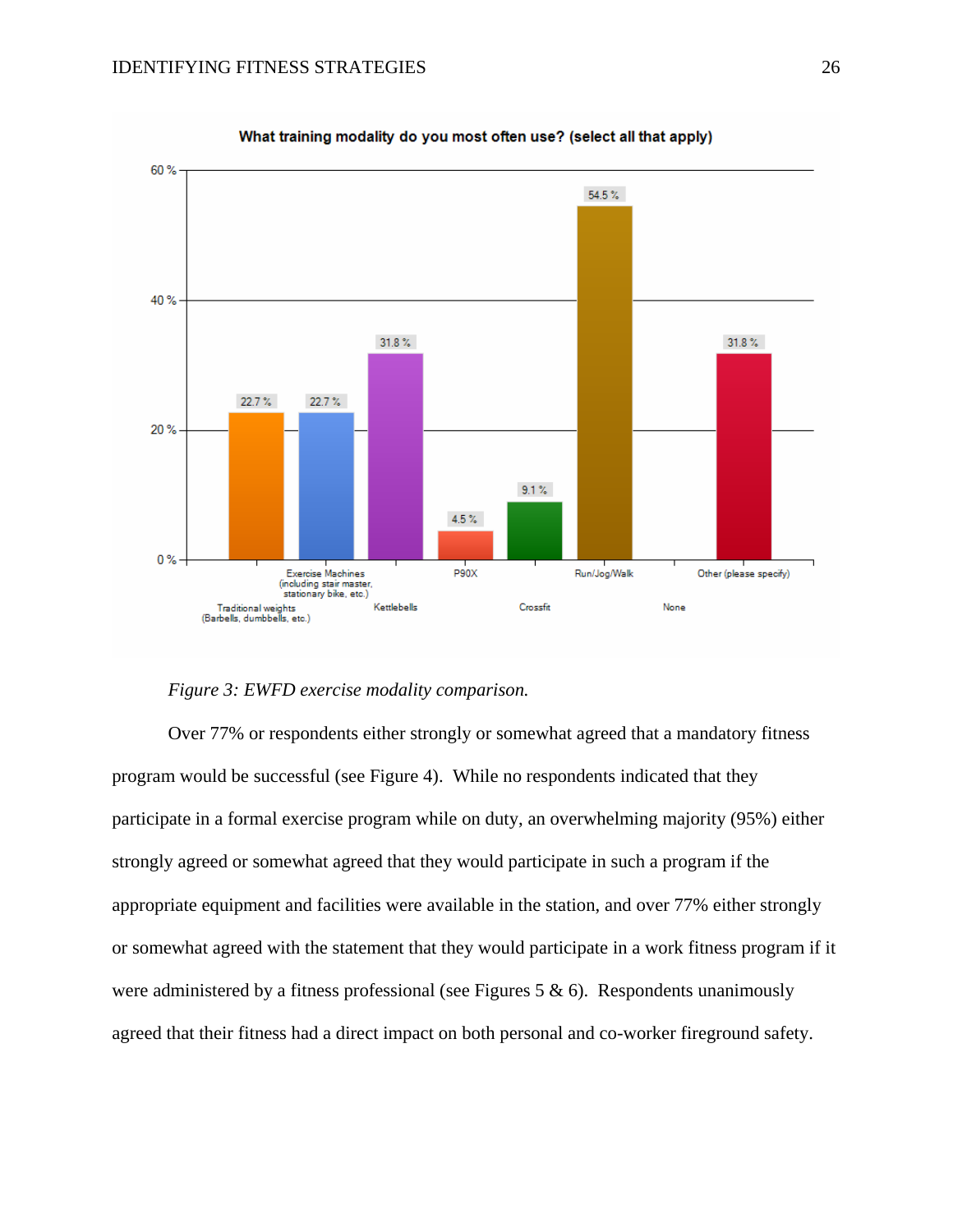What training modality do you most often use? (select all that apply)

| Modality | Percent |
|---|---|
| Traditional weights (Barbells, dumbbells, etc.) | 22.7 % |
| Exercise Machines (including stair master, stationary bike, etc.) | 22.7 % |
| Kettlebells | 31.8 % |
| P90X | 4.5 % |
| Crossfit | 9.1 % |
| Run/Jog/Walk | 54.5 % |
| None | |
| Other (please specify) | 31.8 % |

*Figure 3: EWFD exercise modality comparison.*

Over 77% or respondents either strongly or somewhat agreed that a mandatory fitness program would be successful (see Figure 4). While no respondents indicated that they participate in a formal exercise program while on duty, an overwhelming majority (95%) either strongly agreed or somewhat agreed that they would participate in such a program if the appropriate equipment and facilities were available in the station, and over 77% either strongly or somewhat agreed with the statement that they would participate in a work fitness program if it were administered by a fitness professional (see Figures 5 & 6). Respondents unanimously agreed that their fitness had a direct impact on both personal and co-worker fireground safety.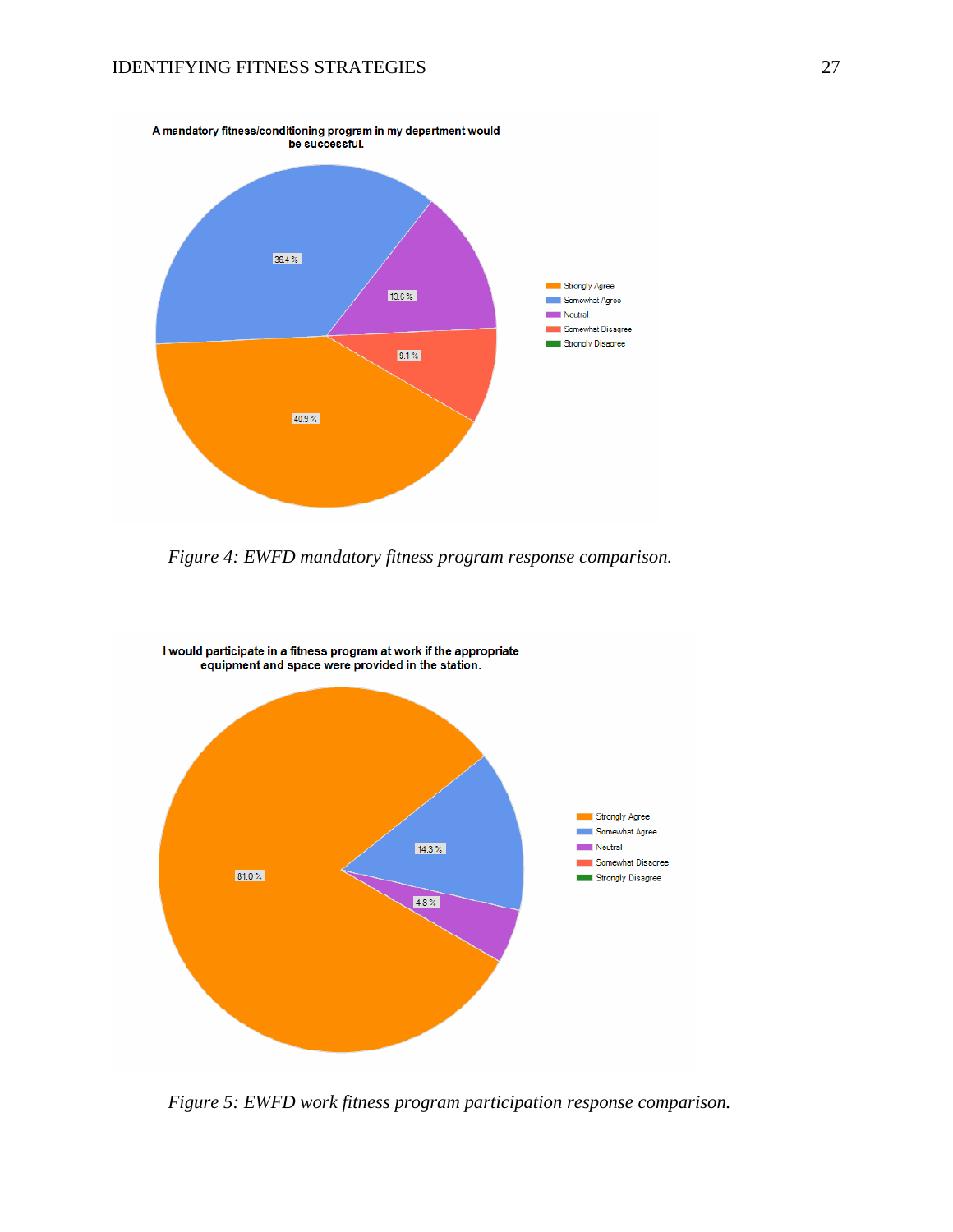A mandatory fitness/conditioning program in my department would be successful.

- Strongly Agree: 40.9 %
- Somewhat Agree: 36.4 %
- Neutral: 13.6 %
- Somewhat Disagree: 9.1 %
- Strongly Disagree

*Figure 4: EWFD mandatory fitness program response comparison.*

I would participate in a fitness program at work if the appropriate equipment and space were provided in the station.

- Strongly Agree: 81.0 %
- Somewhat Agree: 14.3 %
- Neutral: 4.8 %
- Somewhat Disagree
- Strongly Disagree

*Figure 5: EWFD work fitness program participation response comparison.*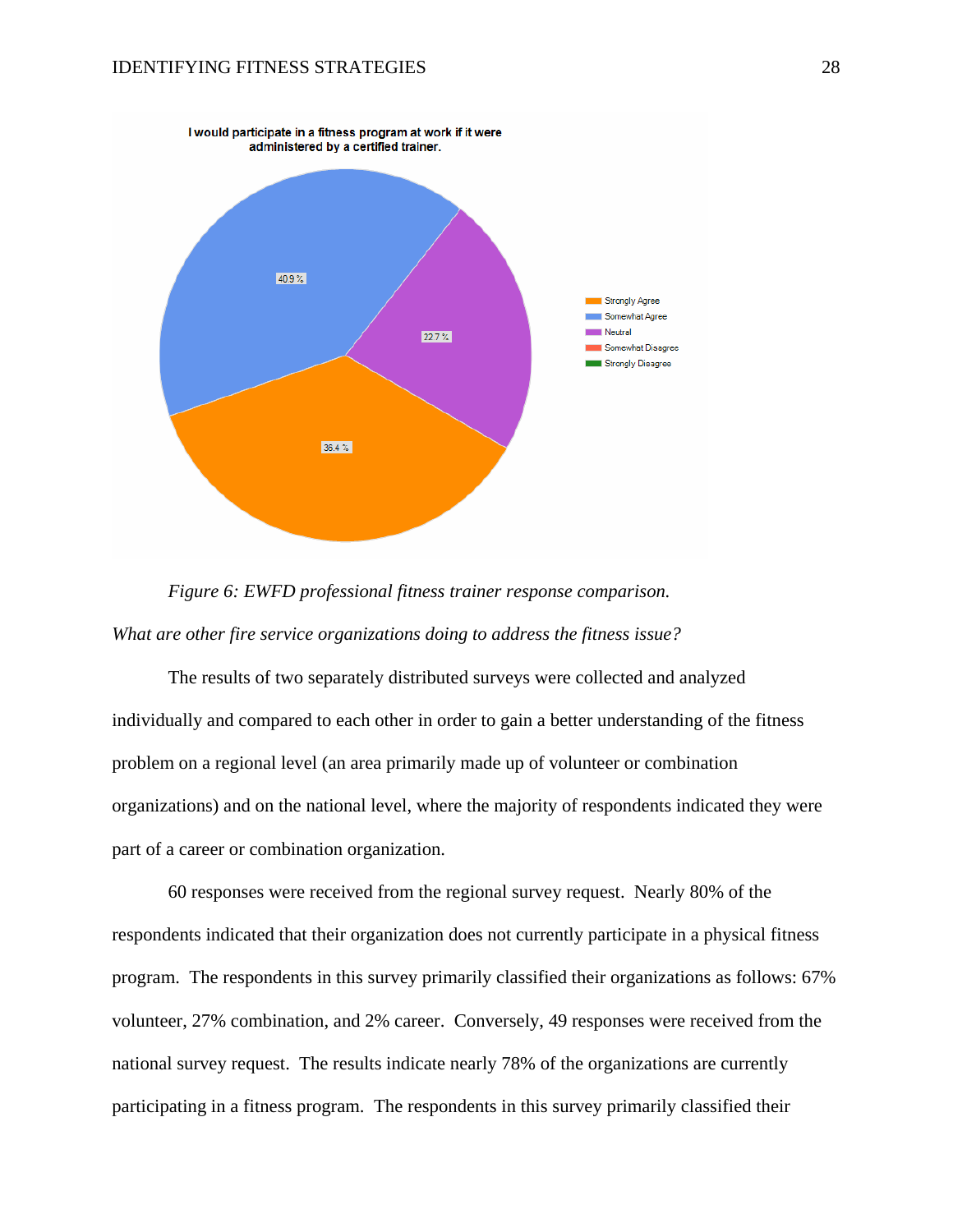*Figure 6: EWFD professional fitness trainer response comparison.*

*What are other fire service organizations doing to address the fitness issue?*

The results of two separately distributed surveys were collected and analyzed individually and compared to each other in order to gain a better understanding of the fitness problem on a regional level (an area primarily made up of volunteer or combination organizations) and on the national level, where the majority of respondents indicated they were part of a career or combination organization.

60 responses were received from the regional survey request. Nearly 80% of the respondents indicated that their organization does not currently participate in a physical fitness program. The respondents in this survey primarily classified their organizations as follows: 67% volunteer, 27% combination, and 2% career. Conversely, 49 responses were received from the national survey request. The results indicate nearly 78% of the organizations are currently participating in a fitness program. The respondents in this survey primarily classified their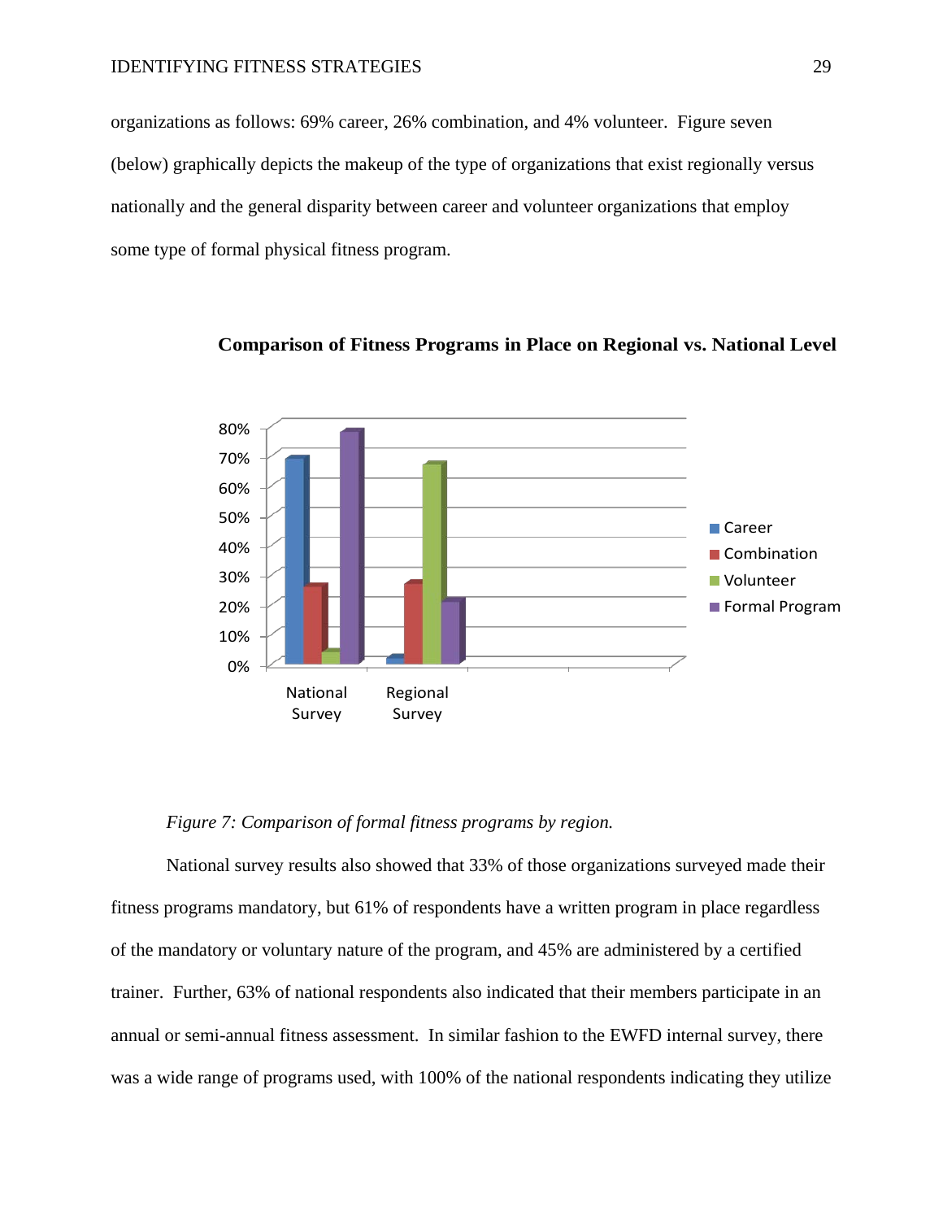organizations as follows: 69% career, 26% combination, and 4% volunteer. Figure seven (below) graphically depicts the makeup of the type of organizations that exist regionally versus nationally and the general disparity between career and volunteer organizations that employ some type of formal physical fitness program.

**Comparison of Fitness Programs in Place on Regional vs. National Level**

*Figure 7: Comparison of formal fitness programs by region.*

National survey results also showed that 33% of those organizations surveyed made their fitness programs mandatory, but 61% of respondents have a written program in place regardless of the mandatory or voluntary nature of the program, and 45% are administered by a certified trainer. Further, 63% of national respondents also indicated that their members participate in an annual or semi-annual fitness assessment. In similar fashion to the EWFD internal survey, there was a wide range of programs used, with 100% of the national respondents indicating they utilize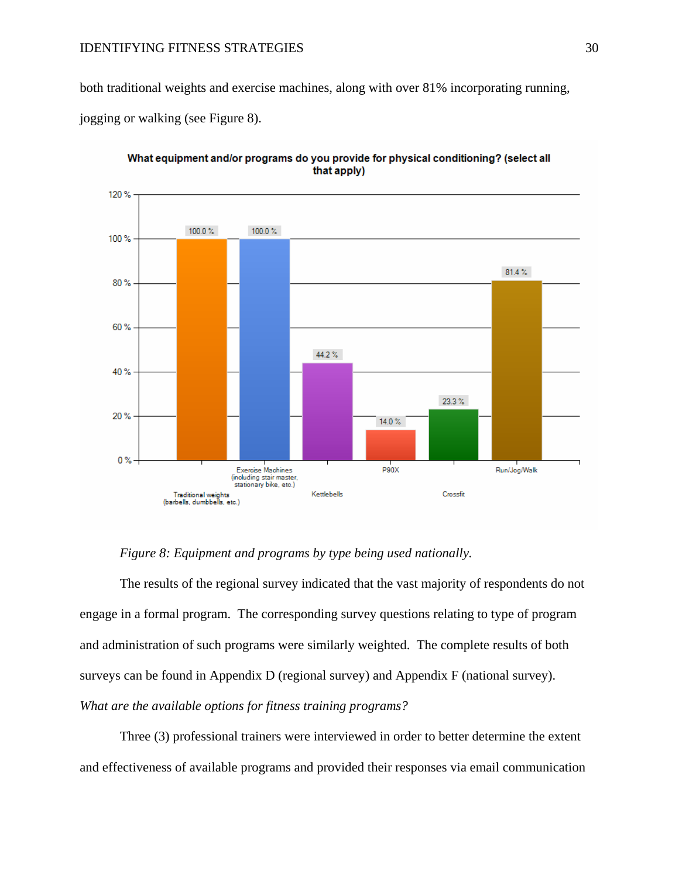both traditional weights and exercise machines, along with over 81% incorporating running, jogging or walking (see Figure 8).

*Figure 8: Equipment and programs by type being used nationally.*

The results of the regional survey indicated that the vast majority of respondents do not engage in a formal program. The corresponding survey questions relating to type of program and administration of such programs were similarly weighted. The complete results of both surveys can be found in Appendix D (regional survey) and Appendix F (national survey).

*What are the available options for fitness training programs?*

Three (3) professional trainers were interviewed in order to better determine the extent and effectiveness of available programs and provided their responses via email communication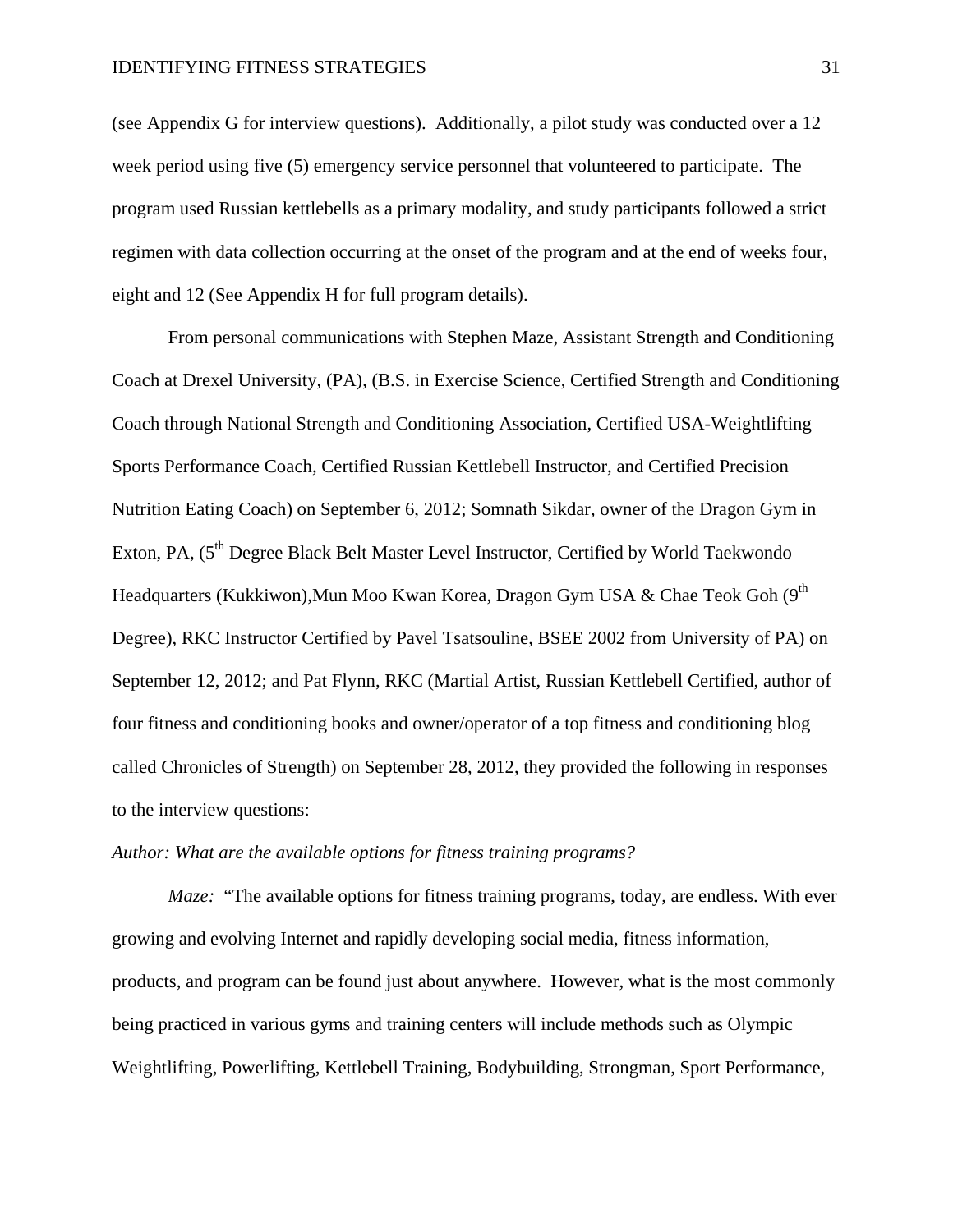(see Appendix G for interview questions). Additionally, a pilot study was conducted over a 12 week period using five (5) emergency service personnel that volunteered to participate. The program used Russian kettlebells as a primary modality, and study participants followed a strict regimen with data collection occurring at the onset of the program and at the end of weeks four, eight and 12 (See Appendix H for full program details).

From personal communications with Stephen Maze, Assistant Strength and Conditioning Coach at Drexel University, (PA), (B.S. in Exercise Science, Certified Strength and Conditioning Coach through National Strength and Conditioning Association, Certified USA-Weightlifting Sports Performance Coach, Certified Russian Kettlebell Instructor, and Certified Precision Nutrition Eating Coach) on September 6, 2012; Somnath Sikdar, owner of the Dragon Gym in Exton, PA, (5th Degree Black Belt Master Level Instructor, Certified by World Taekwondo Headquarters (Kukkiwon),Mun Moo Kwan Korea, Dragon Gym USA & Chae Teok Goh (9th Degree), RKC Instructor Certified by Pavel Tsatsouline, BSEE 2002 from University of PA) on September 12, 2012; and Pat Flynn, RKC (Martial Artist, Russian Kettlebell Certified, author of four fitness and conditioning books and owner/operator of a top fitness and conditioning blog called Chronicles of Strength) on September 28, 2012, they provided the following in responses to the interview questions:

*Author: What are the available options for fitness training programs?*

*Maze:* "The available options for fitness training programs, today, are endless. With ever growing and evolving Internet and rapidly developing social media, fitness information, products, and program can be found just about anywhere. However, what is the most commonly being practiced in various gyms and training centers will include methods such as Olympic Weightlifting, Powerlifting, Kettlebell Training, Bodybuilding, Strongman, Sport Performance,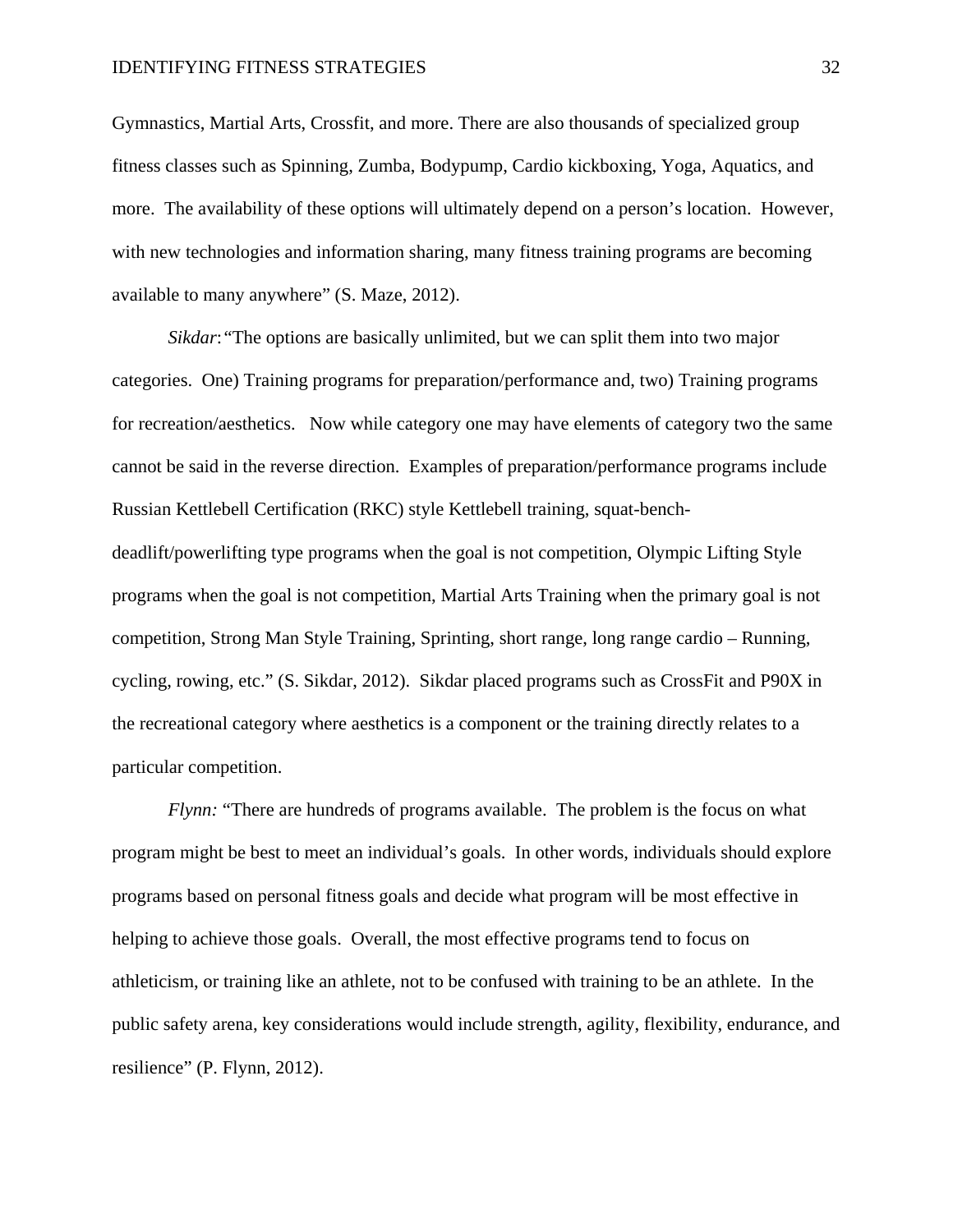Gymnastics, Martial Arts, Crossfit, and more. There are also thousands of specialized group fitness classes such as Spinning, Zumba, Bodypump, Cardio kickboxing, Yoga, Aquatics, and more. The availability of these options will ultimately depend on a person's location. However, with new technologies and information sharing, many fitness training programs are becoming available to many anywhere" (S. Maze, 2012).

*Sikdar*: "The options are basically unlimited, but we can split them into two major categories. One) Training programs for preparation/performance and, two) Training programs for recreation/aesthetics. Now while category one may have elements of category two the same cannot be said in the reverse direction. Examples of preparation/performance programs include Russian Kettlebell Certification (RKC) style Kettlebell training, squat-bench-deadlift/powerlifting type programs when the goal is not competition, Olympic Lifting Style programs when the goal is not competition, Martial Arts Training when the primary goal is not competition, Strong Man Style Training, Sprinting, short range, long range cardio – Running, cycling, rowing, etc." (S. Sikdar, 2012). Sikdar placed programs such as CrossFit and P90X in the recreational category where aesthetics is a component or the training directly relates to a particular competition.

*Flynn:* "There are hundreds of programs available. The problem is the focus on what program might be best to meet an individual's goals. In other words, individuals should explore programs based on personal fitness goals and decide what program will be most effective in helping to achieve those goals. Overall, the most effective programs tend to focus on athleticism, or training like an athlete, not to be confused with training to be an athlete. In the public safety arena, key considerations would include strength, agility, flexibility, endurance, and resilience" (P. Flynn, 2012).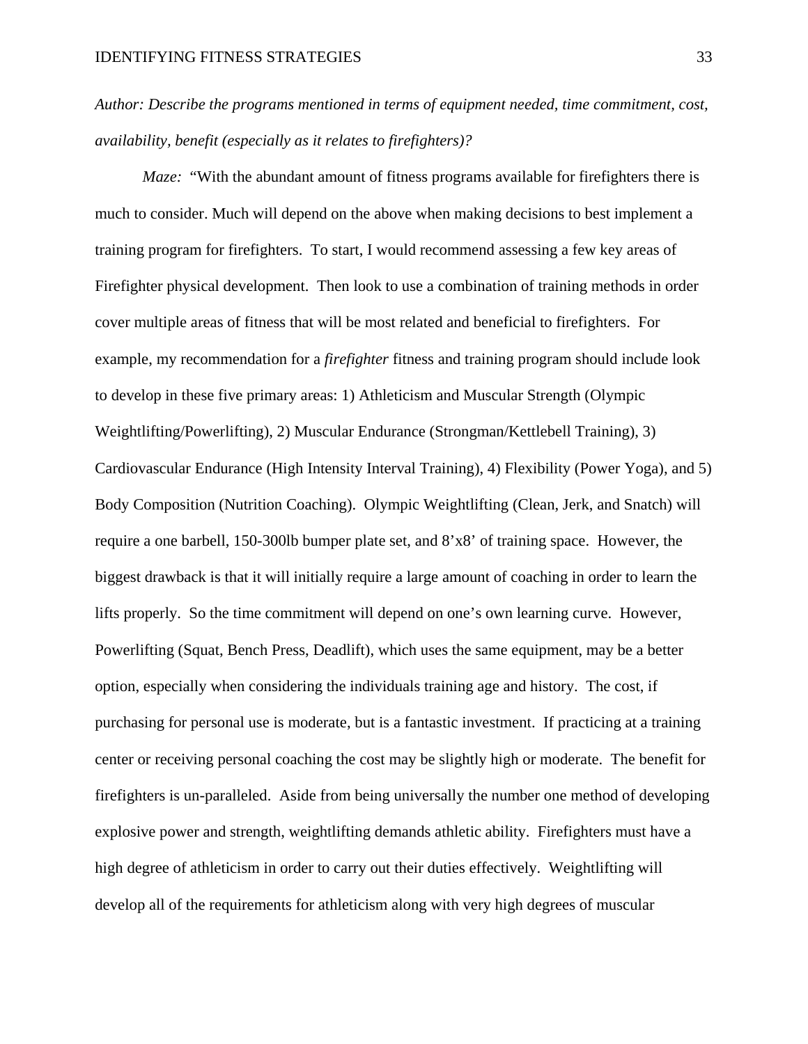*Author: Describe the programs mentioned in terms of equipment needed, time commitment, cost, availability, benefit (especially as it relates to firefighters)?*

*Maze:* "With the abundant amount of fitness programs available for firefighters there is much to consider. Much will depend on the above when making decisions to best implement a training program for firefighters. To start, I would recommend assessing a few key areas of Firefighter physical development. Then look to use a combination of training methods in order cover multiple areas of fitness that will be most related and beneficial to firefighters. For example, my recommendation for a *firefighter* fitness and training program should include look to develop in these five primary areas: 1) Athleticism and Muscular Strength (Olympic Weightlifting/Powerlifting), 2) Muscular Endurance (Strongman/Kettlebell Training), 3) Cardiovascular Endurance (High Intensity Interval Training), 4) Flexibility (Power Yoga), and 5) Body Composition (Nutrition Coaching). Olympic Weightlifting (Clean, Jerk, and Snatch) will require a one barbell, 150-300lb bumper plate set, and 8'x8' of training space. However, the biggest drawback is that it will initially require a large amount of coaching in order to learn the lifts properly. So the time commitment will depend on one's own learning curve. However, Powerlifting (Squat, Bench Press, Deadlift), which uses the same equipment, may be a better option, especially when considering the individuals training age and history. The cost, if purchasing for personal use is moderate, but is a fantastic investment. If practicing at a training center or receiving personal coaching the cost may be slightly high or moderate. The benefit for firefighters is un-paralleled. Aside from being universally the number one method of developing explosive power and strength, weightlifting demands athletic ability. Firefighters must have a high degree of athleticism in order to carry out their duties effectively. Weightlifting will develop all of the requirements for athleticism along with very high degrees of muscular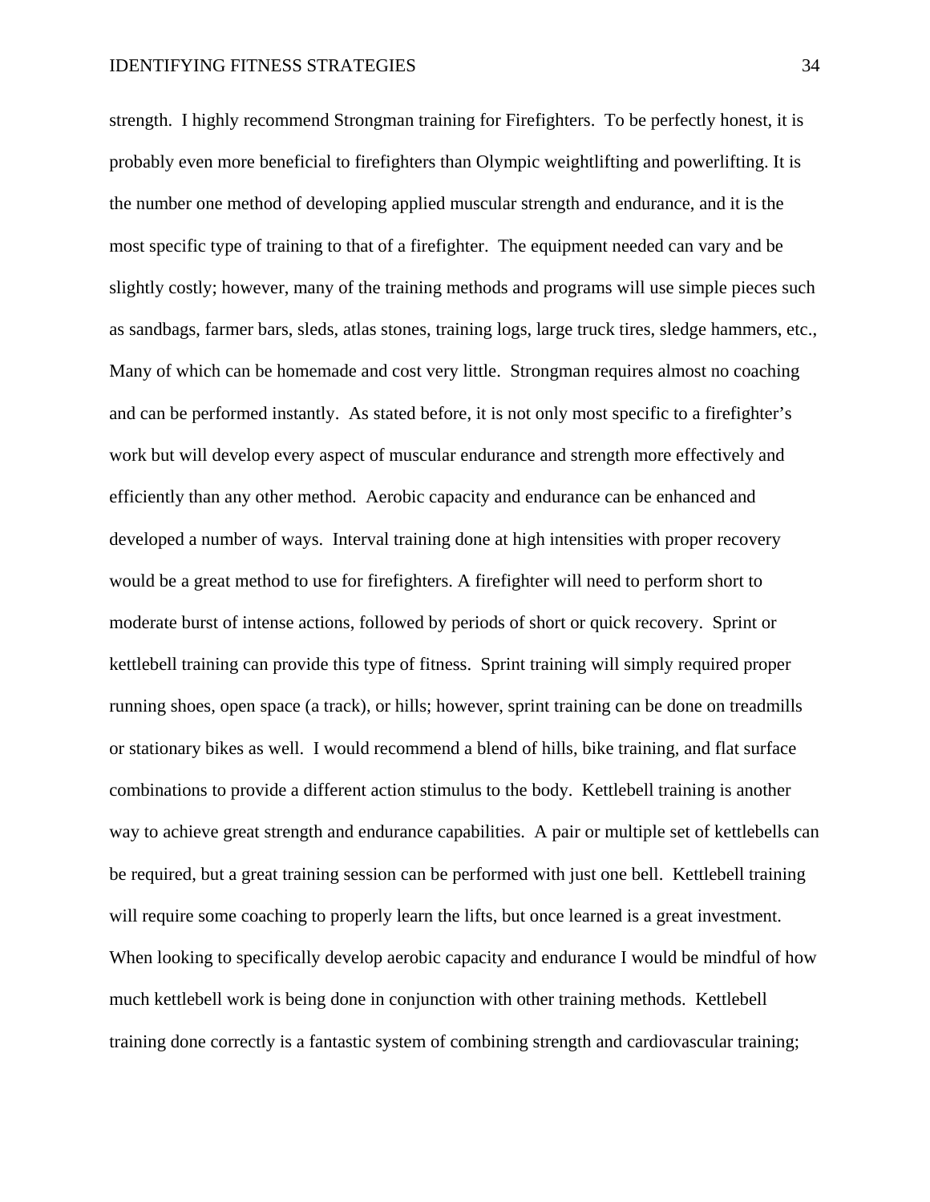strength. I highly recommend Strongman training for Firefighters. To be perfectly honest, it is probably even more beneficial to firefighters than Olympic weightlifting and powerlifting. It is the number one method of developing applied muscular strength and endurance, and it is the most specific type of training to that of a firefighter. The equipment needed can vary and be slightly costly; however, many of the training methods and programs will use simple pieces such as sandbags, farmer bars, sleds, atlas stones, training logs, large truck tires, sledge hammers, etc., Many of which can be homemade and cost very little. Strongman requires almost no coaching and can be performed instantly. As stated before, it is not only most specific to a firefighter's work but will develop every aspect of muscular endurance and strength more effectively and efficiently than any other method. Aerobic capacity and endurance can be enhanced and developed a number of ways. Interval training done at high intensities with proper recovery would be a great method to use for firefighters. A firefighter will need to perform short to moderate burst of intense actions, followed by periods of short or quick recovery. Sprint or kettlebell training can provide this type of fitness. Sprint training will simply required proper running shoes, open space (a track), or hills; however, sprint training can be done on treadmills or stationary bikes as well. I would recommend a blend of hills, bike training, and flat surface combinations to provide a different action stimulus to the body. Kettlebell training is another way to achieve great strength and endurance capabilities. A pair or multiple set of kettlebells can be required, but a great training session can be performed with just one bell. Kettlebell training will require some coaching to properly learn the lifts, but once learned is a great investment. When looking to specifically develop aerobic capacity and endurance I would be mindful of how much kettlebell work is being done in conjunction with other training methods. Kettlebell training done correctly is a fantastic system of combining strength and cardiovascular training;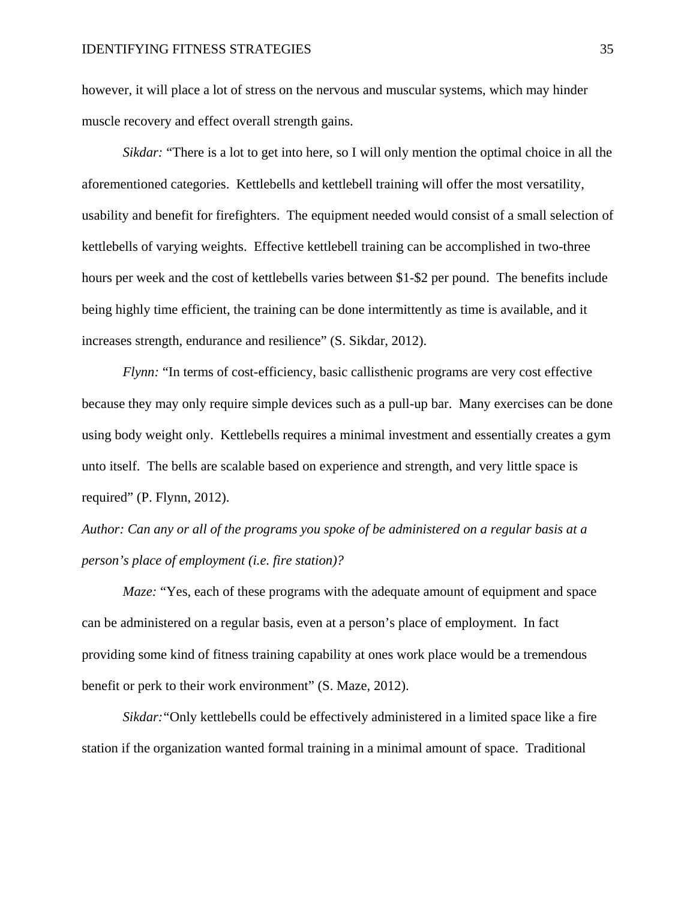however, it will place a lot of stress on the nervous and muscular systems, which may hinder muscle recovery and effect overall strength gains.

*Sikdar:* “There is a lot to get into here, so I will only mention the optimal choice in all the aforementioned categories. Kettlebells and kettlebell training will offer the most versatility, usability and benefit for firefighters. The equipment needed would consist of a small selection of kettlebells of varying weights. Effective kettlebell training can be accomplished in two-three hours per week and the cost of kettlebells varies between $1-$2 per pound. The benefits include being highly time efficient, the training can be done intermittently as time is available, and it increases strength, endurance and resilience” (S. Sikdar, 2012).

*Flynn:* “In terms of cost-efficiency, basic callisthenic programs are very cost effective because they may only require simple devices such as a pull-up bar. Many exercises can be done using body weight only. Kettlebells requires a minimal investment and essentially creates a gym unto itself. The bells are scalable based on experience and strength, and very little space is required” (P. Flynn, 2012).

*Author: Can any or all of the programs you spoke of be administered on a regular basis at a person’s place of employment (i.e. fire station)?*

*Maze:* “Yes, each of these programs with the adequate amount of equipment and space can be administered on a regular basis, even at a person’s place of employment. In fact providing some kind of fitness training capability at ones work place would be a tremendous benefit or perk to their work environment” (S. Maze, 2012).

*Sikdar:* “Only kettlebells could be effectively administered in a limited space like a fire station if the organization wanted formal training in a minimal amount of space. Traditional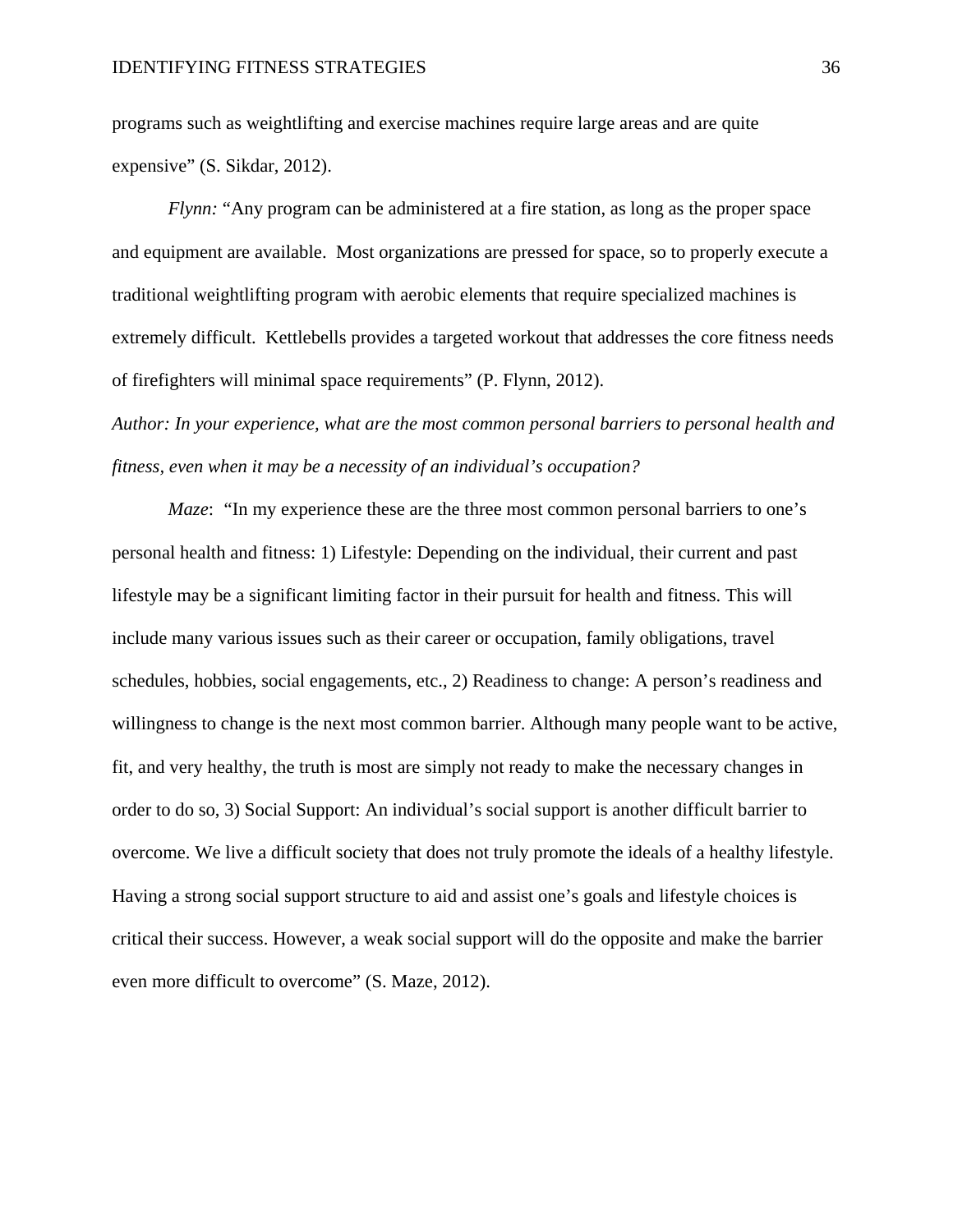programs such as weightlifting and exercise machines require large areas and are quite expensive" (S. Sikdar, 2012).

*Flynn:* "Any program can be administered at a fire station, as long as the proper space and equipment are available.  Most organizations are pressed for space, so to properly execute a traditional weightlifting program with aerobic elements that require specialized machines is extremely difficult.  Kettlebells provides a targeted workout that addresses the core fitness needs of firefighters will minimal space requirements" (P. Flynn, 2012).

*Author: In your experience, what are the most common personal barriers to personal health and fitness, even when it may be a necessity of an individual's occupation?*

*Maze*:  "In my experience these are the three most common personal barriers to one's personal health and fitness: 1) Lifestyle: Depending on the individual, their current and past lifestyle may be a significant limiting factor in their pursuit for health and fitness. This will include many various issues such as their career or occupation, family obligations, travel schedules, hobbies, social engagements, etc., 2) Readiness to change: A person's readiness and willingness to change is the next most common barrier. Although many people want to be active, fit, and very healthy, the truth is most are simply not ready to make the necessary changes in order to do so, 3) Social Support: An individual's social support is another difficult barrier to overcome. We live a difficult society that does not truly promote the ideals of a healthy lifestyle. Having a strong social support structure to aid and assist one's goals and lifestyle choices is critical their success. However, a weak social support will do the opposite and make the barrier even more difficult to overcome" (S. Maze, 2012).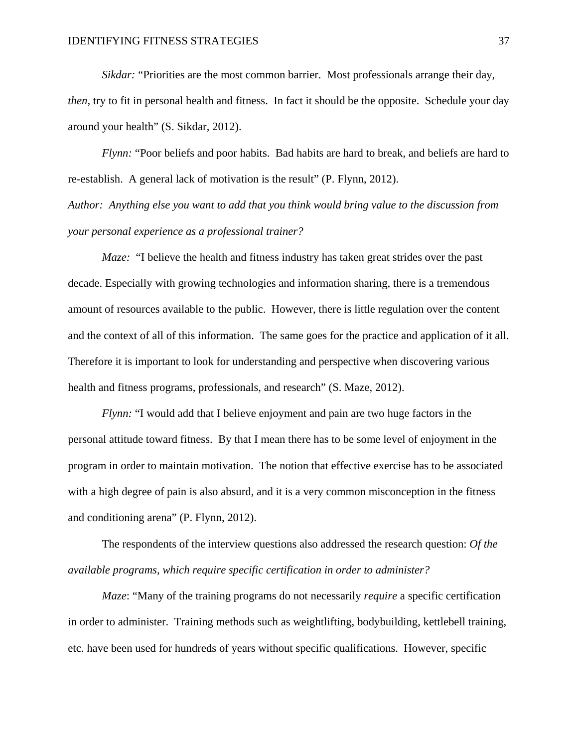*Sikdar:* "Priorities are the most common barrier. Most professionals arrange their day, *then,* try to fit in personal health and fitness. In fact it should be the opposite. Schedule your day around your health" (S. Sikdar, 2012).

*Flynn:* "Poor beliefs and poor habits. Bad habits are hard to break, and beliefs are hard to re-establish. A general lack of motivation is the result" (P. Flynn, 2012).

*Author: Anything else you want to add that you think would bring value to the discussion from your personal experience as a professional trainer?*

*Maze:* "I believe the health and fitness industry has taken great strides over the past decade. Especially with growing technologies and information sharing, there is a tremendous amount of resources available to the public. However, there is little regulation over the content and the context of all of this information. The same goes for the practice and application of it all. Therefore it is important to look for understanding and perspective when discovering various health and fitness programs, professionals, and research" (S. Maze, 2012).

*Flynn:* "I would add that I believe enjoyment and pain are two huge factors in the personal attitude toward fitness. By that I mean there has to be some level of enjoyment in the program in order to maintain motivation. The notion that effective exercise has to be associated with a high degree of pain is also absurd, and it is a very common misconception in the fitness and conditioning arena" (P. Flynn, 2012).

The respondents of the interview questions also addressed the research question: *Of the available programs, which require specific certification in order to administer?*

*Maze*: "Many of the training programs do not necessarily *require* a specific certification in order to administer. Training methods such as weightlifting, bodybuilding, kettlebell training, etc. have been used for hundreds of years without specific qualifications. However, specific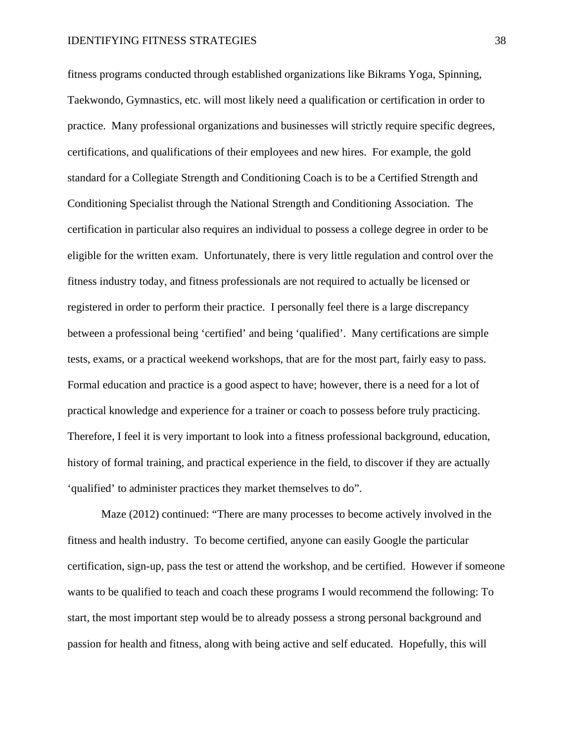fitness programs conducted through established organizations like Bikrams Yoga, Spinning, Taekwondo, Gymnastics, etc. will most likely need a qualification or certification in order to practice. Many professional organizations and businesses will strictly require specific degrees, certifications, and qualifications of their employees and new hires. For example, the gold standard for a Collegiate Strength and Conditioning Coach is to be a Certified Strength and Conditioning Specialist through the National Strength and Conditioning Association. The certification in particular also requires an individual to possess a college degree in order to be eligible for the written exam. Unfortunately, there is very little regulation and control over the fitness industry today, and fitness professionals are not required to actually be licensed or registered in order to perform their practice. I personally feel there is a large discrepancy between a professional being 'certified' and being 'qualified'. Many certifications are simple tests, exams, or a practical weekend workshops, that are for the most part, fairly easy to pass. Formal education and practice is a good aspect to have; however, there is a need for a lot of practical knowledge and experience for a trainer or coach to possess before truly practicing. Therefore, I feel it is very important to look into a fitness professional background, education, history of formal training, and practical experience in the field, to discover if they are actually 'qualified' to administer practices they market themselves to do".

Maze (2012) continued: "There are many processes to become actively involved in the fitness and health industry. To become certified, anyone can easily Google the particular certification, sign-up, pass the test or attend the workshop, and be certified. However if someone wants to be qualified to teach and coach these programs I would recommend the following: To start, the most important step would be to already possess a strong personal background and passion for health and fitness, along with being active and self educated. Hopefully, this will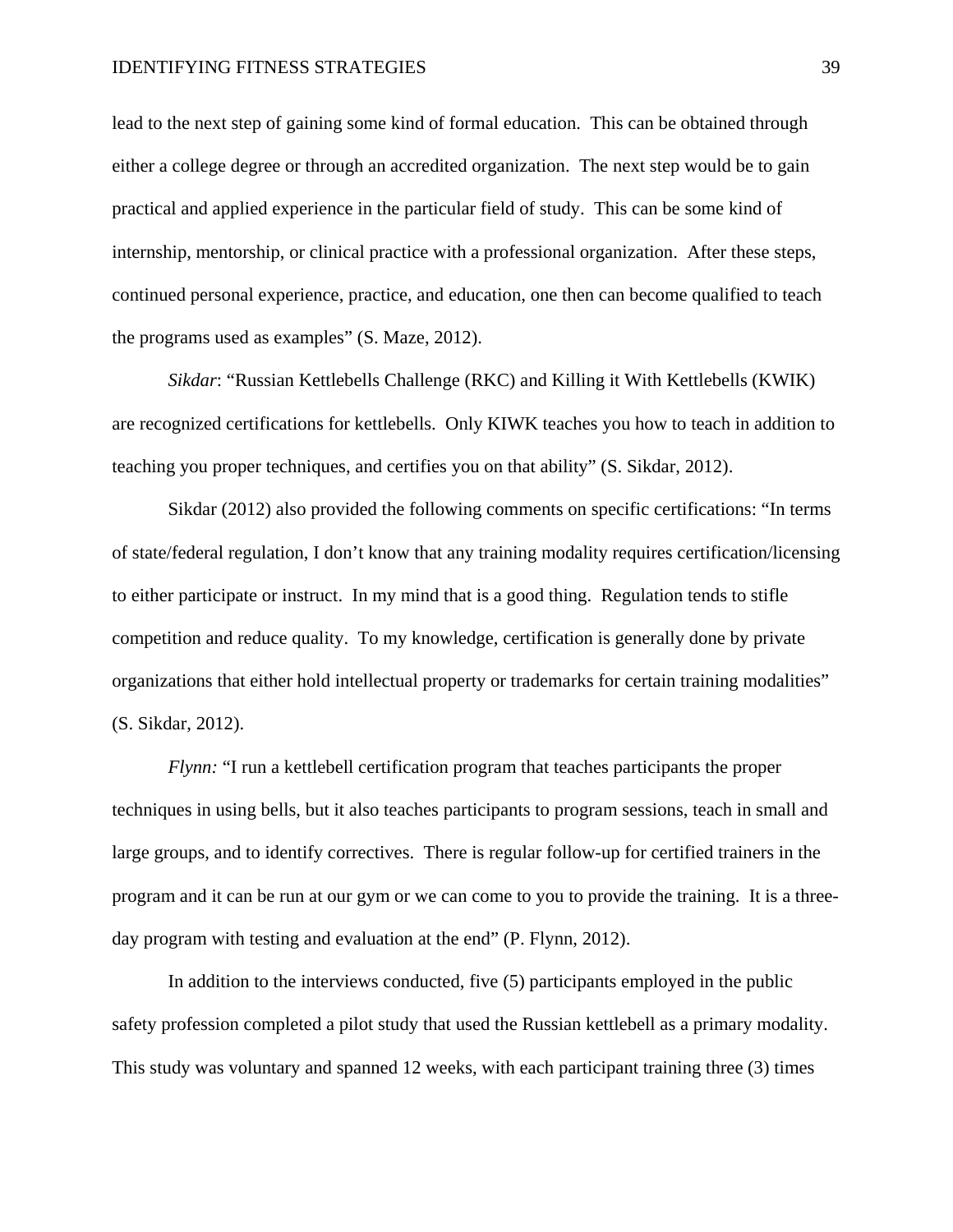lead to the next step of gaining some kind of formal education. This can be obtained through either a college degree or through an accredited organization. The next step would be to gain practical and applied experience in the particular field of study. This can be some kind of internship, mentorship, or clinical practice with a professional organization. After these steps, continued personal experience, practice, and education, one then can become qualified to teach the programs used as examples" (S. Maze, 2012).

*Sikdar*: "Russian Kettlebells Challenge (RKC) and Killing it With Kettlebells (KWIK) are recognized certifications for kettlebells. Only KIWK teaches you how to teach in addition to teaching you proper techniques, and certifies you on that ability" (S. Sikdar, 2012).

Sikdar (2012) also provided the following comments on specific certifications: "In terms of state/federal regulation, I don't know that any training modality requires certification/licensing to either participate or instruct. In my mind that is a good thing. Regulation tends to stifle competition and reduce quality. To my knowledge, certification is generally done by private organizations that either hold intellectual property or trademarks for certain training modalities" (S. Sikdar, 2012).

*Flynn:* "I run a kettlebell certification program that teaches participants the proper techniques in using bells, but it also teaches participants to program sessions, teach in small and large groups, and to identify correctives. There is regular follow-up for certified trainers in the program and it can be run at our gym or we can come to you to provide the training. It is a three-day program with testing and evaluation at the end" (P. Flynn, 2012).

In addition to the interviews conducted, five (5) participants employed in the public safety profession completed a pilot study that used the Russian kettlebell as a primary modality. This study was voluntary and spanned 12 weeks, with each participant training three (3) times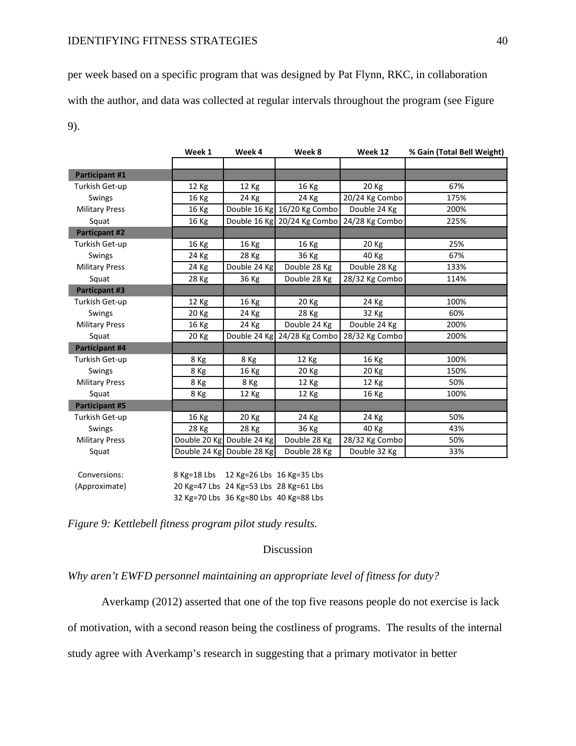per week based on a specific program that was designed by Pat Flynn, RKC, in collaboration with the author, and data was collected at regular intervals throughout the program (see Figure 9).

| | Week 1 | Week 4 | Week 8 | Week 12 | % Gain (Total Bell Weight) |
|---|---|---|---|---|---|
| **Participant #1** | | | | | |
| Turkish Get-up | 12 Kg | 12 Kg | 16 Kg | 20 Kg | 67% |
| Swings | 16 Kg | 24 Kg | 24 Kg | 20/24 Kg Combo | 175% |
| Military Press | 16 Kg | Double 16 Kg | 16/20 Kg Combo | Double 24 Kg | 200% |
| Squat | 16 Kg | Double 16 Kg | 20/24 Kg Combo | 24/28 Kg Combo | 225% |
| **Particpant #2** | | | | | |
| Turkish Get-up | 16 Kg | 16 Kg | 16 Kg | 20 Kg | 25% |
| Swings | 24 Kg | 28 Kg | 36 Kg | 40 Kg | 67% |
| Military Press | 24 Kg | Double 24 Kg | Double 28 Kg | Double 28 Kg | 133% |
| Squat | 28 Kg | 36 Kg | Double 28 Kg | 28/32 Kg Combo | 114% |
| **Particpant #3** | | | | | |
| Turkish Get-up | 12 Kg | 16 Kg | 20 Kg | 24 Kg | 100% |
| Swings | 20 Kg | 24 Kg | 28 Kg | 32 Kg | 60% |
| Military Press | 16 Kg | 24 Kg | Double 24 Kg | Double 24 Kg | 200% |
| Squat | 20 Kg | Double 24 Kg | 24/28 Kg Combo | 28/32 Kg Combo | 200% |
| **Participant #4** | | | | | |
| Turkish Get-up | 8 Kg | 8 Kg | 12 Kg | 16 Kg | 100% |
| Swings | 8 Kg | 16 Kg | 20 Kg | 20 Kg | 150% |
| Military Press | 8 Kg | 8 Kg | 12 Kg | 12 Kg | 50% |
| Squat | 8 Kg | 12 Kg | 12 Kg | 16 Kg | 100% |
| **Participant #5** | | | | | |
| Turkish Get-up | 16 Kg | 20 Kg | 24 Kg | 24 Kg | 50% |
| Swings | 28 Kg | 28 Kg | 36 Kg | 40 Kg | 43% |
| Military Press | Double 20 Kg | Double 24 Kg | Double 28 Kg | 28/32 Kg Combo | 50% |
| Squat | Double 24 Kg | Double 28 Kg | Double 28 Kg | Double 32 Kg | 33% |

Conversions: (Approximate)
8 Kg=18 Lbs 12 Kg=26 Lbs 16 Kg=35 Lbs
20 Kg=47 Lbs 24 Kg=53 Lbs 28 Kg=61 Lbs
32 Kg=70 Lbs 36 Kg=80 Lbs 40 Kg=88 Lbs

*Figure 9: Kettlebell fitness program pilot study results.*

## Discussion

*Why aren't EWFD personnel maintaining an appropriate level of fitness for duty?*

Averkamp (2012) asserted that one of the top five reasons people do not exercise is lack of motivation, with a second reason being the costliness of programs. The results of the internal study agree with Averkamp's research in suggesting that a primary motivator in better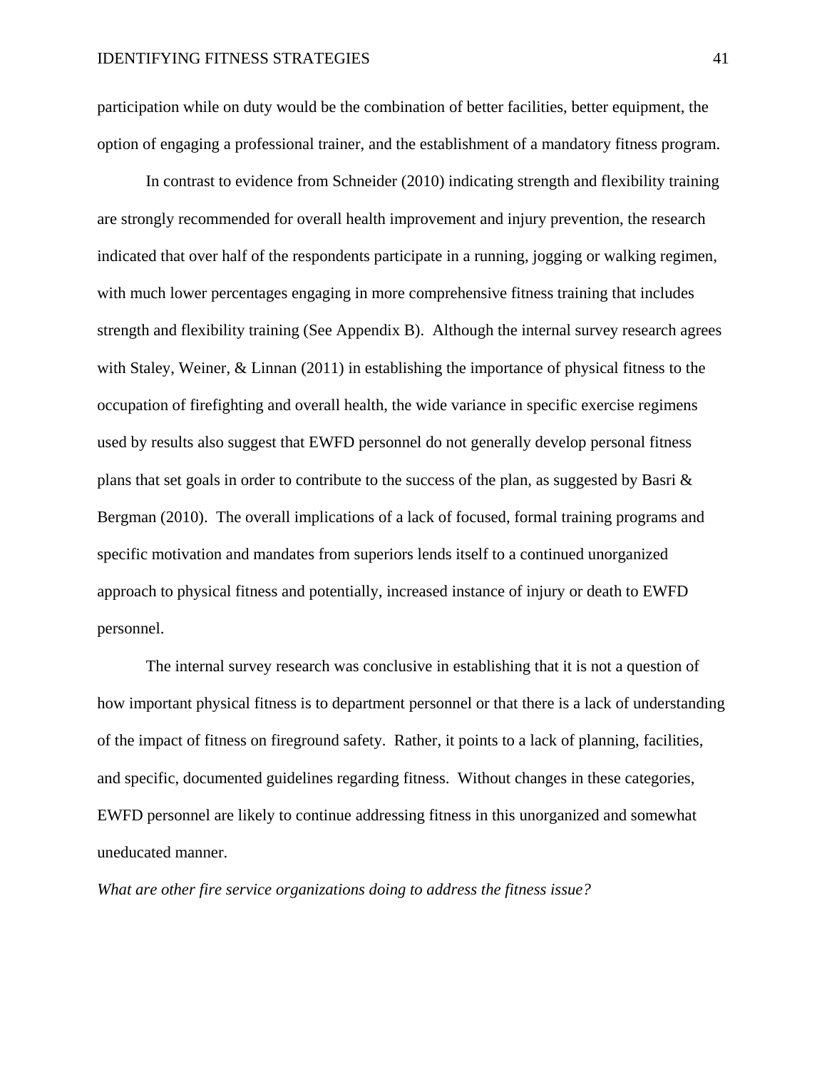participation while on duty would be the combination of better facilities, better equipment, the option of engaging a professional trainer, and the establishment of a mandatory fitness program.

In contrast to evidence from Schneider (2010) indicating strength and flexibility training are strongly recommended for overall health improvement and injury prevention, the research indicated that over half of the respondents participate in a running, jogging or walking regimen, with much lower percentages engaging in more comprehensive fitness training that includes strength and flexibility training (See Appendix B). Although the internal survey research agrees with Staley, Weiner, & Linnan (2011) in establishing the importance of physical fitness to the occupation of firefighting and overall health, the wide variance in specific exercise regimens used by results also suggest that EWFD personnel do not generally develop personal fitness plans that set goals in order to contribute to the success of the plan, as suggested by Basri & Bergman (2010). The overall implications of a lack of focused, formal training programs and specific motivation and mandates from superiors lends itself to a continued unorganized approach to physical fitness and potentially, increased instance of injury or death to EWFD personnel.

The internal survey research was conclusive in establishing that it is not a question of how important physical fitness is to department personnel or that there is a lack of understanding of the impact of fitness on fireground safety. Rather, it points to a lack of planning, facilities, and specific, documented guidelines regarding fitness. Without changes in these categories, EWFD personnel are likely to continue addressing fitness in this unorganized and somewhat uneducated manner.

*What are other fire service organizations doing to address the fitness issue?*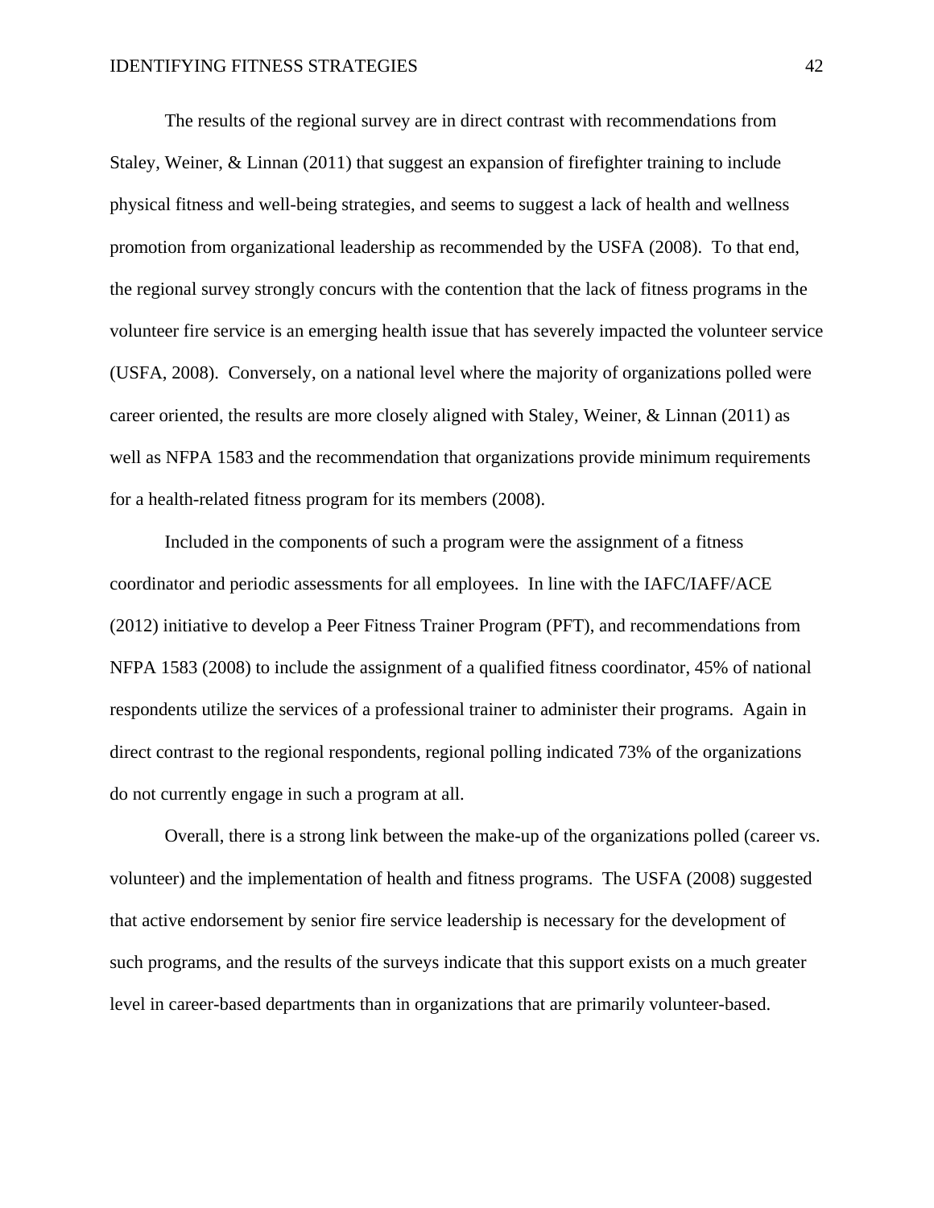The results of the regional survey are in direct contrast with recommendations from Staley, Weiner, & Linnan (2011) that suggest an expansion of firefighter training to include physical fitness and well-being strategies, and seems to suggest a lack of health and wellness promotion from organizational leadership as recommended by the USFA (2008). To that end, the regional survey strongly concurs with the contention that the lack of fitness programs in the volunteer fire service is an emerging health issue that has severely impacted the volunteer service (USFA, 2008). Conversely, on a national level where the majority of organizations polled were career oriented, the results are more closely aligned with Staley, Weiner, & Linnan (2011) as well as NFPA 1583 and the recommendation that organizations provide minimum requirements for a health-related fitness program for its members (2008).

Included in the components of such a program were the assignment of a fitness coordinator and periodic assessments for all employees. In line with the IAFC/IAFF/ACE (2012) initiative to develop a Peer Fitness Trainer Program (PFT), and recommendations from NFPA 1583 (2008) to include the assignment of a qualified fitness coordinator, 45% of national respondents utilize the services of a professional trainer to administer their programs. Again in direct contrast to the regional respondents, regional polling indicated 73% of the organizations do not currently engage in such a program at all.

Overall, there is a strong link between the make-up of the organizations polled (career vs. volunteer) and the implementation of health and fitness programs. The USFA (2008) suggested that active endorsement by senior fire service leadership is necessary for the development of such programs, and the results of the surveys indicate that this support exists on a much greater level in career-based departments than in organizations that are primarily volunteer-based.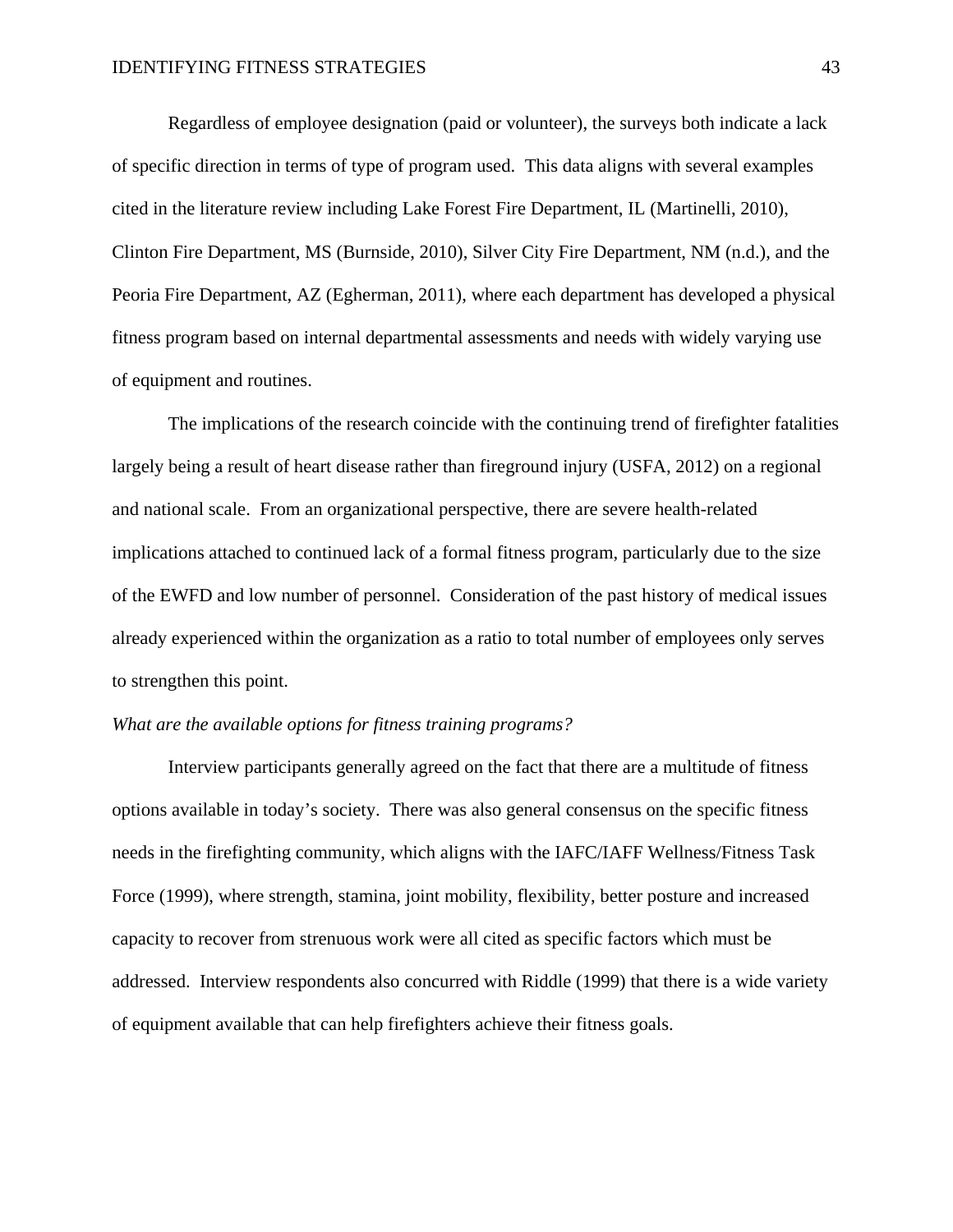Regardless of employee designation (paid or volunteer), the surveys both indicate a lack of specific direction in terms of type of program used. This data aligns with several examples cited in the literature review including Lake Forest Fire Department, IL (Martinelli, 2010), Clinton Fire Department, MS (Burnside, 2010), Silver City Fire Department, NM (n.d.), and the Peoria Fire Department, AZ (Egherman, 2011), where each department has developed a physical fitness program based on internal departmental assessments and needs with widely varying use of equipment and routines.

The implications of the research coincide with the continuing trend of firefighter fatalities largely being a result of heart disease rather than fireground injury (USFA, 2012) on a regional and national scale. From an organizational perspective, there are severe health-related implications attached to continued lack of a formal fitness program, particularly due to the size of the EWFD and low number of personnel. Consideration of the past history of medical issues already experienced within the organization as a ratio to total number of employees only serves to strengthen this point.

*What are the available options for fitness training programs?*

Interview participants generally agreed on the fact that there are a multitude of fitness options available in today's society. There was also general consensus on the specific fitness needs in the firefighting community, which aligns with the IAFC/IAFF Wellness/Fitness Task Force (1999), where strength, stamina, joint mobility, flexibility, better posture and increased capacity to recover from strenuous work were all cited as specific factors which must be addressed. Interview respondents also concurred with Riddle (1999) that there is a wide variety of equipment available that can help firefighters achieve their fitness goals.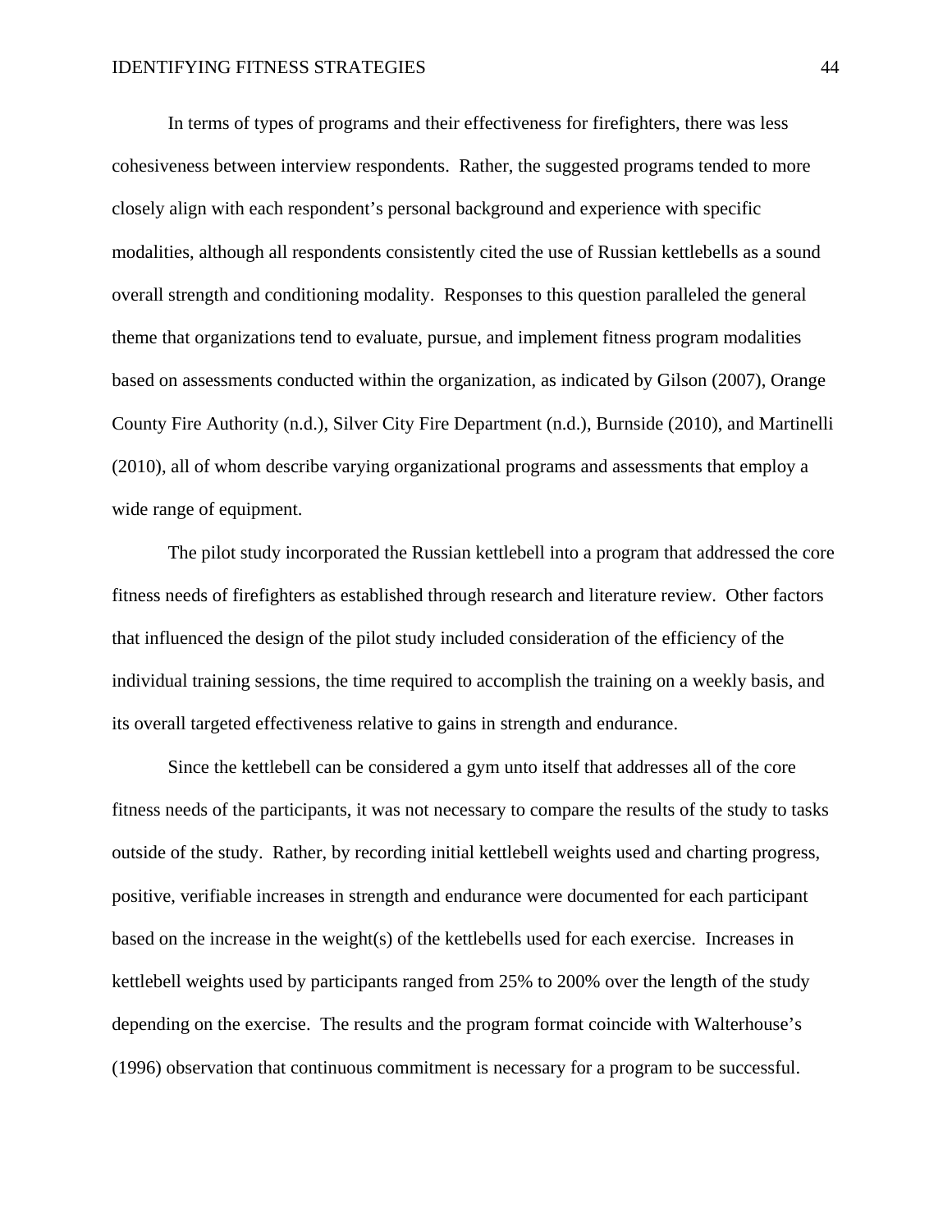In terms of types of programs and their effectiveness for firefighters, there was less cohesiveness between interview respondents. Rather, the suggested programs tended to more closely align with each respondent's personal background and experience with specific modalities, although all respondents consistently cited the use of Russian kettlebells as a sound overall strength and conditioning modality. Responses to this question paralleled the general theme that organizations tend to evaluate, pursue, and implement fitness program modalities based on assessments conducted within the organization, as indicated by Gilson (2007), Orange County Fire Authority (n.d.), Silver City Fire Department (n.d.), Burnside (2010), and Martinelli (2010), all of whom describe varying organizational programs and assessments that employ a wide range of equipment.

The pilot study incorporated the Russian kettlebell into a program that addressed the core fitness needs of firefighters as established through research and literature review. Other factors that influenced the design of the pilot study included consideration of the efficiency of the individual training sessions, the time required to accomplish the training on a weekly basis, and its overall targeted effectiveness relative to gains in strength and endurance.

Since the kettlebell can be considered a gym unto itself that addresses all of the core fitness needs of the participants, it was not necessary to compare the results of the study to tasks outside of the study. Rather, by recording initial kettlebell weights used and charting progress, positive, verifiable increases in strength and endurance were documented for each participant based on the increase in the weight(s) of the kettlebells used for each exercise. Increases in kettlebell weights used by participants ranged from 25% to 200% over the length of the study depending on the exercise. The results and the program format coincide with Walterhouse's (1996) observation that continuous commitment is necessary for a program to be successful.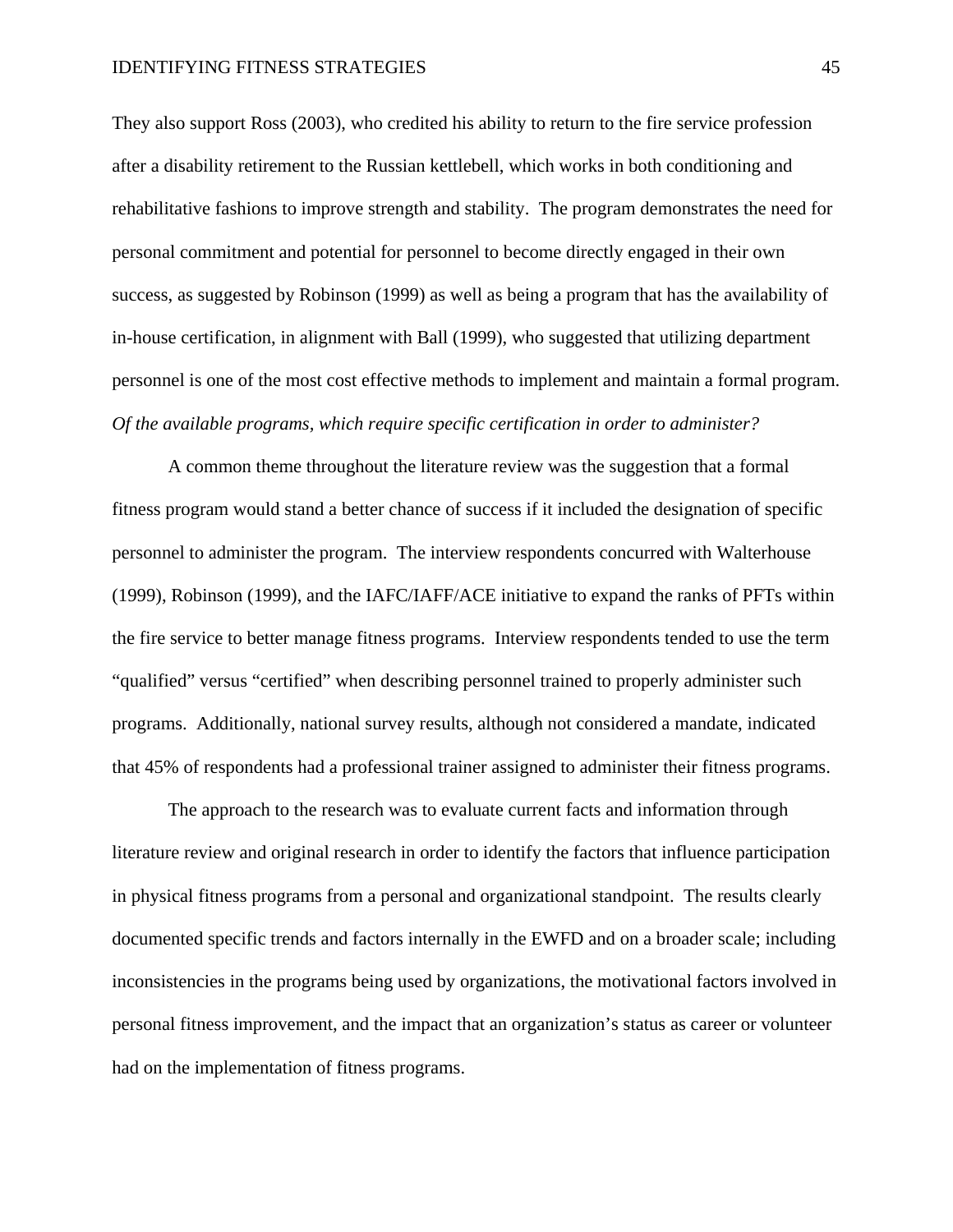They also support Ross (2003), who credited his ability to return to the fire service profession after a disability retirement to the Russian kettlebell, which works in both conditioning and rehabilitative fashions to improve strength and stability. The program demonstrates the need for personal commitment and potential for personnel to become directly engaged in their own success, as suggested by Robinson (1999) as well as being a program that has the availability of in-house certification, in alignment with Ball (1999), who suggested that utilizing department personnel is one of the most cost effective methods to implement and maintain a formal program.

*Of the available programs, which require specific certification in order to administer?*

A common theme throughout the literature review was the suggestion that a formal fitness program would stand a better chance of success if it included the designation of specific personnel to administer the program. The interview respondents concurred with Walterhouse (1999), Robinson (1999), and the IAFC/IAFF/ACE initiative to expand the ranks of PFTs within the fire service to better manage fitness programs. Interview respondents tended to use the term "qualified" versus "certified" when describing personnel trained to properly administer such programs. Additionally, national survey results, although not considered a mandate, indicated that 45% of respondents had a professional trainer assigned to administer their fitness programs.

The approach to the research was to evaluate current facts and information through literature review and original research in order to identify the factors that influence participation in physical fitness programs from a personal and organizational standpoint. The results clearly documented specific trends and factors internally in the EWFD and on a broader scale; including inconsistencies in the programs being used by organizations, the motivational factors involved in personal fitness improvement, and the impact that an organization's status as career or volunteer had on the implementation of fitness programs.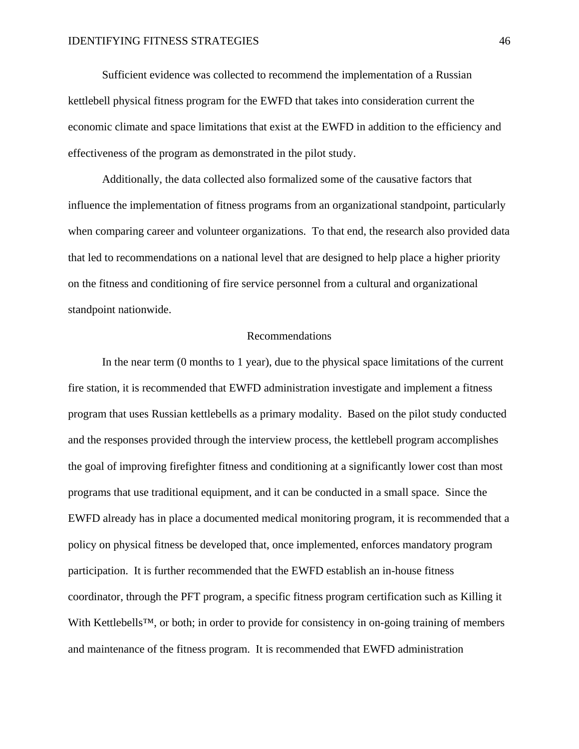Sufficient evidence was collected to recommend the implementation of a Russian kettlebell physical fitness program for the EWFD that takes into consideration current the economic climate and space limitations that exist at the EWFD in addition to the efficiency and effectiveness of the program as demonstrated in the pilot study.

Additionally, the data collected also formalized some of the causative factors that influence the implementation of fitness programs from an organizational standpoint, particularly when comparing career and volunteer organizations. To that end, the research also provided data that led to recommendations on a national level that are designed to help place a higher priority on the fitness and conditioning of fire service personnel from a cultural and organizational standpoint nationwide.

## Recommendations

In the near term (0 months to 1 year), due to the physical space limitations of the current fire station, it is recommended that EWFD administration investigate and implement a fitness program that uses Russian kettlebells as a primary modality. Based on the pilot study conducted and the responses provided through the interview process, the kettlebell program accomplishes the goal of improving firefighter fitness and conditioning at a significantly lower cost than most programs that use traditional equipment, and it can be conducted in a small space. Since the EWFD already has in place a documented medical monitoring program, it is recommended that a policy on physical fitness be developed that, once implemented, enforces mandatory program participation. It is further recommended that the EWFD establish an in-house fitness coordinator, through the PFT program, a specific fitness program certification such as Killing it With Kettlebells™, or both; in order to provide for consistency in on-going training of members and maintenance of the fitness program. It is recommended that EWFD administration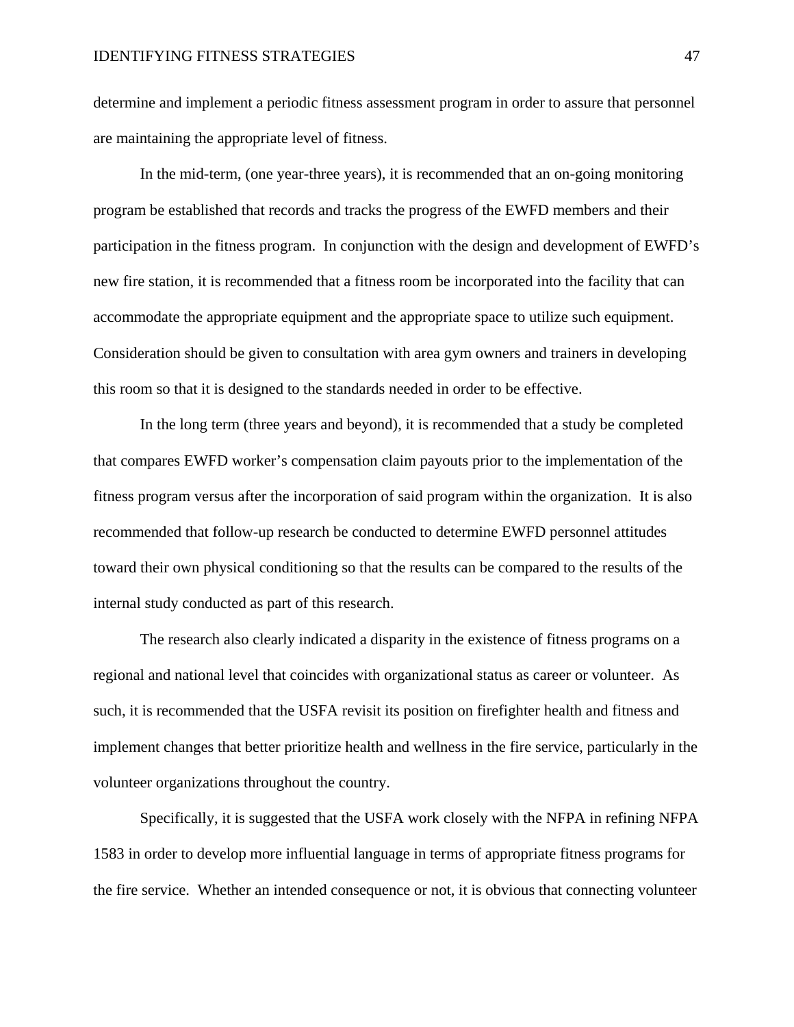determine and implement a periodic fitness assessment program in order to assure that personnel are maintaining the appropriate level of fitness.

In the mid-term, (one year-three years), it is recommended that an on-going monitoring program be established that records and tracks the progress of the EWFD members and their participation in the fitness program. In conjunction with the design and development of EWFD's new fire station, it is recommended that a fitness room be incorporated into the facility that can accommodate the appropriate equipment and the appropriate space to utilize such equipment. Consideration should be given to consultation with area gym owners and trainers in developing this room so that it is designed to the standards needed in order to be effective.

In the long term (three years and beyond), it is recommended that a study be completed that compares EWFD worker's compensation claim payouts prior to the implementation of the fitness program versus after the incorporation of said program within the organization. It is also recommended that follow-up research be conducted to determine EWFD personnel attitudes toward their own physical conditioning so that the results can be compared to the results of the internal study conducted as part of this research.

The research also clearly indicated a disparity in the existence of fitness programs on a regional and national level that coincides with organizational status as career or volunteer. As such, it is recommended that the USFA revisit its position on firefighter health and fitness and implement changes that better prioritize health and wellness in the fire service, particularly in the volunteer organizations throughout the country.

Specifically, it is suggested that the USFA work closely with the NFPA in refining NFPA 1583 in order to develop more influential language in terms of appropriate fitness programs for the fire service. Whether an intended consequence or not, it is obvious that connecting volunteer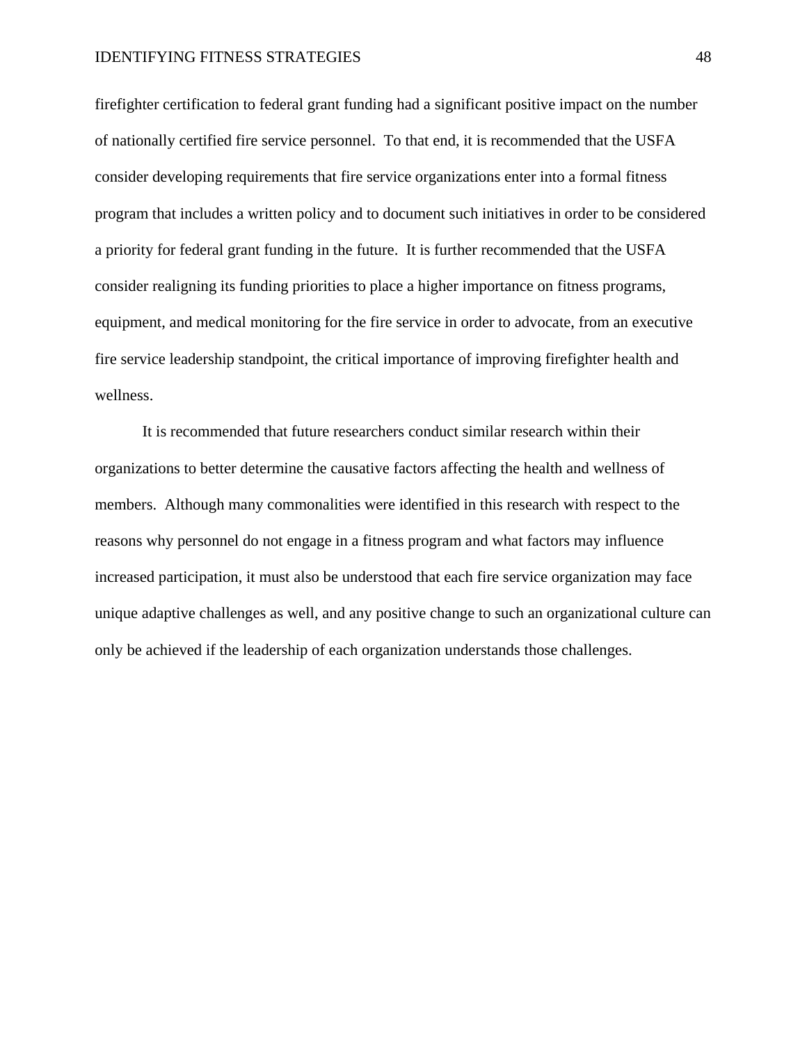firefighter certification to federal grant funding had a significant positive impact on the number of nationally certified fire service personnel. To that end, it is recommended that the USFA consider developing requirements that fire service organizations enter into a formal fitness program that includes a written policy and to document such initiatives in order to be considered a priority for federal grant funding in the future. It is further recommended that the USFA consider realigning its funding priorities to place a higher importance on fitness programs, equipment, and medical monitoring for the fire service in order to advocate, from an executive fire service leadership standpoint, the critical importance of improving firefighter health and wellness.

It is recommended that future researchers conduct similar research within their organizations to better determine the causative factors affecting the health and wellness of members. Although many commonalities were identified in this research with respect to the reasons why personnel do not engage in a fitness program and what factors may influence increased participation, it must also be understood that each fire service organization may face unique adaptive challenges as well, and any positive change to such an organizational culture can only be achieved if the leadership of each organization understands those challenges.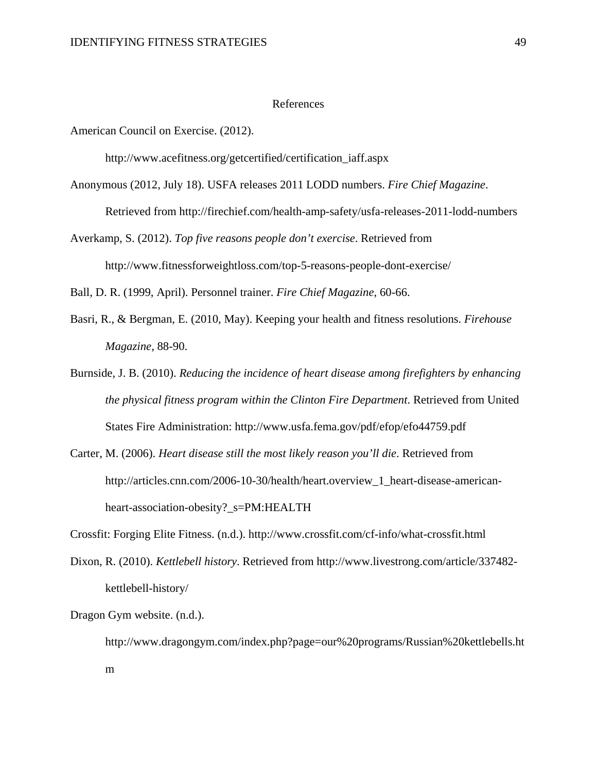# References

American Council on Exercise. (2012). http://www.acefitness.org/getcertified/certification_iaff.aspx

Anonymous (2012, July 18). USFA releases 2011 LODD numbers. *Fire Chief Magazine*. Retrieved from http://firechief.com/health-amp-safety/usfa-releases-2011-lodd-numbers

Averkamp, S. (2012). *Top five reasons people don't exercise*. Retrieved from http://www.fitnessforweightloss.com/top-5-reasons-people-dont-exercise/

Ball, D. R. (1999, April). Personnel trainer. *Fire Chief Magazine*, 60-66.

Basri, R., & Bergman, E. (2010, May). Keeping your health and fitness resolutions. *Firehouse Magazine*, 88-90.

Burnside, J. B. (2010). *Reducing the incidence of heart disease among firefighters by enhancing the physical fitness program within the Clinton Fire Department*. Retrieved from United States Fire Administration: http://www.usfa.fema.gov/pdf/efop/efo44759.pdf

Carter, M. (2006). *Heart disease still the most likely reason you'll die*. Retrieved from http://articles.cnn.com/2006-10-30/health/heart.overview_1_heart-disease-american-heart-association-obesity?_s=PM:HEALTH

Crossfit: Forging Elite Fitness. (n.d.). http://www.crossfit.com/cf-info/what-crossfit.html

Dixon, R. (2010). *Kettlebell history*. Retrieved from http://www.livestrong.com/article/337482-kettlebell-history/

Dragon Gym website. (n.d.). http://www.dragongym.com/index.php?page=our%20programs/Russian%20kettlebells.htm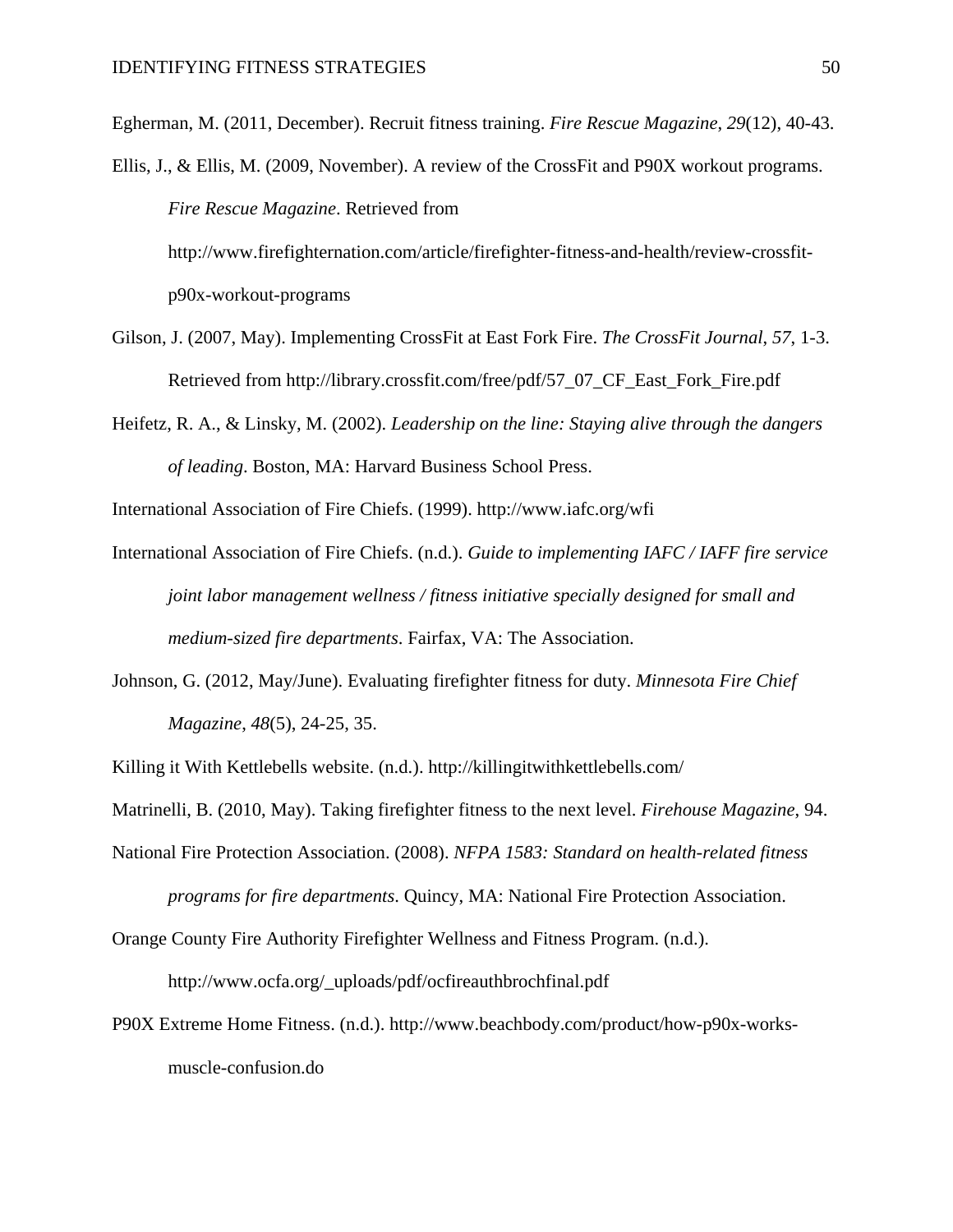Egherman, M. (2011, December). Recruit fitness training. *Fire Rescue Magazine*, *29*(12), 40-43.

Ellis, J., & Ellis, M. (2009, November). A review of the CrossFit and P90X workout programs. *Fire Rescue Magazine*. Retrieved from http://www.firefighternation.com/article/firefighter-fitness-and-health/review-crossfit-p90x-workout-programs

Gilson, J. (2007, May). Implementing CrossFit at East Fork Fire. *The CrossFit Journal*, *57,* 1-3. Retrieved from http://library.crossfit.com/free/pdf/57_07_CF_East_Fork_Fire.pdf

Heifetz, R. A., & Linsky, M. (2002). *Leadership on the line: Staying alive through the dangers of leading*. Boston, MA: Harvard Business School Press.

International Association of Fire Chiefs. (1999). http://www.iafc.org/wfi

International Association of Fire Chiefs. (n.d.). *Guide to implementing IAFC / IAFF fire service joint labor management wellness / fitness initiative specially designed for small and medium-sized fire departments*. Fairfax, VA: The Association.

Johnson, G. (2012, May/June). Evaluating firefighter fitness for duty. *Minnesota Fire Chief Magazine*, *48*(5), 24-25, 35.

Killing it With Kettlebells website. (n.d.). http://killingitwithkettlebells.com/

Matrinelli, B. (2010, May). Taking firefighter fitness to the next level. *Firehouse Magazine*, 94.

National Fire Protection Association. (2008). *NFPA 1583: Standard on health-related fitness programs for fire departments*. Quincy, MA: National Fire Protection Association.

Orange County Fire Authority Firefighter Wellness and Fitness Program. (n.d.). http://www.ocfa.org/_uploads/pdf/ocfireauthbrochfinal.pdf

P90X Extreme Home Fitness. (n.d.). http://www.beachbody.com/product/how-p90x-works-muscle-confusion.do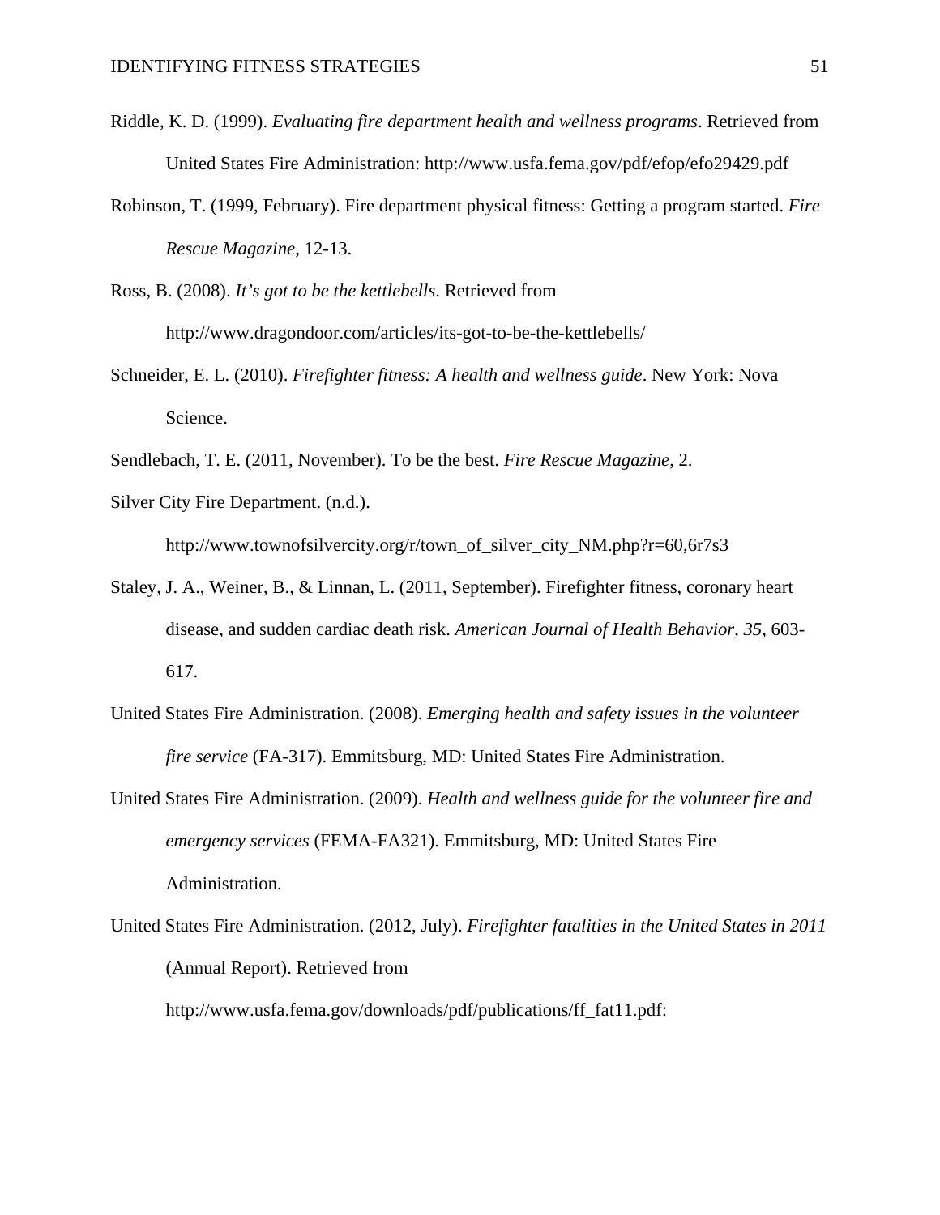Riddle, K. D. (1999). *Evaluating fire department health and wellness programs*. Retrieved from United States Fire Administration: http://www.usfa.fema.gov/pdf/efop/efo29429.pdf

Robinson, T. (1999, February). Fire department physical fitness: Getting a program started. *Fire Rescue Magazine*, 12-13.

Ross, B. (2008). *It's got to be the kettlebells*. Retrieved from http://www.dragondoor.com/articles/its-got-to-be-the-kettlebells/

Schneider, E. L. (2010). *Firefighter fitness: A health and wellness guide*. New York: Nova Science.

Sendlebach, T. E. (2011, November). To be the best. *Fire Rescue Magazine*, 2.

Silver City Fire Department. (n.d.). http://www.townofsilvercity.org/r/town_of_silver_city_NM.php?r=60,6r7s3

Staley, J. A., Weiner, B., & Linnan, L. (2011, September). Firefighter fitness, coronary heart disease, and sudden cardiac death risk. *American Journal of Health Behavior*, *35*, 603-617.

United States Fire Administration. (2008). *Emerging health and safety issues in the volunteer fire service* (FA-317). Emmitsburg, MD: United States Fire Administration.

United States Fire Administration. (2009). *Health and wellness guide for the volunteer fire and emergency services* (FEMA-FA321). Emmitsburg, MD: United States Fire Administration.

United States Fire Administration. (2012, July). *Firefighter fatalities in the United States in 2011* (Annual Report). Retrieved from http://www.usfa.fema.gov/downloads/pdf/publications/ff_fat11.pdf: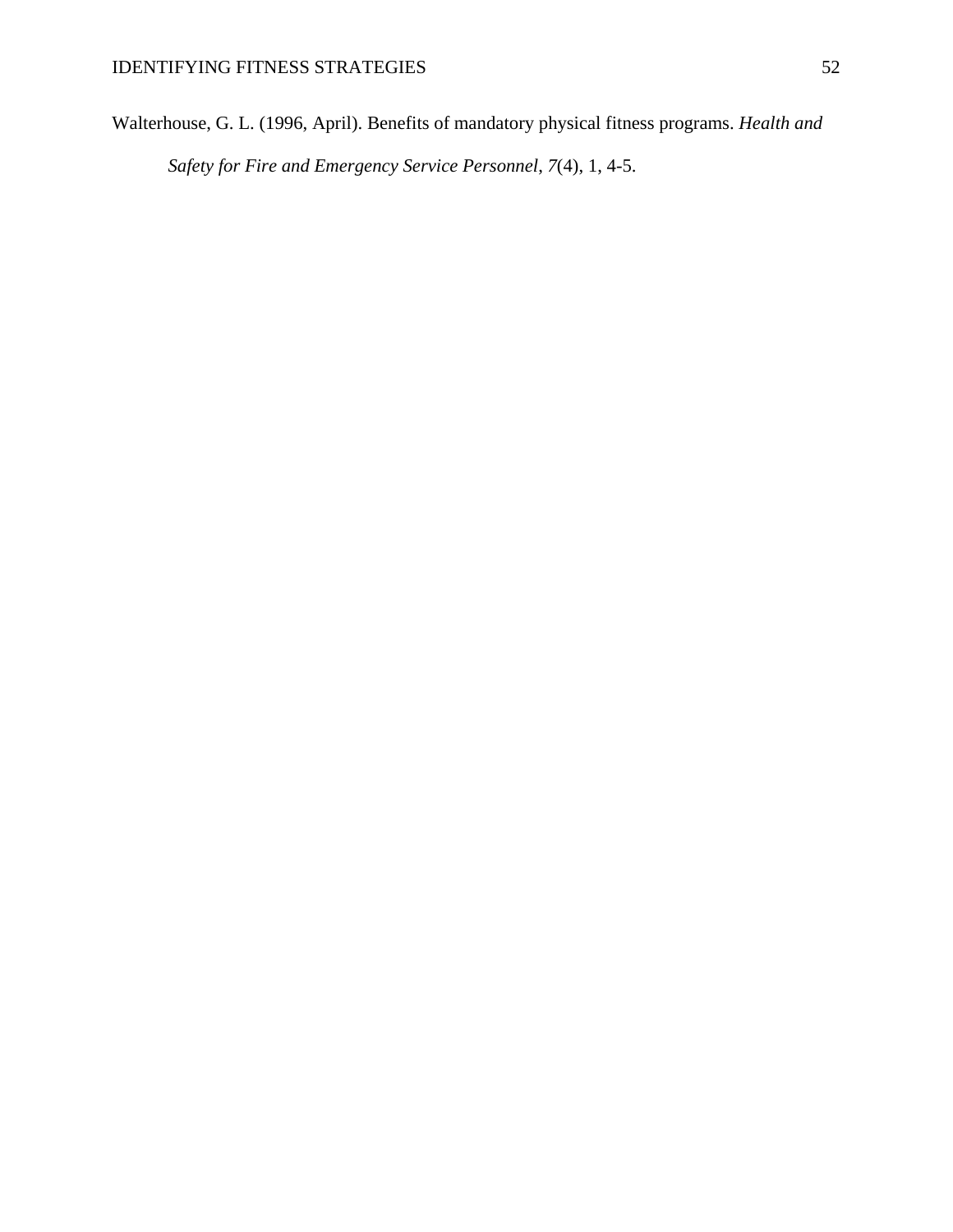Walterhouse, G. L. (1996, April). Benefits of mandatory physical fitness programs. *Health and Safety for Fire and Emergency Service Personnel*, *7*(4), 1, 4-5.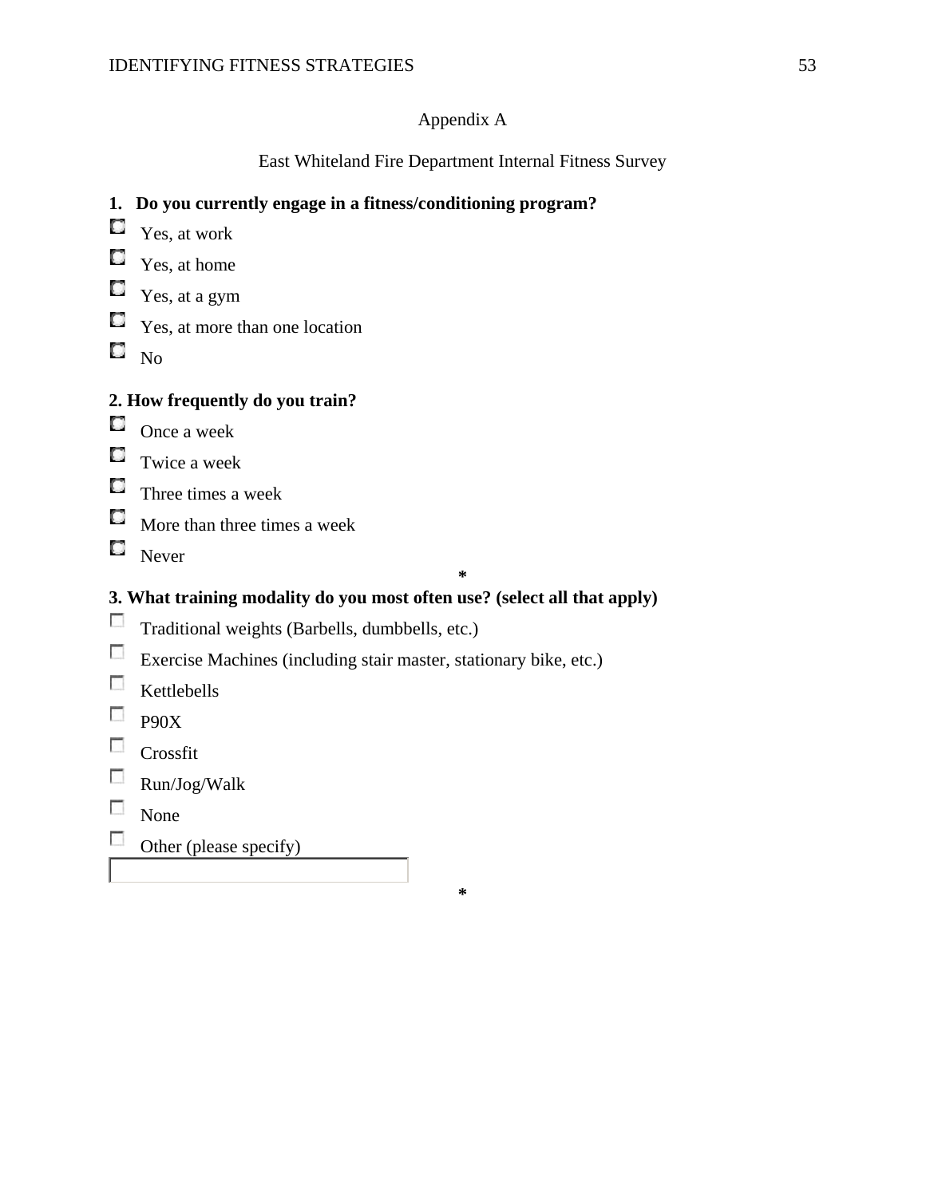Appendix A

East Whiteland Fire Department Internal Fitness Survey

**1. Do you currently engage in a fitness/conditioning program?**

- Yes, at work
- Yes, at home
- Yes, at a gym
- Yes, at more than one location
- No

**2. How frequently do you train?**

- Once a week
- Twice a week
- Three times a week
- More than three times a week
- Never

*

**3. What training modality do you most often use? (select all that apply)**

- Traditional weights (Barbells, dumbbells, etc.)
- Exercise Machines (including stair master, stationary bike, etc.)
- Kettlebells
- P90X
- Crossfit
- Run/Jog/Walk
- None
- Other (please specify)

*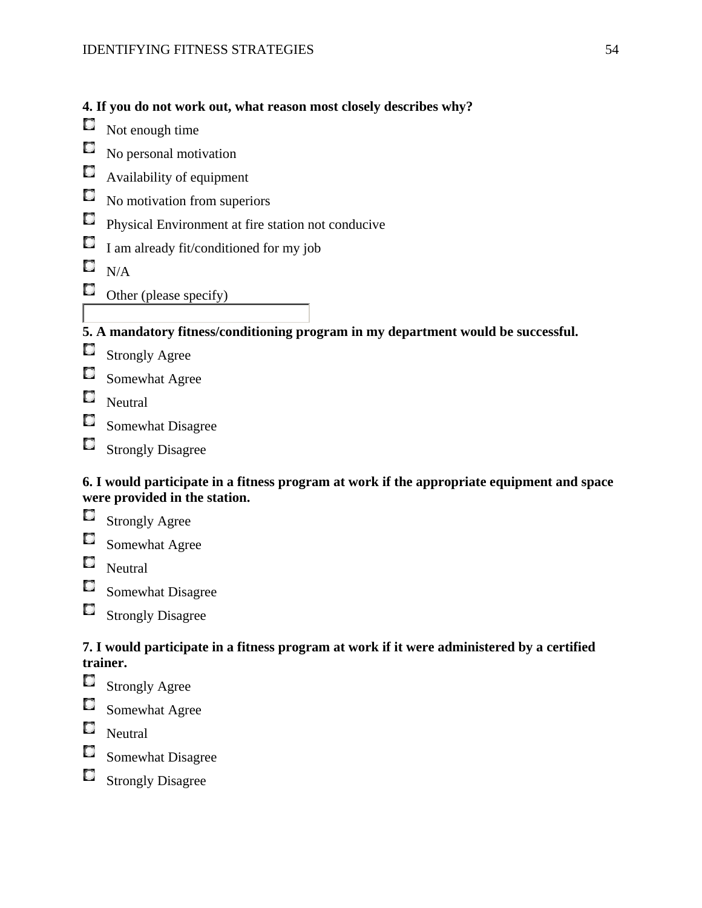**4. If you do not work out, what reason most closely describes why?**

- Not enough time
- No personal motivation
- Availability of equipment
- No motivation from superiors
- Physical Environment at fire station not conducive
- I am already fit/conditioned for my job
- N/A
- Other (please specify)

**5. A mandatory fitness/conditioning program in my department would be successful.**

- Strongly Agree
- Somewhat Agree
- Neutral
- Somewhat Disagree
- Strongly Disagree

**6. I would participate in a fitness program at work if the appropriate equipment and space were provided in the station.**

- Strongly Agree
- Somewhat Agree
- Neutral
- Somewhat Disagree
- Strongly Disagree

**7. I would participate in a fitness program at work if it were administered by a certified trainer.**

- Strongly Agree
- Somewhat Agree
- Neutral
- Somewhat Disagree
- Strongly Disagree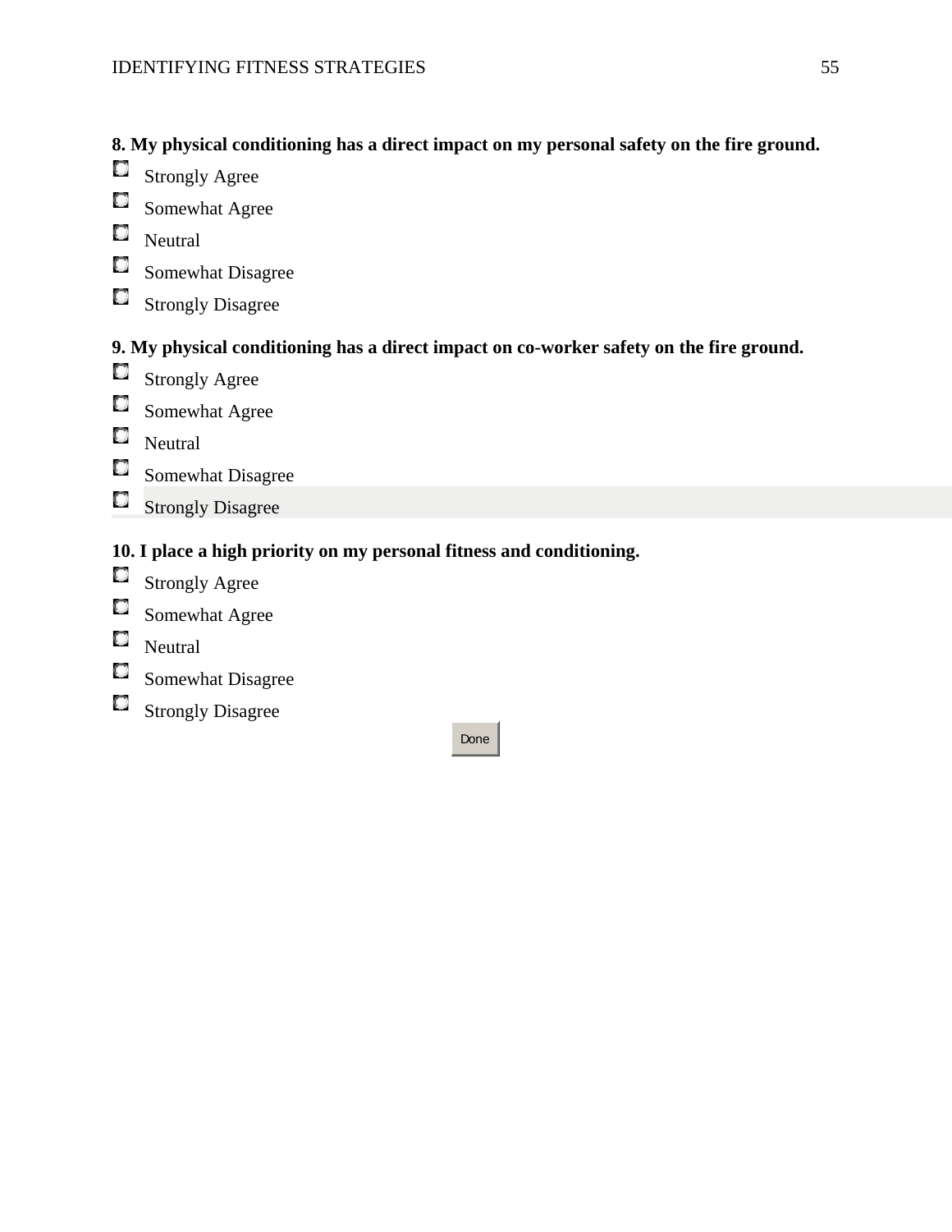**8. My physical conditioning has a direct impact on my personal safety on the fire ground.**

- Strongly Agree
- Somewhat Agree
- Neutral
- Somewhat Disagree
- Strongly Disagree

**9. My physical conditioning has a direct impact on co-worker safety on the fire ground.**

- Strongly Agree
- Somewhat Agree
- Neutral
- Somewhat Disagree
- Strongly Disagree

**10. I place a high priority on my personal fitness and conditioning.**

- Strongly Agree
- Somewhat Agree
- Neutral
- Somewhat Disagree
- Strongly Disagree

Done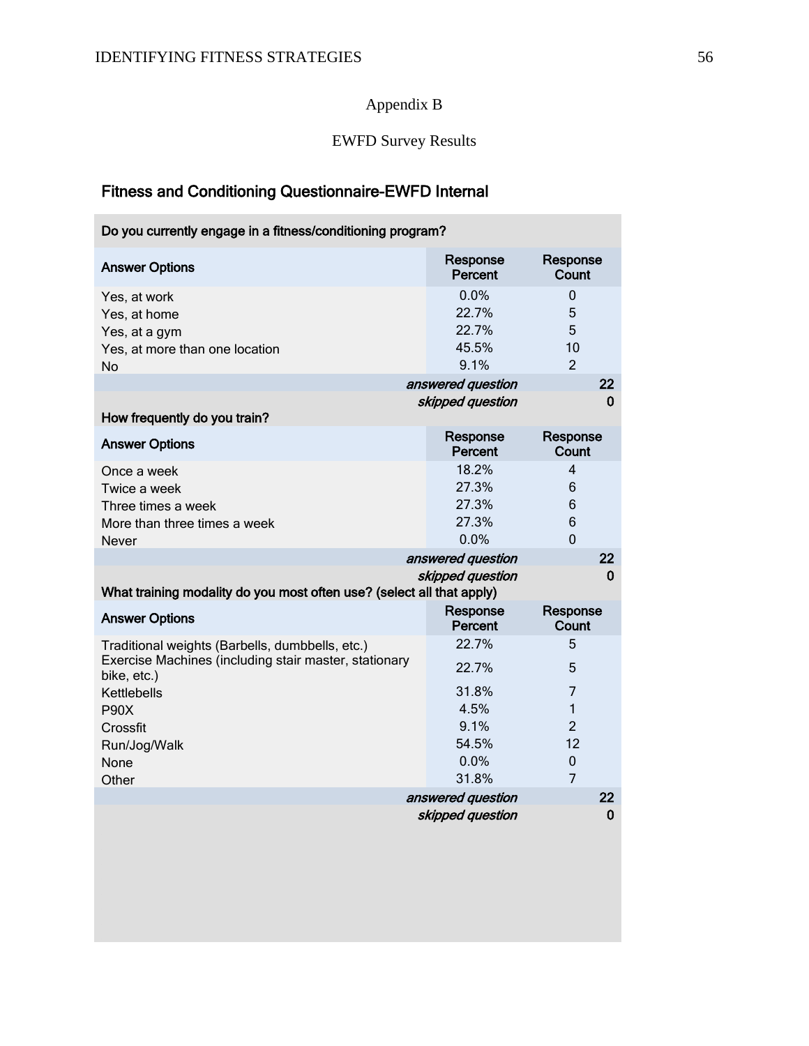Appendix B

EWFD Survey Results

## Fitness and Conditioning Questionnaire-EWFD Internal

**Do you currently engage in a fitness/conditioning program?**

| Answer Options | Response Percent | Response Count |
|---|---|---|
| Yes, at work | 0.0% | 0 |
| Yes, at home | 22.7% | 5 |
| Yes, at a gym | 22.7% | 5 |
| Yes, at more than one location | 45.5% | 10 |
| No | 9.1% | 2 |
| | *answered question* | 22 |
| | *skipped question* | 0 |

**How frequently do you train?**

| Answer Options | Response Percent | Response Count |
|---|---|---|
| Once a week | 18.2% | 4 |
| Twice a week | 27.3% | 6 |
| Three times a week | 27.3% | 6 |
| More than three times a week | 27.3% | 6 |
| Never | 0.0% | 0 |
| | *answered question* | 22 |
| | *skipped question* | 0 |

**What training modality do you most often use? (select all that apply)**

| Answer Options | Response Percent | Response Count |
|---|---|---|
| Traditional weights (Barbells, dumbbells, etc.) | 22.7% | 5 |
| Exercise Machines (including stair master, stationary bike, etc.) | 22.7% | 5 |
| Kettlebells | 31.8% | 7 |
| P90X | 4.5% | 1 |
| Crossfit | 9.1% | 2 |
| Run/Jog/Walk | 54.5% | 12 |
| None | 0.0% | 0 |
| Other | 31.8% | 7 |
| | *answered question* | 22 |
| | *skipped question* | 0 |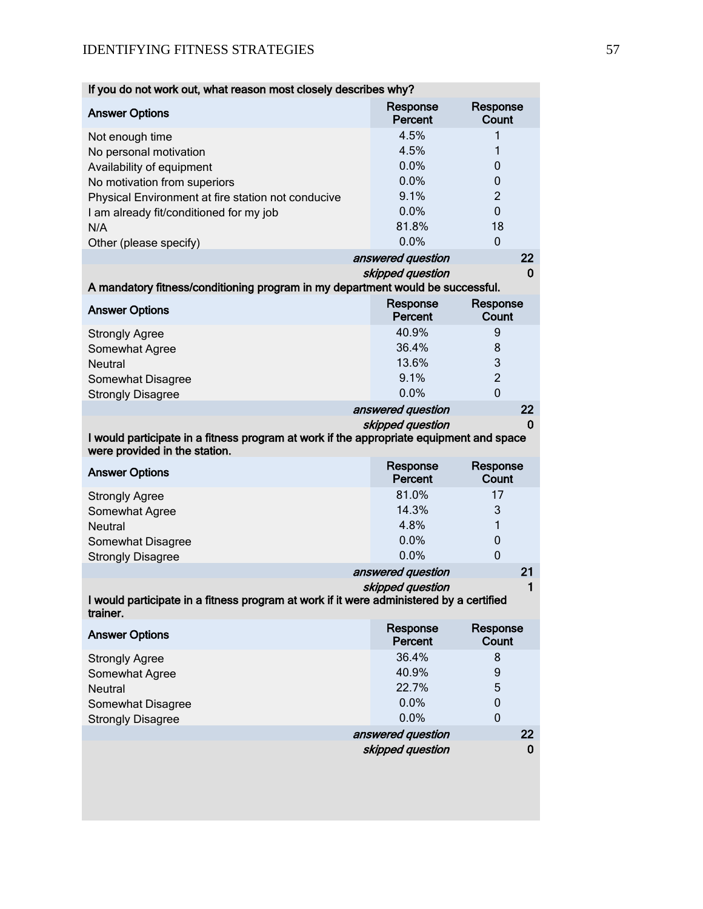| If you do not work out, what reason most closely describes why? | | |
|---|---|---|
| **Answer Options** | **Response Percent** | **Response Count** |
| Not enough time | 4.5% | 1 |
| No personal motivation | 4.5% | 1 |
| Availability of equipment | 0.0% | 0 |
| No motivation from superiors | 0.0% | 0 |
| Physical Environment at fire station not conducive | 9.1% | 2 |
| I am already fit/conditioned for my job | 0.0% | 0 |
| N/A | 81.8% | 18 |
| Other (please specify) | 0.0% | 0 |
| | *answered question* | **22** |
| | *skipped question* | **0** |

| A mandatory fitness/conditioning program in my department would be successful. | | |
|---|---|---|
| **Answer Options** | **Response Percent** | **Response Count** |
| Strongly Agree | 40.9% | 9 |
| Somewhat Agree | 36.4% | 8 |
| Neutral | 13.6% | 3 |
| Somewhat Disagree | 9.1% | 2 |
| Strongly Disagree | 0.0% | 0 |
| | *answered question* | **22** |
| | *skipped question* | **0** |

| I would participate in a fitness program at work if the appropriate equipment and space were provided in the station. | | |
|---|---|---|
| **Answer Options** | **Response Percent** | **Response Count** |
| Strongly Agree | 81.0% | 17 |
| Somewhat Agree | 14.3% | 3 |
| Neutral | 4.8% | 1 |
| Somewhat Disagree | 0.0% | 0 |
| Strongly Disagree | 0.0% | 0 |
| | *answered question* | **21** |
| | *skipped question* | **1** |

| I would participate in a fitness program at work if it were administered by a certified trainer. | | |
|---|---|---|
| **Answer Options** | **Response Percent** | **Response Count** |
| Strongly Agree | 36.4% | 8 |
| Somewhat Agree | 40.9% | 9 |
| Neutral | 22.7% | 5 |
| Somewhat Disagree | 0.0% | 0 |
| Strongly Disagree | 0.0% | 0 |
| | *answered question* | **22** |
| | *skipped question* | **0** |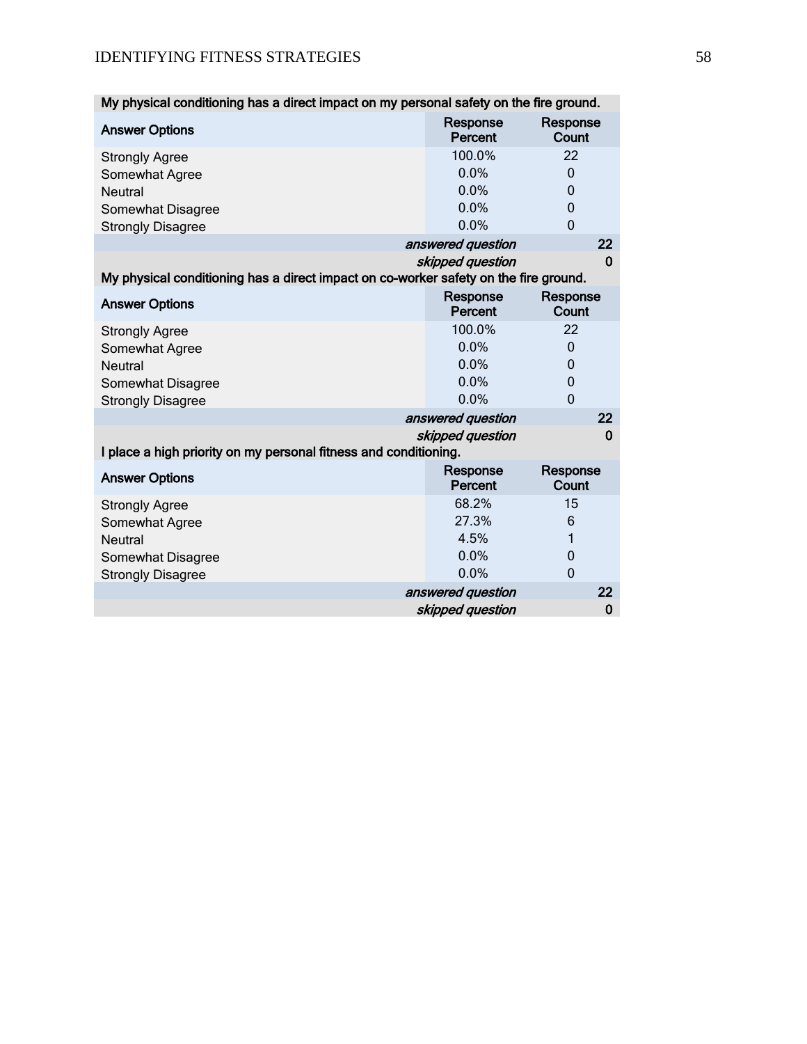**My physical conditioning has a direct impact on my personal safety on the fire ground.**

| Answer Options | Response Percent | Response Count |
|---|---|---|
| Strongly Agree | 100.0% | 22 |
| Somewhat Agree | 0.0% | 0 |
| Neutral | 0.0% | 0 |
| Somewhat Disagree | 0.0% | 0 |
| Strongly Disagree | 0.0% | 0 |
| | *answered question* | 22 |
| | *skipped question* | 0 |

**My physical conditioning has a direct impact on co-worker safety on the fire ground.**

| Answer Options | Response Percent | Response Count |
|---|---|---|
| Strongly Agree | 100.0% | 22 |
| Somewhat Agree | 0.0% | 0 |
| Neutral | 0.0% | 0 |
| Somewhat Disagree | 0.0% | 0 |
| Strongly Disagree | 0.0% | 0 |
| | *answered question* | 22 |
| | *skipped question* | 0 |

**I place a high priority on my personal fitness and conditioning.**

| Answer Options | Response Percent | Response Count |
|---|---|---|
| Strongly Agree | 68.2% | 15 |
| Somewhat Agree | 27.3% | 6 |
| Neutral | 4.5% | 1 |
| Somewhat Disagree | 0.0% | 0 |
| Strongly Disagree | 0.0% | 0 |
| | *answered question* | 22 |
| | *skipped question* | 0 |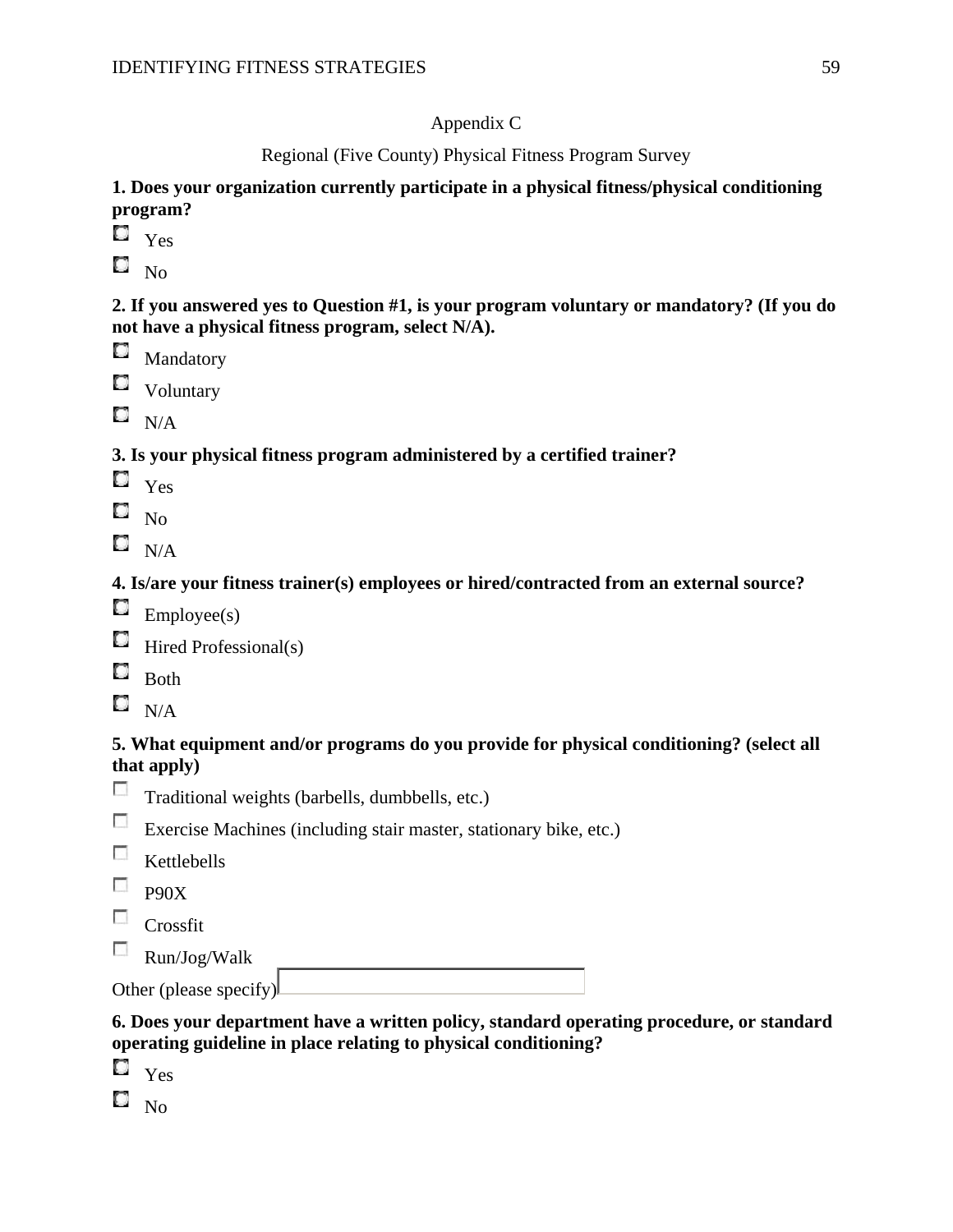Appendix C

Regional (Five County) Physical Fitness Program Survey

**1. Does your organization currently participate in a physical fitness/physical conditioning program?**

- Yes
- No

**2. If you answered yes to Question #1, is your program voluntary or mandatory? (If you do not have a physical fitness program, select N/A).**

- Mandatory
- Voluntary
- N/A

**3. Is your physical fitness program administered by a certified trainer?**

- Yes
- No
- N/A

**4. Is/are your fitness trainer(s) employees or hired/contracted from an external source?**

- Employee(s)
- Hired Professional(s)
- Both
- N/A

**5. What equipment and/or programs do you provide for physical conditioning? (select all that apply)**

- Traditional weights (barbells, dumbbells, etc.)
- Exercise Machines (including stair master, stationary bike, etc.)
- Kettlebells
- P90X
- Crossfit
- Run/Jog/Walk

Other (please specify) ____________________

**6. Does your department have a written policy, standard operating procedure, or standard operating guideline in place relating to physical conditioning?**

- Yes
- No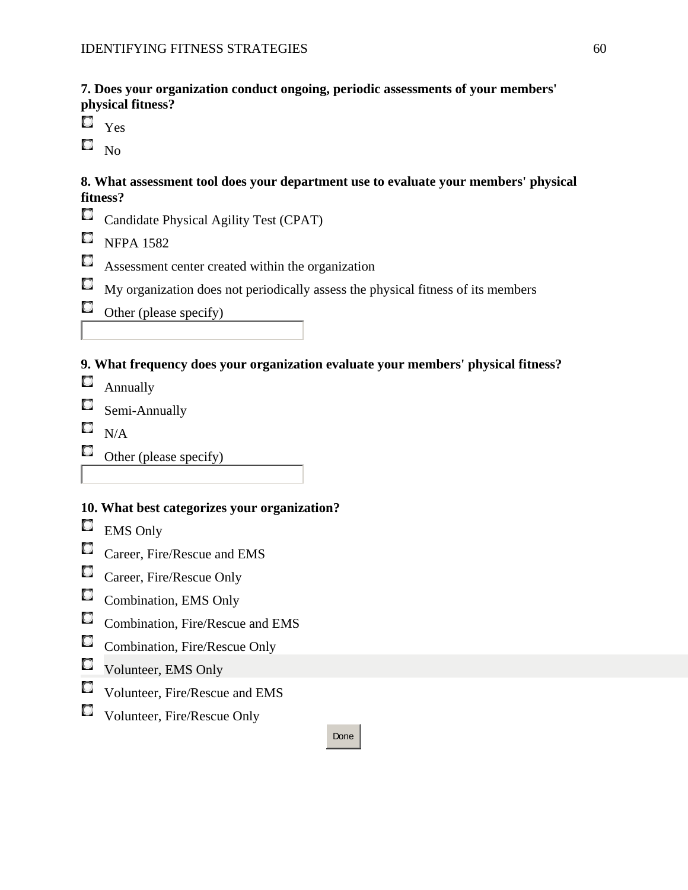**7. Does your organization conduct ongoing, periodic assessments of your members' physical fitness?**

- Yes
- No

**8. What assessment tool does your department use to evaluate your members' physical fitness?**

- Candidate Physical Agility Test (CPAT)
- NFPA 1582
- Assessment center created within the organization
- My organization does not periodically assess the physical fitness of its members
- Other (please specify)

**9. What frequency does your organization evaluate your members' physical fitness?**

- Annually
- Semi-Annually
- N/A
- Other (please specify)

**10. What best categorizes your organization?**

- EMS Only
- Career, Fire/Rescue and EMS
- Career, Fire/Rescue Only
- Combination, EMS Only
- Combination, Fire/Rescue and EMS
- Combination, Fire/Rescue Only
- Volunteer, EMS Only
- Volunteer, Fire/Rescue and EMS
- Volunteer, Fire/Rescue Only

Done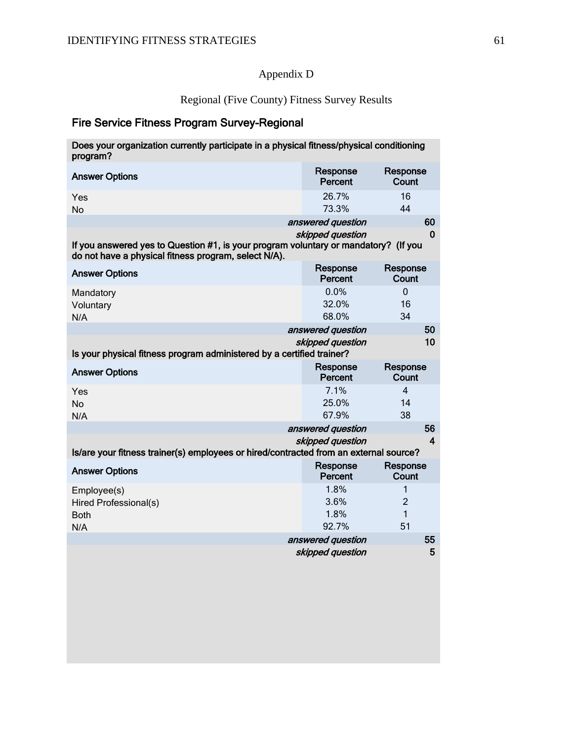# Appendix D

## Regional (Five County) Fitness Survey Results

### Fire Service Fitness Program Survey-Regional

**Does your organization currently participate in a physical fitness/physical conditioning program?**

| Answer Options | Response Percent | Response Count |
|---|---|---|
| Yes | 26.7% | 16 |
| No | 73.3% | 44 |
| | *answered question* | 60 |
| | *skipped question* | 0 |

**If you answered yes to Question #1, is your program voluntary or mandatory? (If you do not have a physical fitness program, select N/A).**

| Answer Options | Response Percent | Response Count |
|---|---|---|
| Mandatory | 0.0% | 0 |
| Voluntary | 32.0% | 16 |
| N/A | 68.0% | 34 |
| | *answered question* | 50 |
| | *skipped question* | 10 |

**Is your physical fitness program administered by a certified trainer?**

| Answer Options | Response Percent | Response Count |
|---|---|---|
| Yes | 7.1% | 4 |
| No | 25.0% | 14 |
| N/A | 67.9% | 38 |
| | *answered question* | 56 |
| | *skipped question* | 4 |

**Is/are your fitness trainer(s) employees or hired/contracted from an external source?**

| Answer Options | Response Percent | Response Count |
|---|---|---|
| Employee(s) | 1.8% | 1 |
| Hired Professional(s) | 3.6% | 2 |
| Both | 1.8% | 1 |
| N/A | 92.7% | 51 |
| | *answered question* | 55 |
| | *skipped question* | 5 |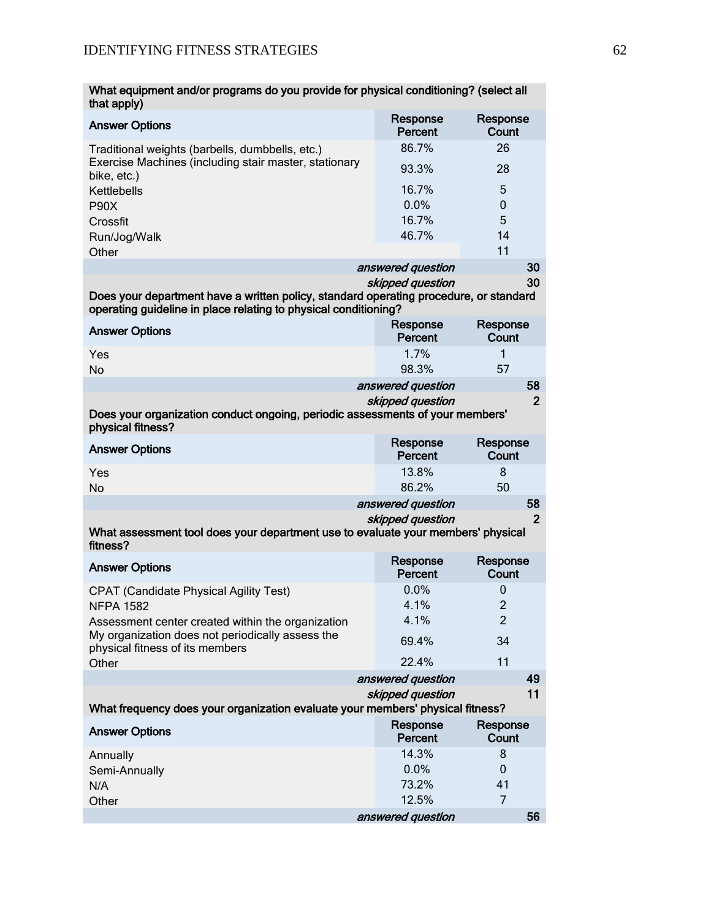| What equipment and/or programs do you provide for physical conditioning? (select all that apply) | | |
|---|---|---|
| **Answer Options** | **Response Percent** | **Response Count** |
| Traditional weights (barbells, dumbbells, etc.) | 86.7% | 26 |
| Exercise Machines (including stair master, stationary bike, etc.) | 93.3% | 28 |
| Kettlebells | 16.7% | 5 |
| P90X | 0.0% | 0 |
| Crossfit | 16.7% | 5 |
| Run/Jog/Walk | 46.7% | 14 |
| Other | | 11 |
| | *answered question* | 30 |
| | *skipped question* | 30 |

| Does your department have a written policy, standard operating procedure, or standard operating guideline in place relating to physical conditioning? | | |
|---|---|---|
| **Answer Options** | **Response Percent** | **Response Count** |
| Yes | 1.7% | 1 |
| No | 98.3% | 57 |
| | *answered question* | 58 |
| | *skipped question* | 2 |

| Does your organization conduct ongoing, periodic assessments of your members' physical fitness? | | |
|---|---|---|
| **Answer Options** | **Response Percent** | **Response Count** |
| Yes | 13.8% | 8 |
| No | 86.2% | 50 |
| | *answered question* | 58 |
| | *skipped question* | 2 |

| What assessment tool does your department use to evaluate your members' physical fitness? | | |
|---|---|---|
| **Answer Options** | **Response Percent** | **Response Count** |
| CPAT (Candidate Physical Agility Test) | 0.0% | 0 |
| NFPA 1582 | 4.1% | 2 |
| Assessment center created within the organization | 4.1% | 2 |
| My organization does not periodically assess the physical fitness of its members | 69.4% | 34 |
| Other | 22.4% | 11 |
| | *answered question* | 49 |
| | *skipped question* | 11 |

| What frequency does your organization evaluate your members' physical fitness? | | |
|---|---|---|
| **Answer Options** | **Response Percent** | **Response Count** |
| Annually | 14.3% | 8 |
| Semi-Annually | 0.0% | 0 |
| N/A | 73.2% | 41 |
| Other | 12.5% | 7 |
| | *answered question* | 56 |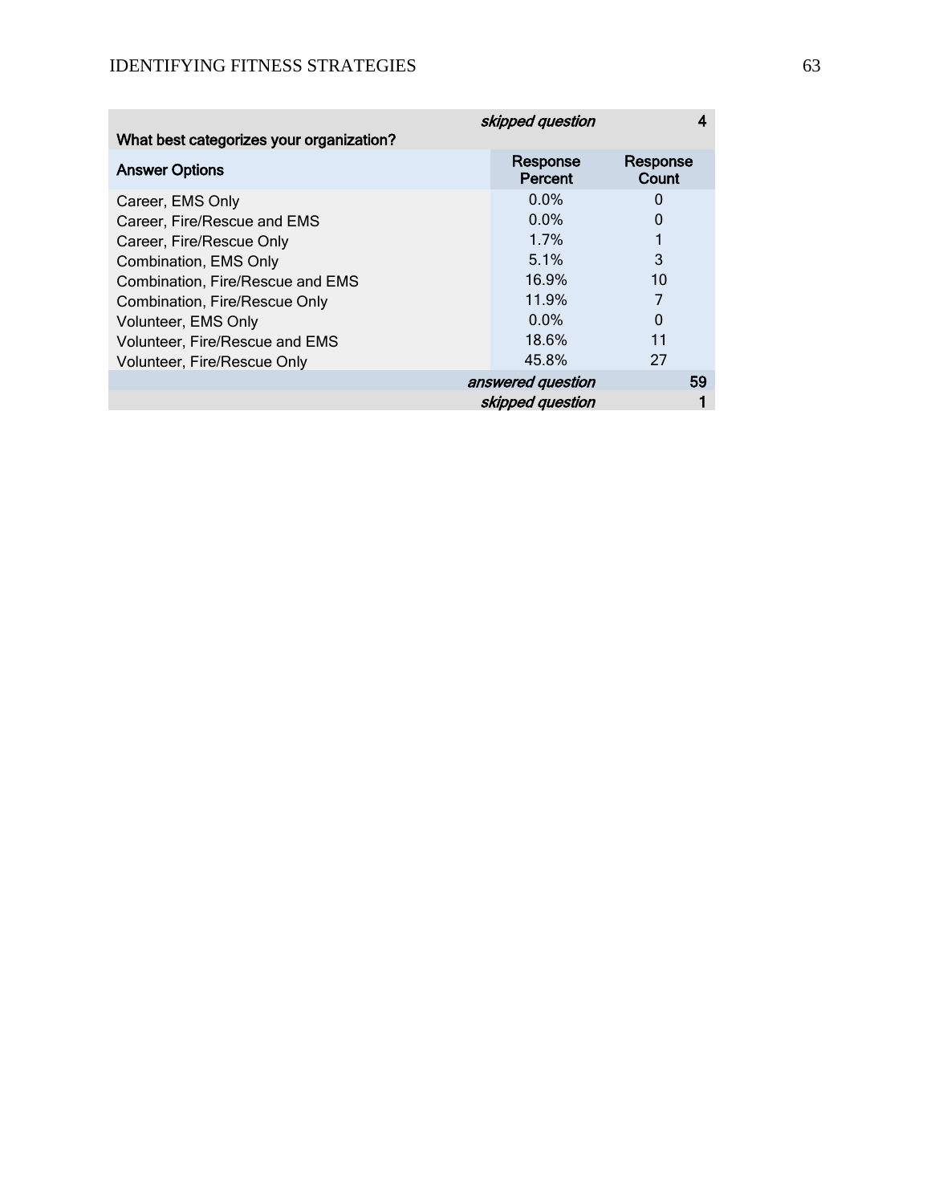| | | |
|---|---|---|
| | *skipped question* | **4** |
| **What best categorizes your organization?** | | |
| **Answer Options** | **Response Percent** | **Response Count** |
| Career, EMS Only | 0.0% | 0 |
| Career, Fire/Rescue and EMS | 0.0% | 0 |
| Career, Fire/Rescue Only | 1.7% | 1 |
| Combination, EMS Only | 5.1% | 3 |
| Combination, Fire/Rescue and EMS | 16.9% | 10 |
| Combination, Fire/Rescue Only | 11.9% | 7 |
| Volunteer, EMS Only | 0.0% | 0 |
| Volunteer, Fire/Rescue and EMS | 18.6% | 11 |
| Volunteer, Fire/Rescue Only | 45.8% | 27 |
| | *answered question* | **59** |
| | *skipped question* | **1** |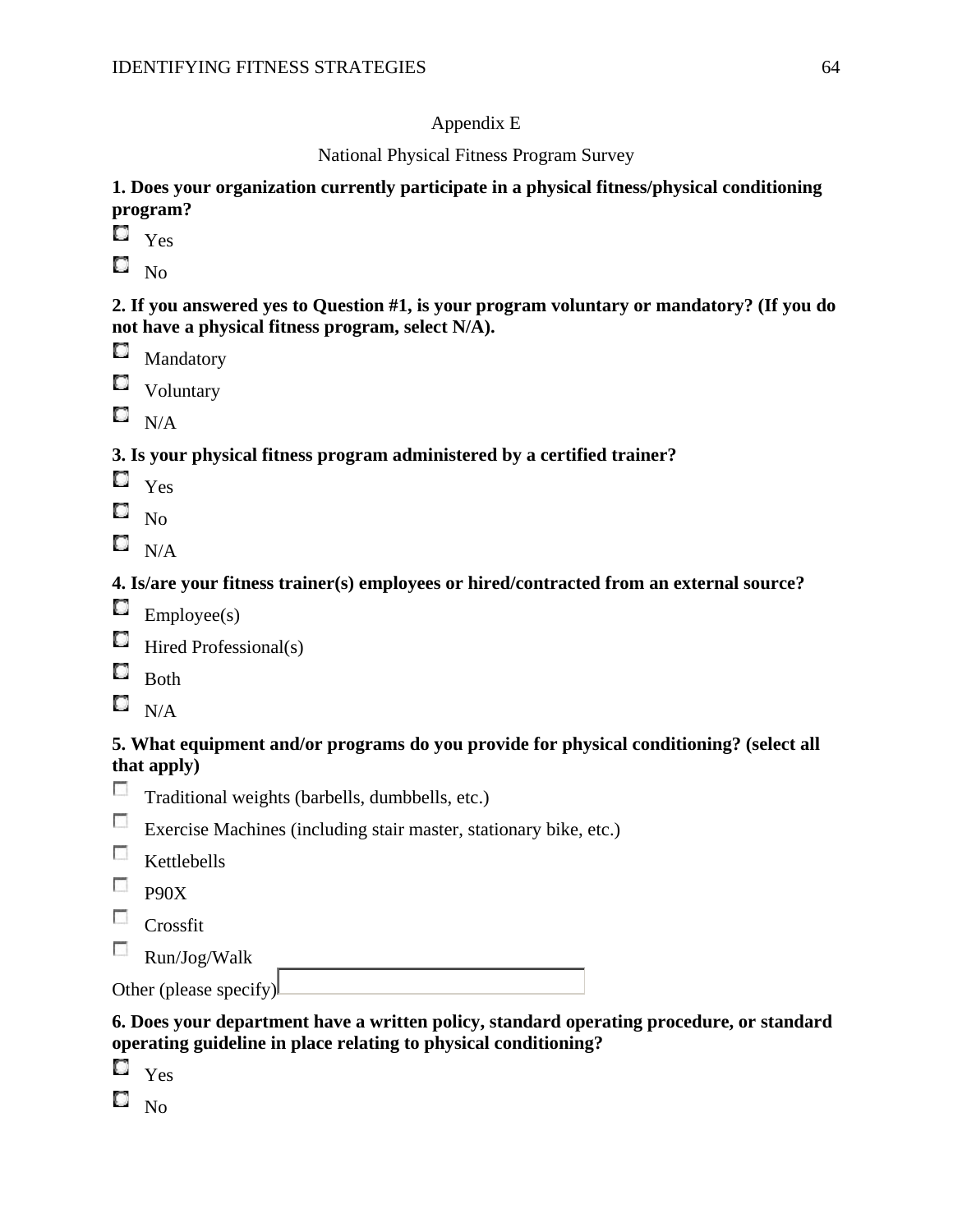Appendix E

National Physical Fitness Program Survey

**1. Does your organization currently participate in a physical fitness/physical conditioning program?**

- ○ Yes
- ○ No

**2. If you answered yes to Question #1, is your program voluntary or mandatory? (If you do not have a physical fitness program, select N/A).**

- ○ Mandatory
- ○ Voluntary
- ○ N/A

**3. Is your physical fitness program administered by a certified trainer?**

- ○ Yes
- ○ No
- ○ N/A

**4. Is/are your fitness trainer(s) employees or hired/contracted from an external source?**

- ○ Employee(s)
- ○ Hired Professional(s)
- ○ Both
- ○ N/A

**5. What equipment and/or programs do you provide for physical conditioning? (select all that apply)**

- ☐ Traditional weights (barbells, dumbbells, etc.)
- ☐ Exercise Machines (including stair master, stationary bike, etc.)
- ☐ Kettlebells
- ☐ P90X
- ☐ Crossfit
- ☐ Run/Jog/Walk

Other (please specify) ____________________

**6. Does your department have a written policy, standard operating procedure, or standard operating guideline in place relating to physical conditioning?**

- ○ Yes
- ○ No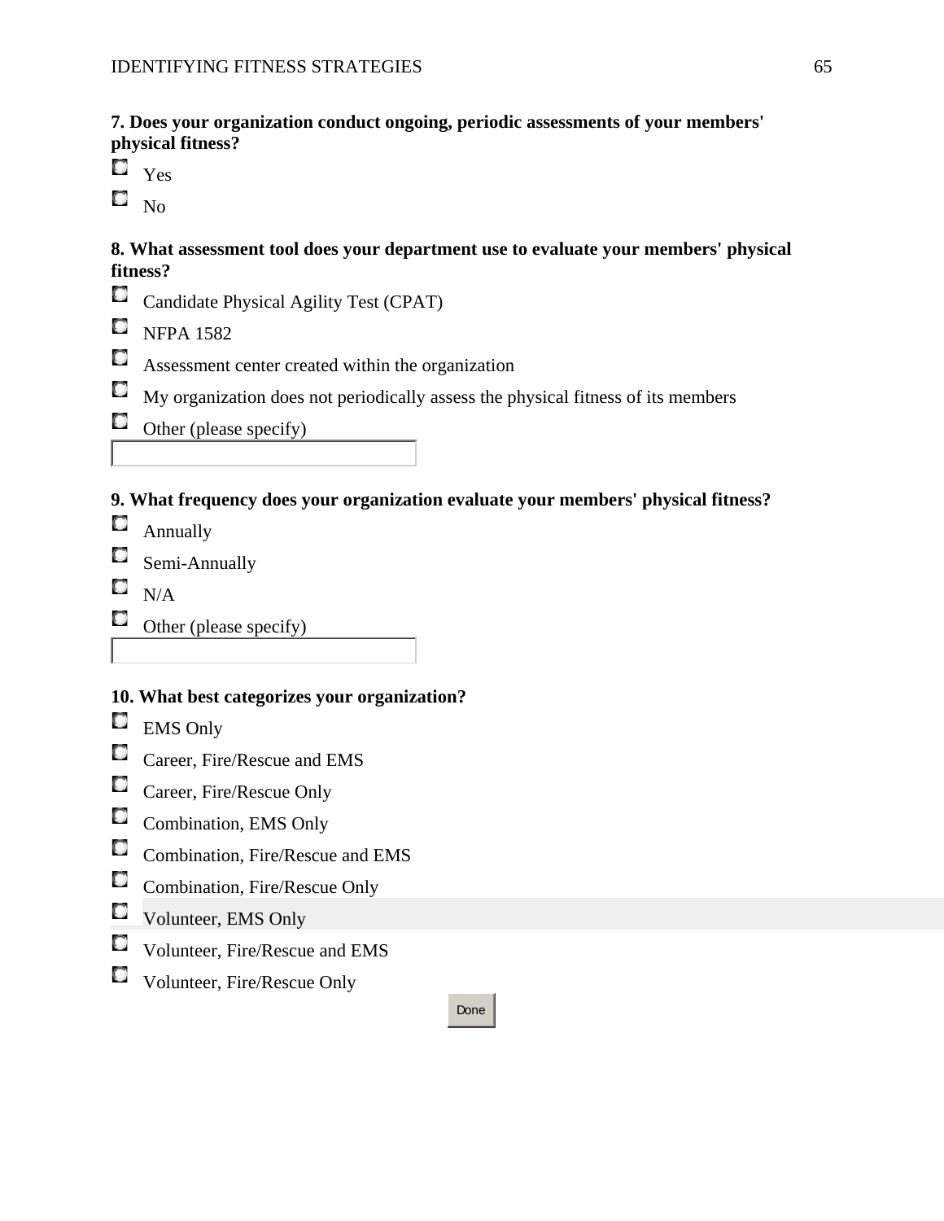**7. Does your organization conduct ongoing, periodic assessments of your members' physical fitness?**

- Yes
- No

**8. What assessment tool does your department use to evaluate your members' physical fitness?**

- Candidate Physical Agility Test (CPAT)
- NFPA 1582
- Assessment center created within the organization
- My organization does not periodically assess the physical fitness of its members
- Other (please specify)

**9. What frequency does your organization evaluate your members' physical fitness?**

- Annually
- Semi-Annually
- N/A
- Other (please specify)

**10. What best categorizes your organization?**

- EMS Only
- Career, Fire/Rescue and EMS
- Career, Fire/Rescue Only
- Combination, EMS Only
- Combination, Fire/Rescue and EMS
- Combination, Fire/Rescue Only
- Volunteer, EMS Only
- Volunteer, Fire/Rescue and EMS
- Volunteer, Fire/Rescue Only

Done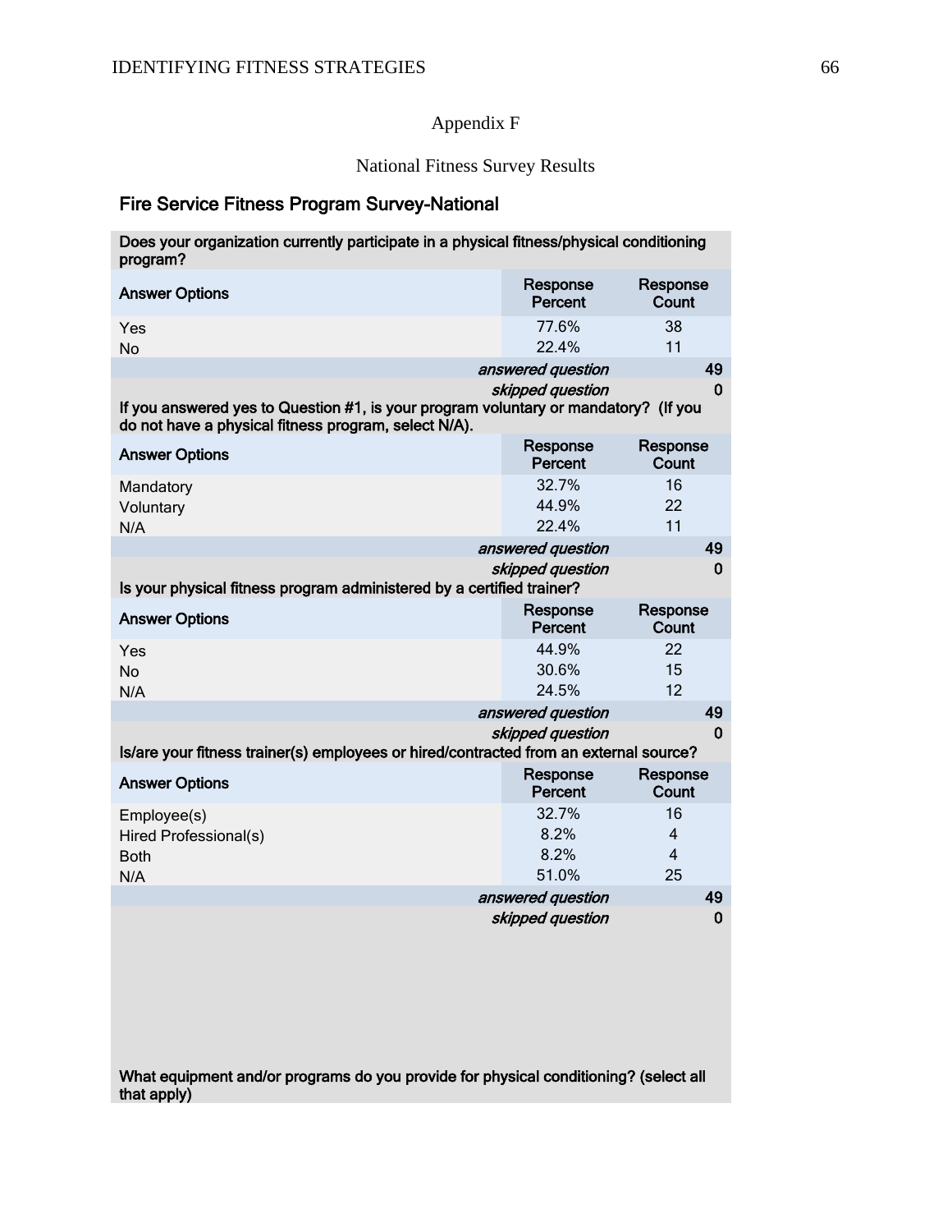Appendix F

National Fitness Survey Results

## Fire Service Fitness Program Survey-National

**Does your organization currently participate in a physical fitness/physical conditioning program?**

| Answer Options | Response Percent | Response Count |
|---|---|---|
| Yes | 77.6% | 38 |
| No | 22.4% | 11 |
| | *answered question* | 49 |
| | *skipped question* | 0 |

**If you answered yes to Question #1, is your program voluntary or mandatory? (If you do not have a physical fitness program, select N/A).**

| Answer Options | Response Percent | Response Count |
|---|---|---|
| Mandatory | 32.7% | 16 |
| Voluntary | 44.9% | 22 |
| N/A | 22.4% | 11 |
| | *answered question* | 49 |
| | *skipped question* | 0 |

**Is your physical fitness program administered by a certified trainer?**

| Answer Options | Response Percent | Response Count |
|---|---|---|
| Yes | 44.9% | 22 |
| No | 30.6% | 15 |
| N/A | 24.5% | 12 |
| | *answered question* | 49 |
| | *skipped question* | 0 |

**Is/are your fitness trainer(s) employees or hired/contracted from an external source?**

| Answer Options | Response Percent | Response Count |
|---|---|---|
| Employee(s) | 32.7% | 16 |
| Hired Professional(s) | 8.2% | 4 |
| Both | 8.2% | 4 |
| N/A | 51.0% | 25 |
| | *answered question* | 49 |
| | *skipped question* | 0 |

**What equipment and/or programs do you provide for physical conditioning? (select all that apply)**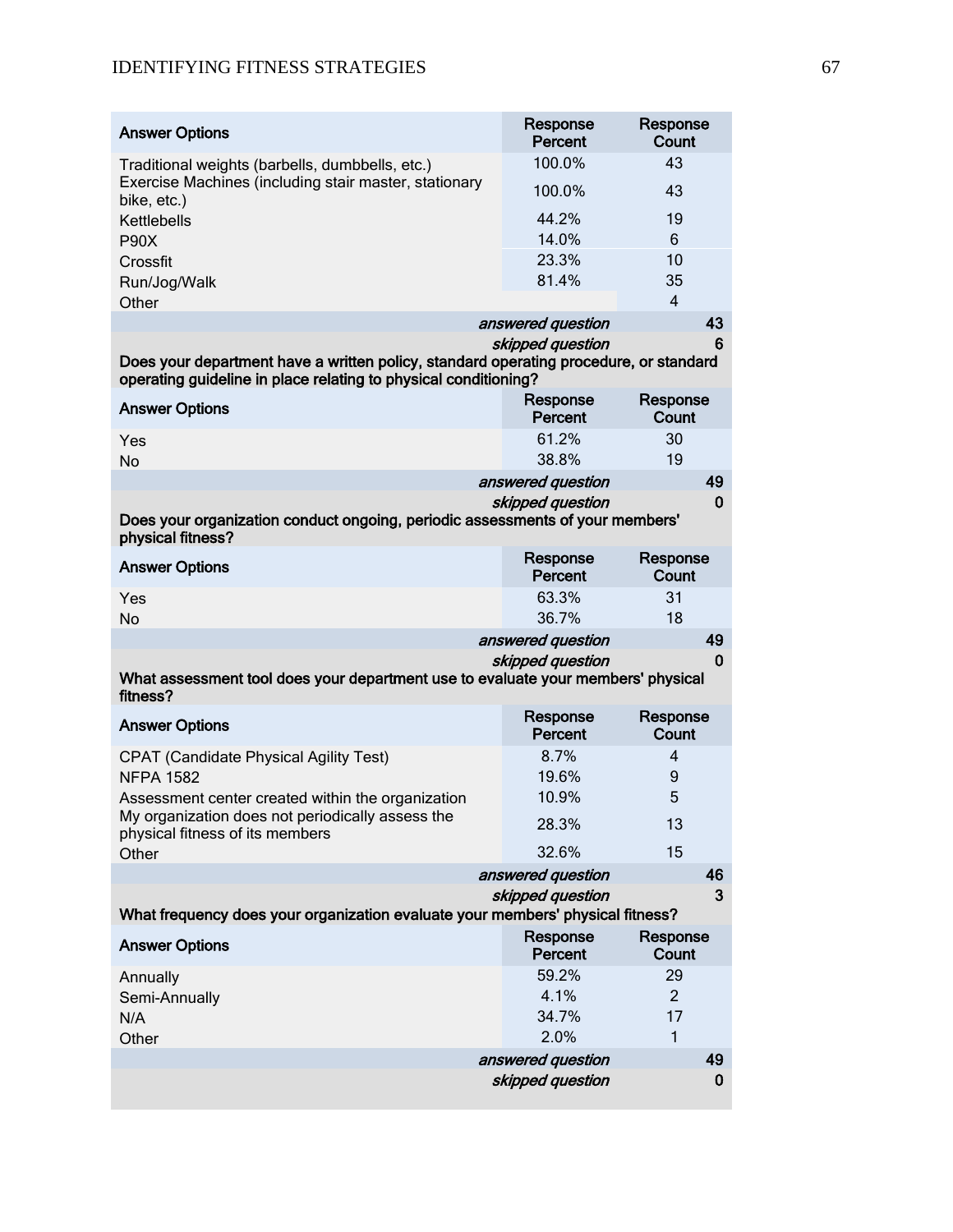| Answer Options | Response Percent | Response Count |
|---|---|---|
| Traditional weights (barbells, dumbbells, etc.) | 100.0% | 43 |
| Exercise Machines (including stair master, stationary bike, etc.) | 100.0% | 43 |
| Kettlebells | 44.2% | 19 |
| P90X | 14.0% | 6 |
| Crossfit | 23.3% | 10 |
| Run/Jog/Walk | 81.4% | 35 |
| Other | | 4 |
| | *answered question* | 43 |
| | *skipped question* | 6 |

**Does your department have a written policy, standard operating procedure, or standard operating guideline in place relating to physical conditioning?**

| Answer Options | Response Percent | Response Count |
|---|---|---|
| Yes | 61.2% | 30 |
| No | 38.8% | 19 |
| | *answered question* | 49 |
| | *skipped question* | 0 |

**Does your organization conduct ongoing, periodic assessments of your members' physical fitness?**

| Answer Options | Response Percent | Response Count |
|---|---|---|
| Yes | 63.3% | 31 |
| No | 36.7% | 18 |
| | *answered question* | 49 |
| | *skipped question* | 0 |

**What assessment tool does your department use to evaluate your members' physical fitness?**

| Answer Options | Response Percent | Response Count |
|---|---|---|
| CPAT (Candidate Physical Agility Test) | 8.7% | 4 |
| NFPA 1582 | 19.6% | 9 |
| Assessment center created within the organization | 10.9% | 5 |
| My organization does not periodically assess the physical fitness of its members | 28.3% | 13 |
| Other | 32.6% | 15 |
| | *answered question* | 46 |
| | *skipped question* | 3 |

**What frequency does your organization evaluate your members' physical fitness?**

| Answer Options | Response Percent | Response Count |
|---|---|---|
| Annually | 59.2% | 29 |
| Semi-Annually | 4.1% | 2 |
| N/A | 34.7% | 17 |
| Other | 2.0% | 1 |
| | *answered question* | 49 |
| | *skipped question* | 0 |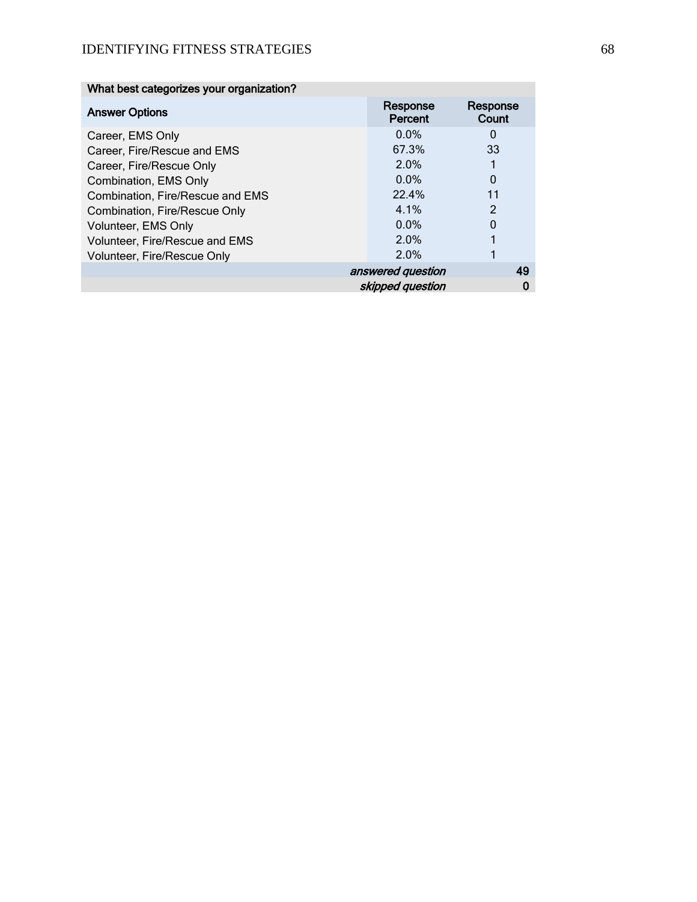| What best categorizes your organization? | | |
|---|---|---|
| **Answer Options** | **Response Percent** | **Response Count** |
| Career, EMS Only | 0.0% | 0 |
| Career, Fire/Rescue and EMS | 67.3% | 33 |
| Career, Fire/Rescue Only | 2.0% | 1 |
| Combination, EMS Only | 0.0% | 0 |
| Combination, Fire/Rescue and EMS | 22.4% | 11 |
| Combination, Fire/Rescue Only | 4.1% | 2 |
| Volunteer, EMS Only | 0.0% | 0 |
| Volunteer, Fire/Rescue and EMS | 2.0% | 1 |
| Volunteer, Fire/Rescue Only | 2.0% | 1 |
| | *answered question* | 49 |
| | *skipped question* | 0 |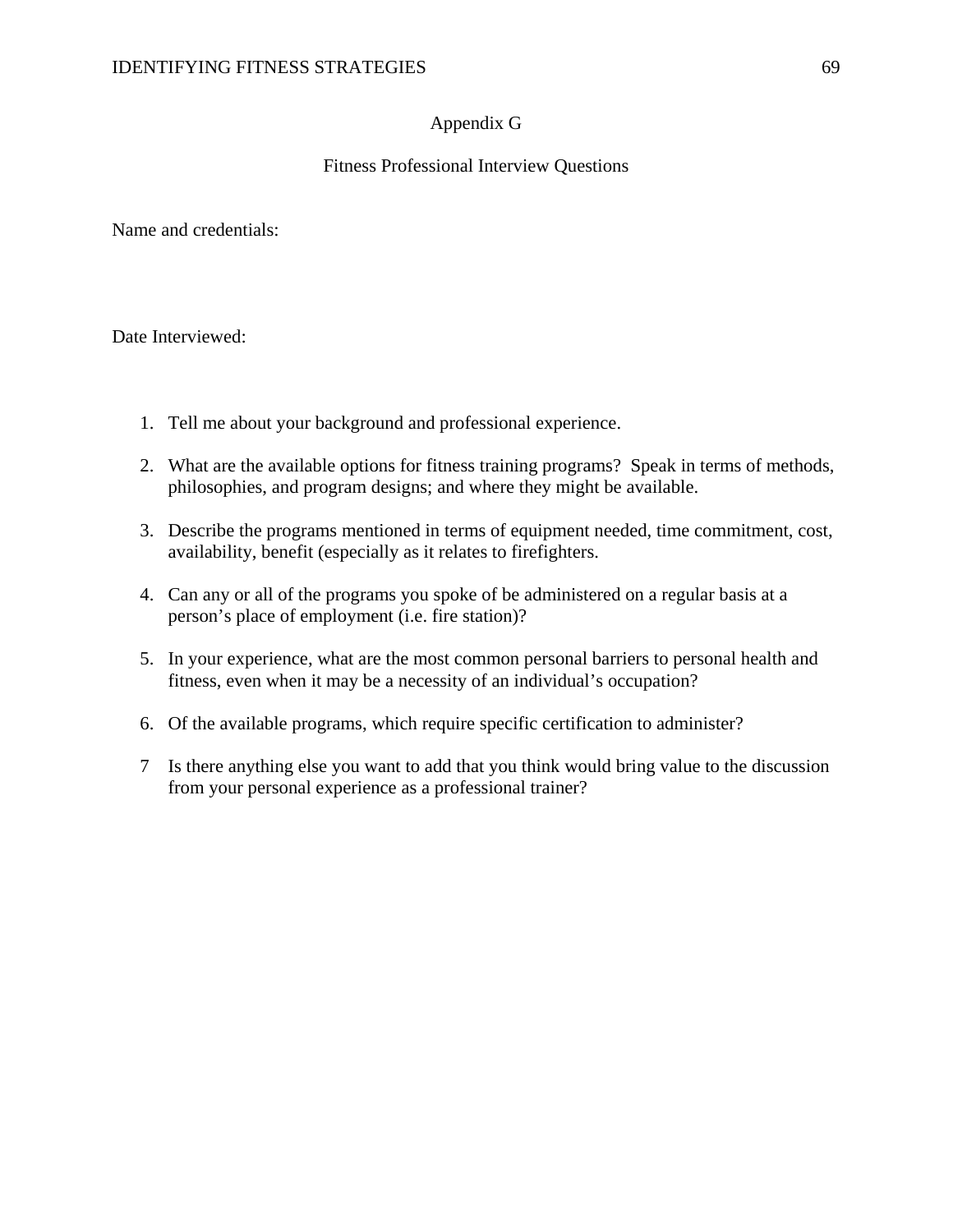# Appendix G

## Fitness Professional Interview Questions

Name and credentials:

Date Interviewed:

1. Tell me about your background and professional experience.
2. What are the available options for fitness training programs?  Speak in terms of methods, philosophies, and program designs; and where they might be available.
3. Describe the programs mentioned in terms of equipment needed, time commitment, cost, availability, benefit (especially as it relates to firefighters.
4. Can any or all of the programs you spoke of be administered on a regular basis at a person's place of employment (i.e. fire station)?
5. In your experience, what are the most common personal barriers to personal health and fitness, even when it may be a necessity of an individual's occupation?
6. Of the available programs, which require specific certification to administer?
7. Is there anything else you want to add that you think would bring value to the discussion from your personal experience as a professional trainer?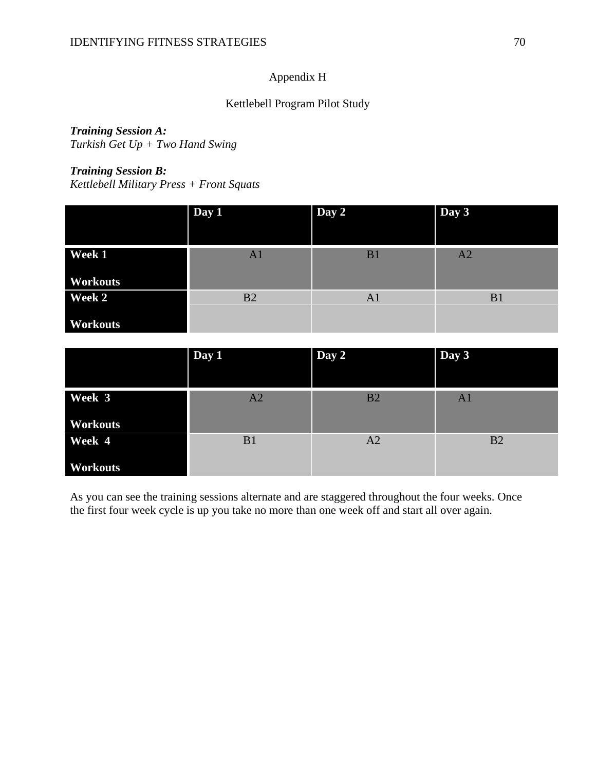# Appendix H

## Kettlebell Program Pilot Study

***Training Session A:***
*Turkish Get Up + Two Hand Swing*

***Training Session B:***
*Kettlebell Military Press + Front Squats*

| | **Day 1** | **Day 2** | **Day 3** |
|---|---|---|---|
| **Week 1 Workouts** | A1 | B1 | A2 |
| **Week 2 Workouts** | B2 | A1 | B1 |

| | **Day 1** | **Day 2** | **Day 3** |
|---|---|---|---|
| **Week 3 Workouts** | A2 | B2 | A1 |
| **Week 4 Workouts** | B1 | A2 | B2 |

As you can see the training sessions alternate and are staggered throughout the four weeks. Once the first four week cycle is up you take no more than one week off and start all over again.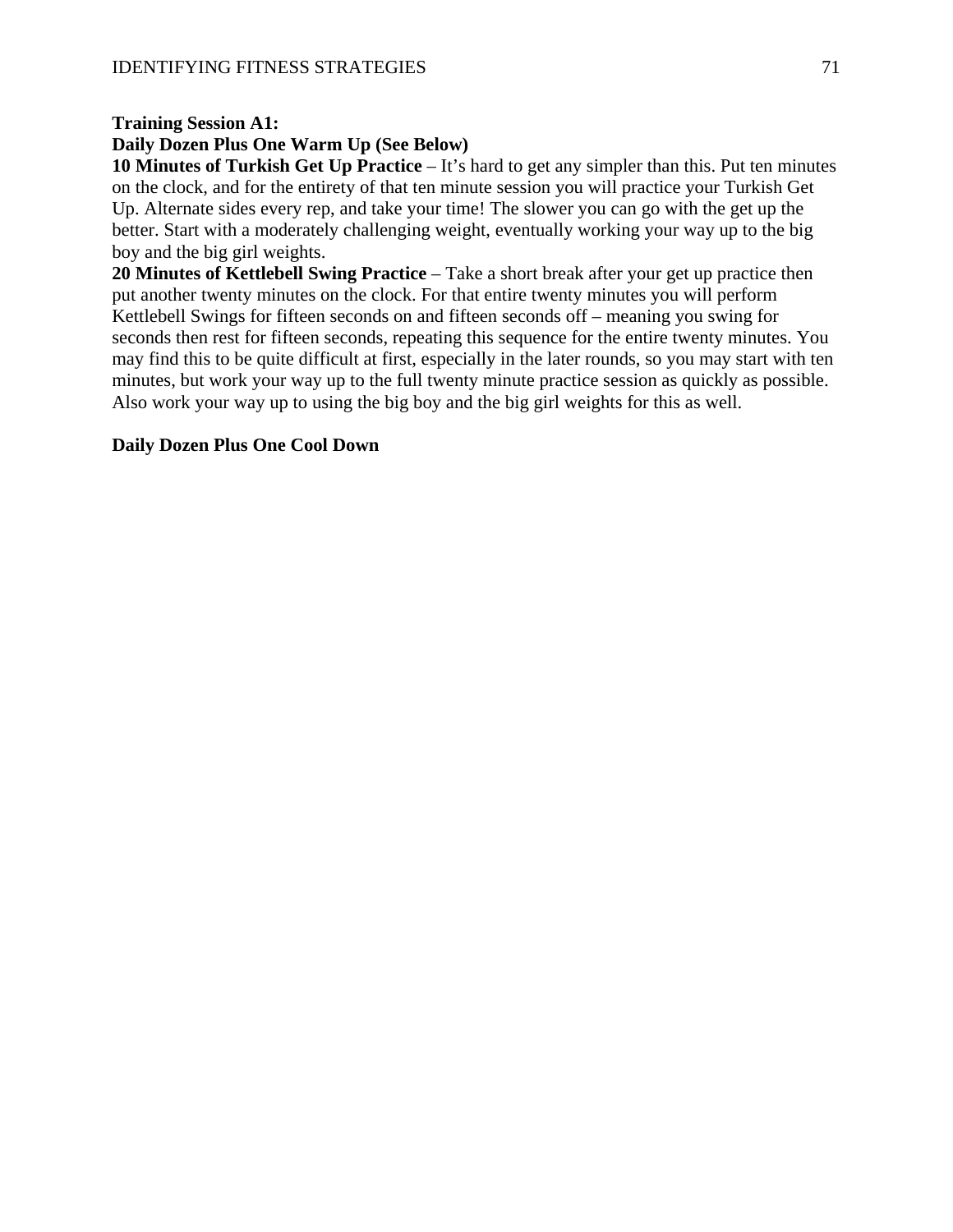**Training Session A1:**

**Daily Dozen Plus One Warm Up (See Below)**

**10 Minutes of Turkish Get Up Practice** – It's hard to get any simpler than this. Put ten minutes on the clock, and for the entirety of that ten minute session you will practice your Turkish Get Up. Alternate sides every rep, and take your time! The slower you can go with the get up the better. Start with a moderately challenging weight, eventually working your way up to the big boy and the big girl weights.

**20 Minutes of Kettlebell Swing Practice** – Take a short break after your get up practice then put another twenty minutes on the clock. For that entire twenty minutes you will perform Kettlebell Swings for fifteen seconds on and fifteen seconds off – meaning you swing for seconds then rest for fifteen seconds, repeating this sequence for the entire twenty minutes. You may find this to be quite difficult at first, especially in the later rounds, so you may start with ten minutes, but work your way up to the full twenty minute practice session as quickly as possible. Also work your way up to using the big boy and the big girl weights for this as well.

**Daily Dozen Plus One Cool Down**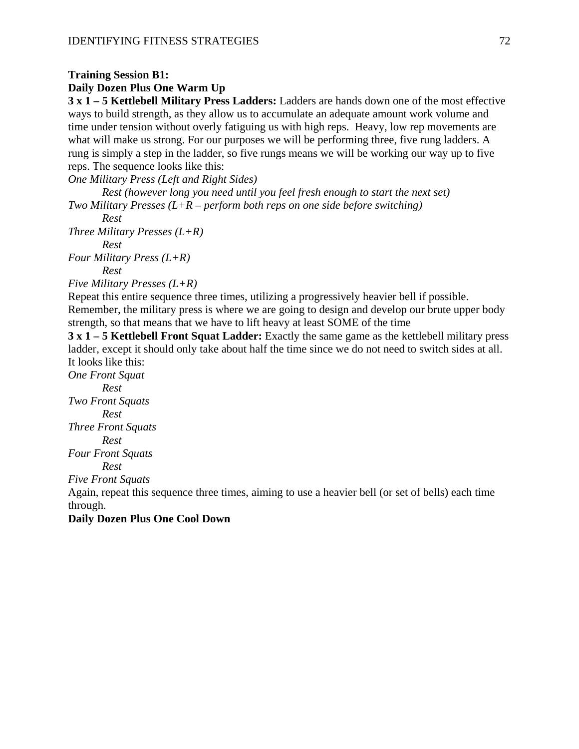**Training Session B1:**

**Daily Dozen Plus One Warm Up**

**3 x 1 – 5 Kettlebell Military Press Ladders:** Ladders are hands down one of the most effective ways to build strength, as they allow us to accumulate an adequate amount work volume and time under tension without overly fatiguing us with high reps. Heavy, low rep movements are what will make us strong. For our purposes we will be performing three, five rung ladders. A rung is simply a step in the ladder, so five rungs means we will be working our way up to five reps. The sequence looks like this:

*One Military Press (Left and Right Sides)*

*Rest (however long you need until you feel fresh enough to start the next set)*

*Two Military Presses (L+R – perform both reps on one side before switching)*

*Rest*

*Three Military Presses (L+R)*

*Rest*

*Four Military Press (L+R)*

*Rest*

*Five Military Presses (L+R)*

Repeat this entire sequence three times, utilizing a progressively heavier bell if possible. Remember, the military press is where we are going to design and develop our brute upper body strength, so that means that we have to lift heavy at least SOME of the time

**3 x 1 – 5 Kettlebell Front Squat Ladder:** Exactly the same game as the kettlebell military press ladder, except it should only take about half the time since we do not need to switch sides at all. It looks like this:

*One Front Squat*

*Rest*

*Two Front Squats*

*Rest*

*Three Front Squats*

*Rest*

*Four Front Squats*

*Rest*

*Five Front Squats*

Again, repeat this sequence three times, aiming to use a heavier bell (or set of bells) each time through.

**Daily Dozen Plus One Cool Down**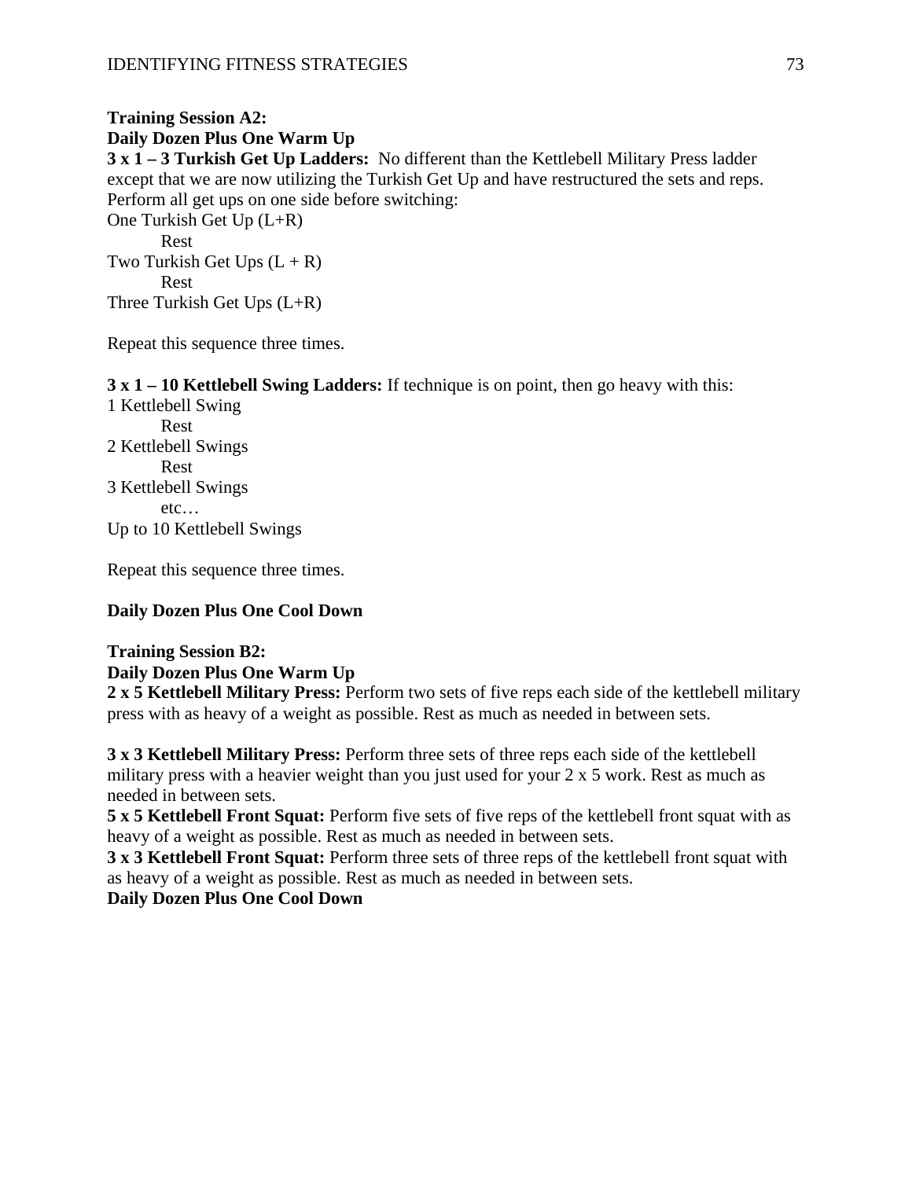**Training Session A2:**
**Daily Dozen Plus One Warm Up**
**3 x 1 – 3 Turkish Get Up Ladders:** No different than the Kettlebell Military Press ladder except that we are now utilizing the Turkish Get Up and have restructured the sets and reps. Perform all get ups on one side before switching:

One Turkish Get Up (L+R)
&nbsp;&nbsp;&nbsp;&nbsp;Rest
Two Turkish Get Ups (L + R)
&nbsp;&nbsp;&nbsp;&nbsp;Rest
Three Turkish Get Ups (L+R)

Repeat this sequence three times.

**3 x 1 – 10 Kettlebell Swing Ladders:** If technique is on point, then go heavy with this:

1 Kettlebell Swing
&nbsp;&nbsp;&nbsp;&nbsp;Rest
2 Kettlebell Swings
&nbsp;&nbsp;&nbsp;&nbsp;Rest
3 Kettlebell Swings
&nbsp;&nbsp;&nbsp;&nbsp;etc…
Up to 10 Kettlebell Swings

Repeat this sequence three times.

**Daily Dozen Plus One Cool Down**

**Training Session B2:**
**Daily Dozen Plus One Warm Up**
**2 x 5 Kettlebell Military Press:** Perform two sets of five reps each side of the kettlebell military press with as heavy of a weight as possible. Rest as much as needed in between sets.

**3 x 3 Kettlebell Military Press:** Perform three sets of three reps each side of the kettlebell military press with a heavier weight than you just used for your 2 x 5 work. Rest as much as needed in between sets.
**5 x 5 Kettlebell Front Squat:** Perform five sets of five reps of the kettlebell front squat with as heavy of a weight as possible. Rest as much as needed in between sets.
**3 x 3 Kettlebell Front Squat:** Perform three sets of three reps of the kettlebell front squat with as heavy of a weight as possible. Rest as much as needed in between sets.
**Daily Dozen Plus One Cool Down**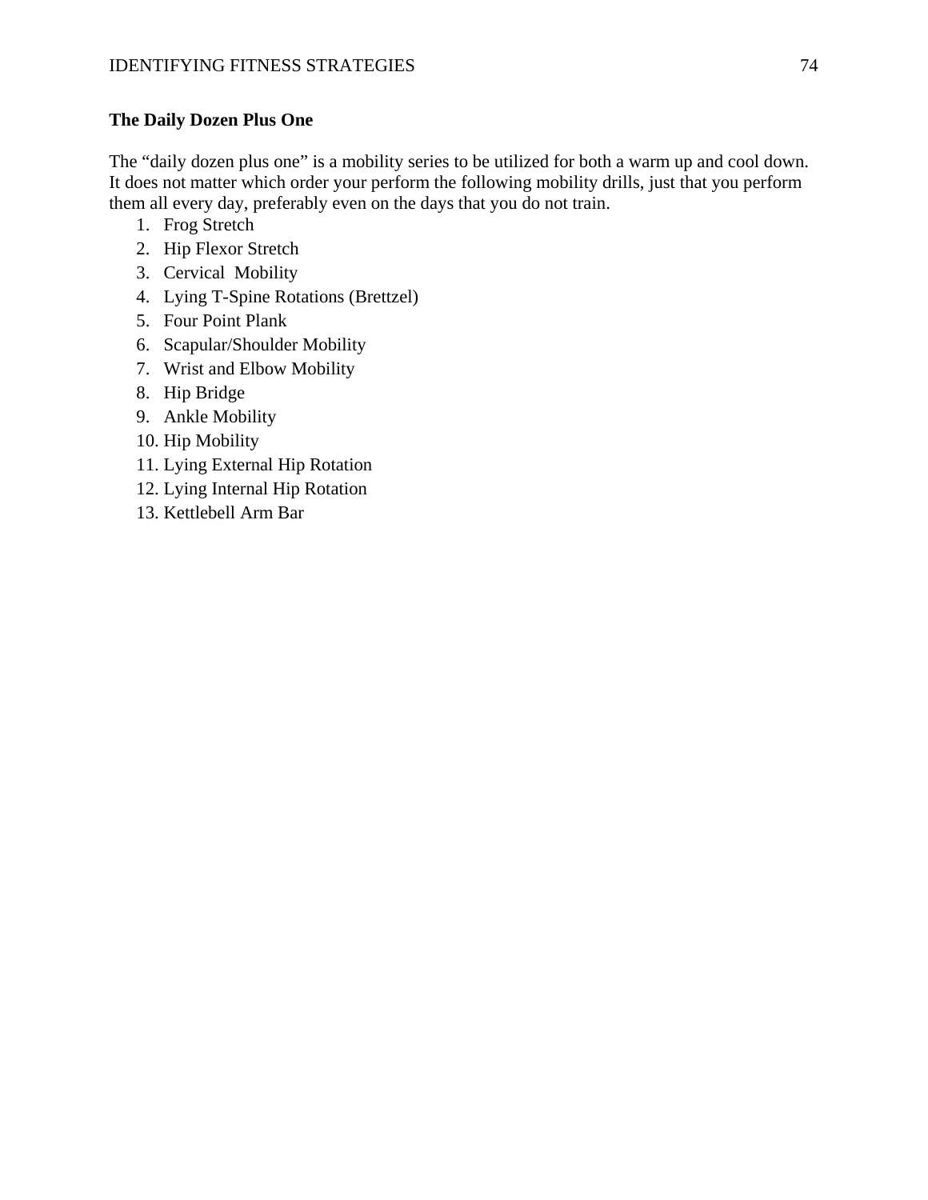**The Daily Dozen Plus One**

The “daily dozen plus one” is a mobility series to be utilized for both a warm up and cool down. It does not matter which order your perform the following mobility drills, just that you perform them all every day, preferably even on the days that you do not train.

1. Frog Stretch
2. Hip Flexor Stretch
3. Cervical Mobility
4. Lying T-Spine Rotations (Brettzel)
5. Four Point Plank
6. Scapular/Shoulder Mobility
7. Wrist and Elbow Mobility
8. Hip Bridge
9. Ankle Mobility
10. Hip Mobility
11. Lying External Hip Rotation
12. Lying Internal Hip Rotation
13. Kettlebell Arm Bar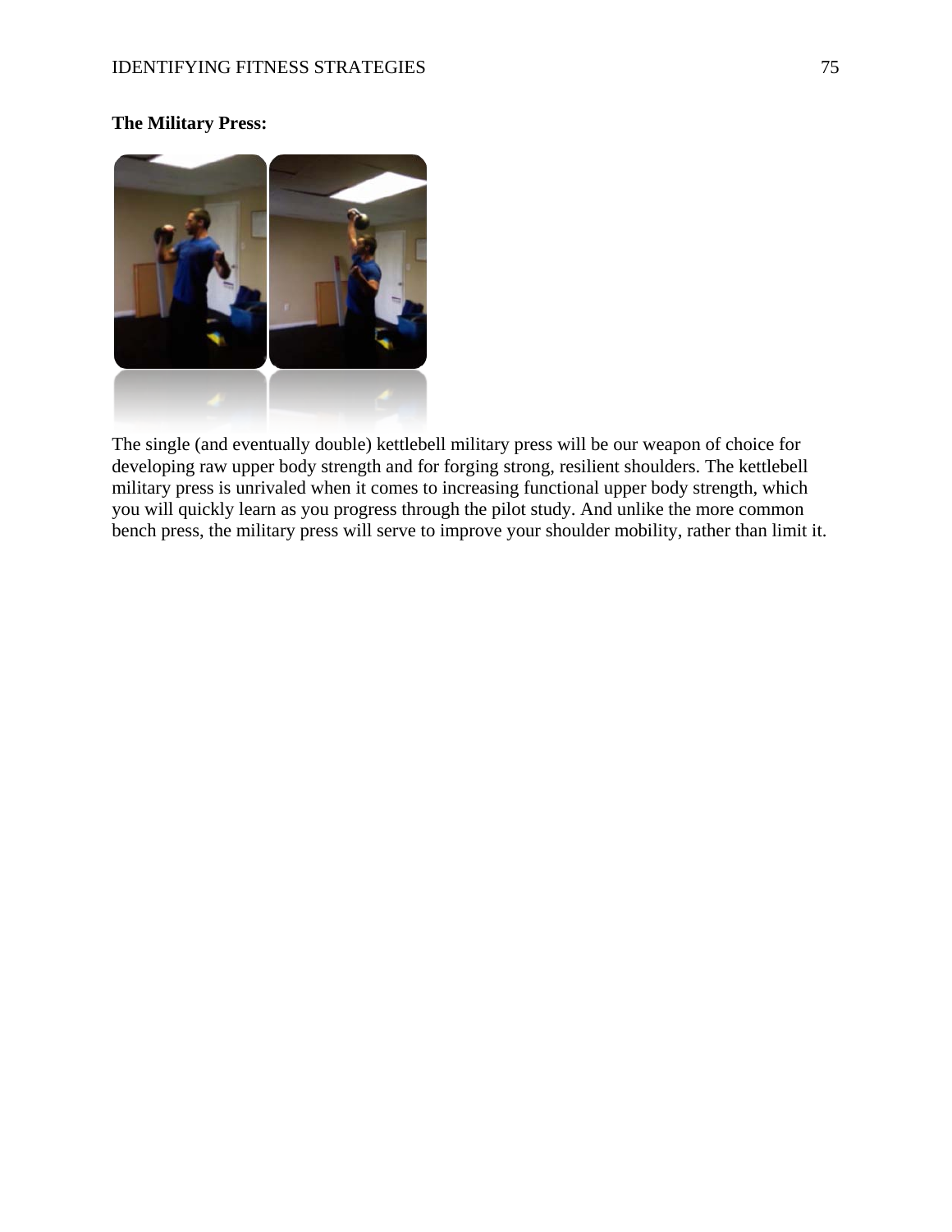**The Military Press:**

The single (and eventually double) kettlebell military press will be our weapon of choice for developing raw upper body strength and for forging strong, resilient shoulders. The kettlebell military press is unrivaled when it comes to increasing functional upper body strength, which you will quickly learn as you progress through the pilot study. And unlike the more common bench press, the military press will serve to improve your shoulder mobility, rather than limit it.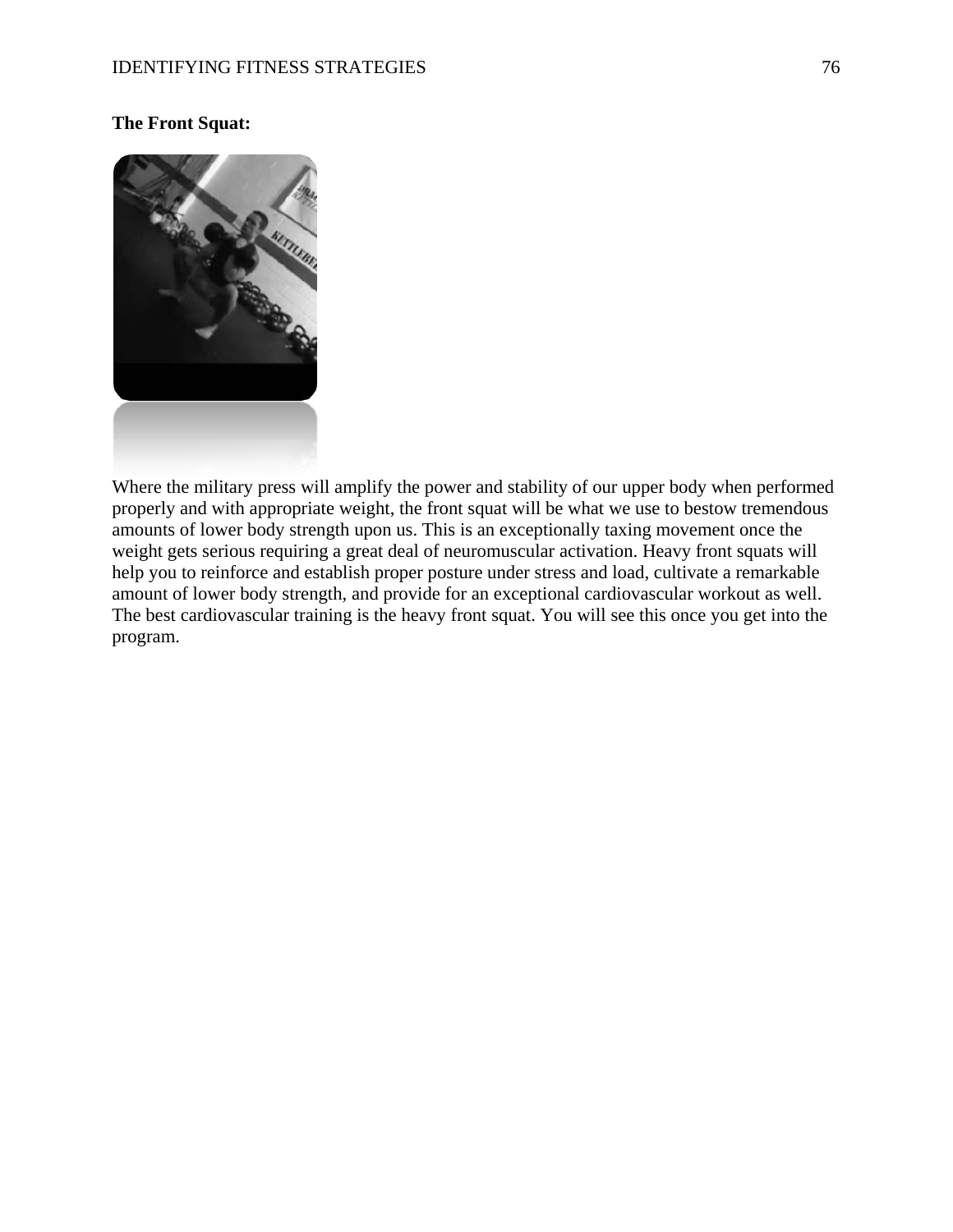**The Front Squat:**

Where the military press will amplify the power and stability of our upper body when performed properly and with appropriate weight, the front squat will be what we use to bestow tremendous amounts of lower body strength upon us. This is an exceptionally taxing movement once the weight gets serious requiring a great deal of neuromuscular activation. Heavy front squats will help you to reinforce and establish proper posture under stress and load, cultivate a remarkable amount of lower body strength, and provide for an exceptional cardiovascular workout as well. The best cardiovascular training is the heavy front squat. You will see this once you get into the program.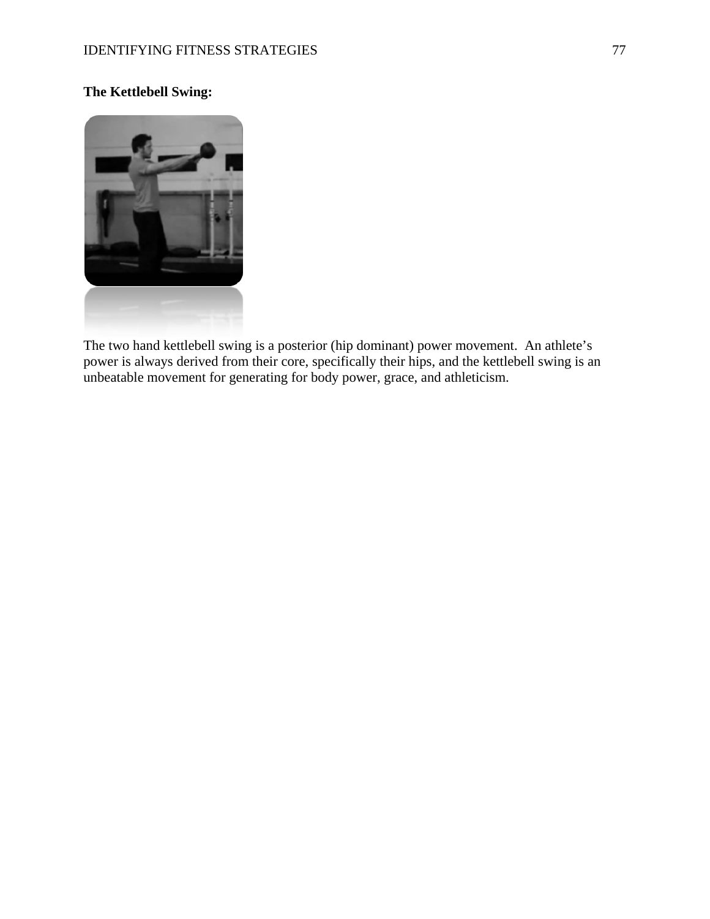**The Kettlebell Swing:**

The two hand kettlebell swing is a posterior (hip dominant) power movement.  An athlete's power is always derived from their core, specifically their hips, and the kettlebell swing is an unbeatable movement for generating for body power, grace, and athleticism.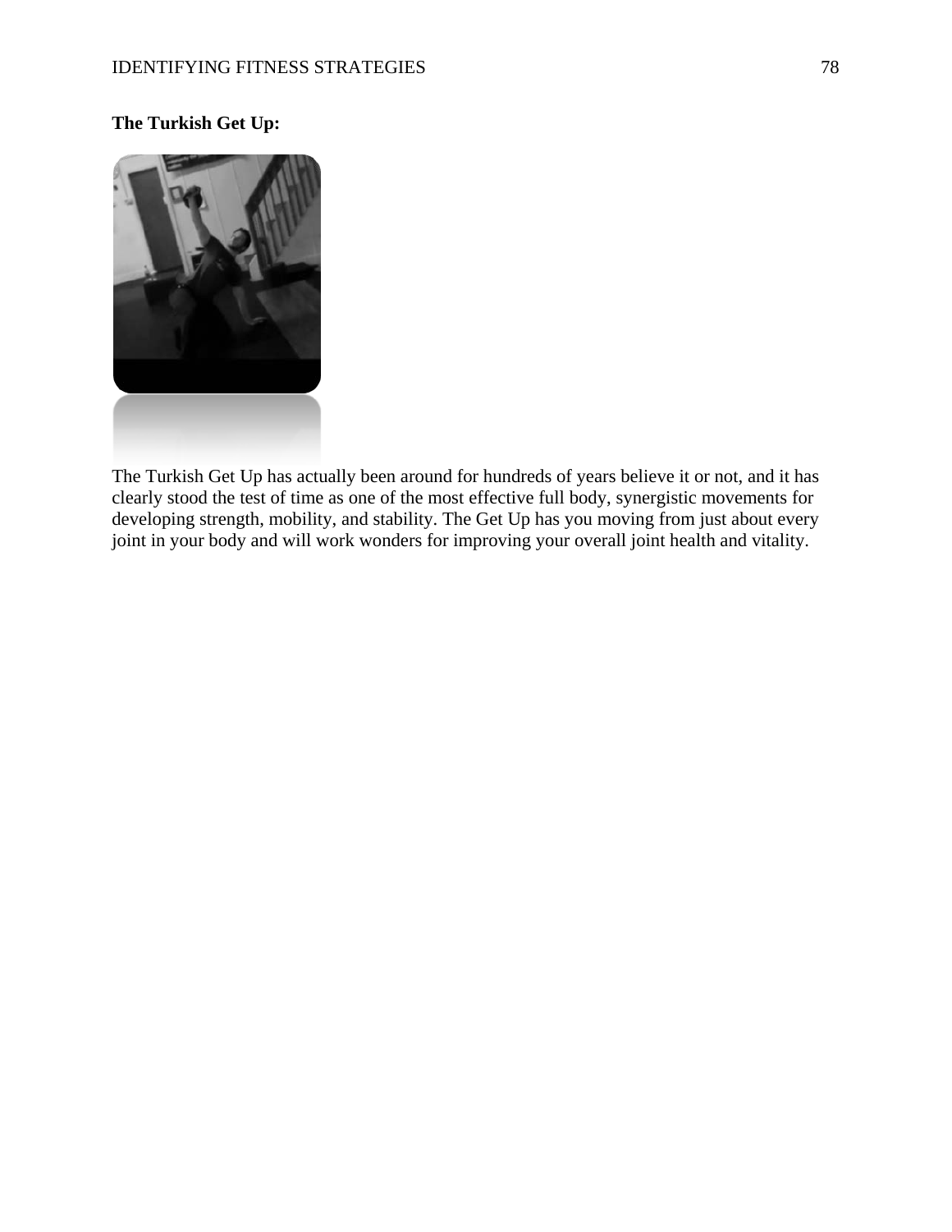**The Turkish Get Up:**

The Turkish Get Up has actually been around for hundreds of years believe it or not, and it has clearly stood the test of time as one of the most effective full body, synergistic movements for developing strength, mobility, and stability. The Get Up has you moving from just about every joint in your body and will work wonders for improving your overall joint health and vitality.